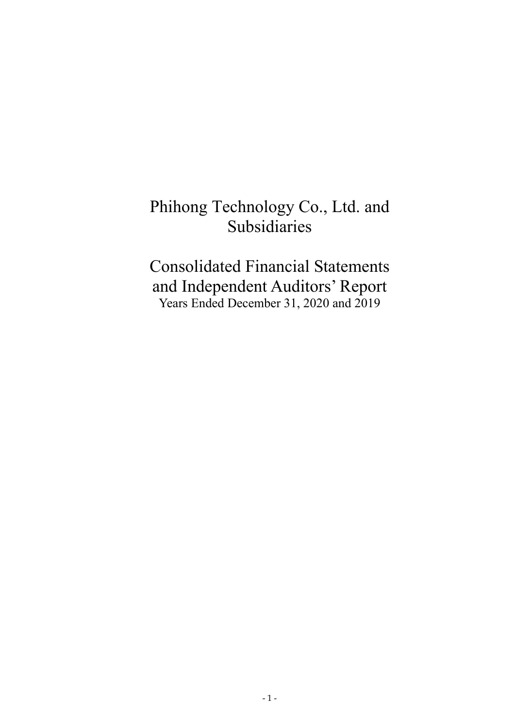# Phihong Technology Co., Ltd. and Subsidiaries

# Consolidated Financial Statements and Independent Auditors' Report

Years Ended December 31, 2020 and 2019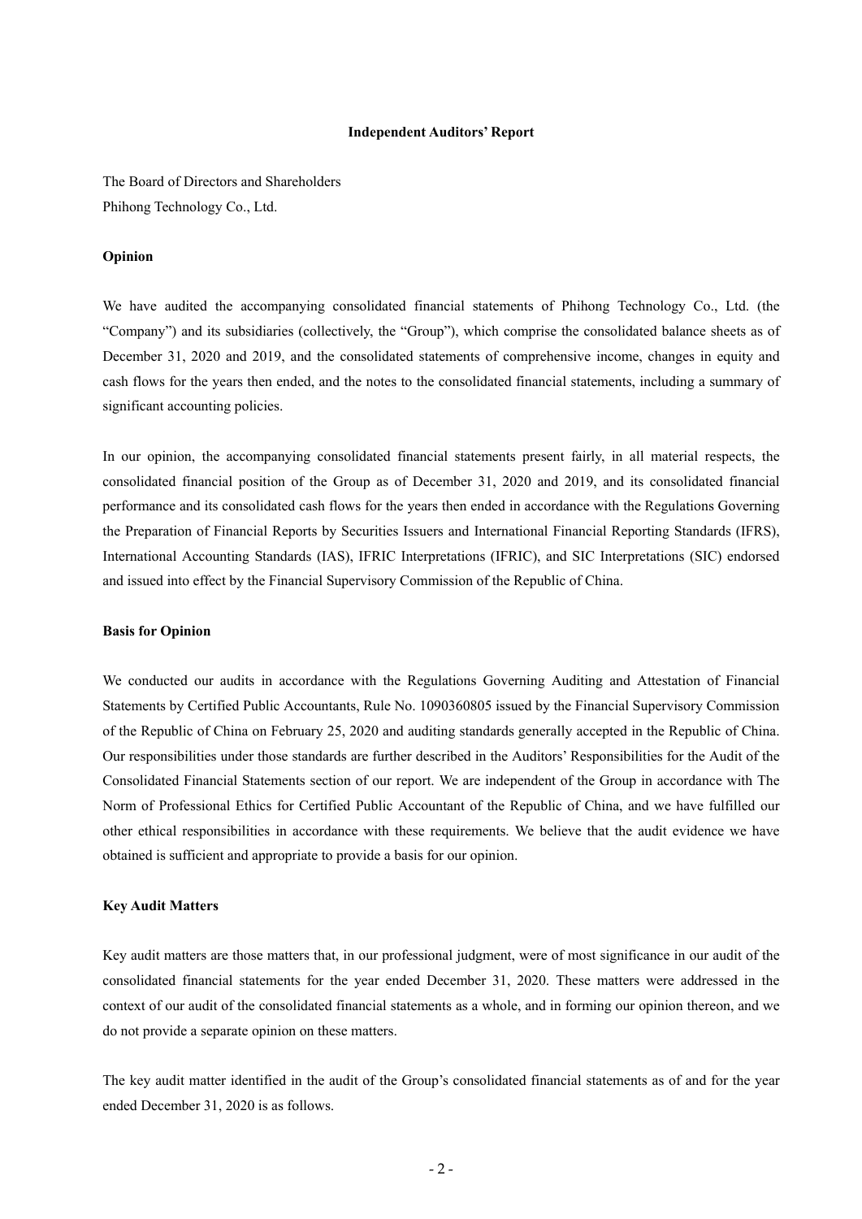## Independent Auditors' Report

The Board of Directors and Shareholders
Phihong Technology Co., Ltd.

### Opinion

We have audited the accompanying consolidated financial statements of Phihong Technology Co., Ltd. (the "Company") and its subsidiaries (collectively, the "Group"), which comprise the consolidated balance sheets as of December 31, 2020 and 2019, and the consolidated statements of comprehensive income, changes in equity and cash flows for the years then ended, and the notes to the consolidated financial statements, including a summary of significant accounting policies.

In our opinion, the accompanying consolidated financial statements present fairly, in all material respects, the consolidated financial position of the Group as of December 31, 2020 and 2019, and its consolidated financial performance and its consolidated cash flows for the years then ended in accordance with the Regulations Governing the Preparation of Financial Reports by Securities Issuers and International Financial Reporting Standards (IFRS), International Accounting Standards (IAS), IFRIC Interpretations (IFRIC), and SIC Interpretations (SIC) endorsed and issued into effect by the Financial Supervisory Commission of the Republic of China.

### Basis for Opinion

We conducted our audits in accordance with the Regulations Governing Auditing and Attestation of Financial Statements by Certified Public Accountants, Rule No. 1090360805 issued by the Financial Supervisory Commission of the Republic of China on February 25, 2020 and auditing standards generally accepted in the Republic of China. Our responsibilities under those standards are further described in the Auditors' Responsibilities for the Audit of the Consolidated Financial Statements section of our report. We are independent of the Group in accordance with The Norm of Professional Ethics for Certified Public Accountant of the Republic of China, and we have fulfilled our other ethical responsibilities in accordance with these requirements. We believe that the audit evidence we have obtained is sufficient and appropriate to provide a basis for our opinion.

### Key Audit Matters

Key audit matters are those matters that, in our professional judgment, were of most significance in our audit of the consolidated financial statements for the year ended December 31, 2020. These matters were addressed in the context of our audit of the consolidated financial statements as a whole, and in forming our opinion thereon, and we do not provide a separate opinion on these matters.

The key audit matter identified in the audit of the Group's consolidated financial statements as of and for the year ended December 31, 2020 is as follows.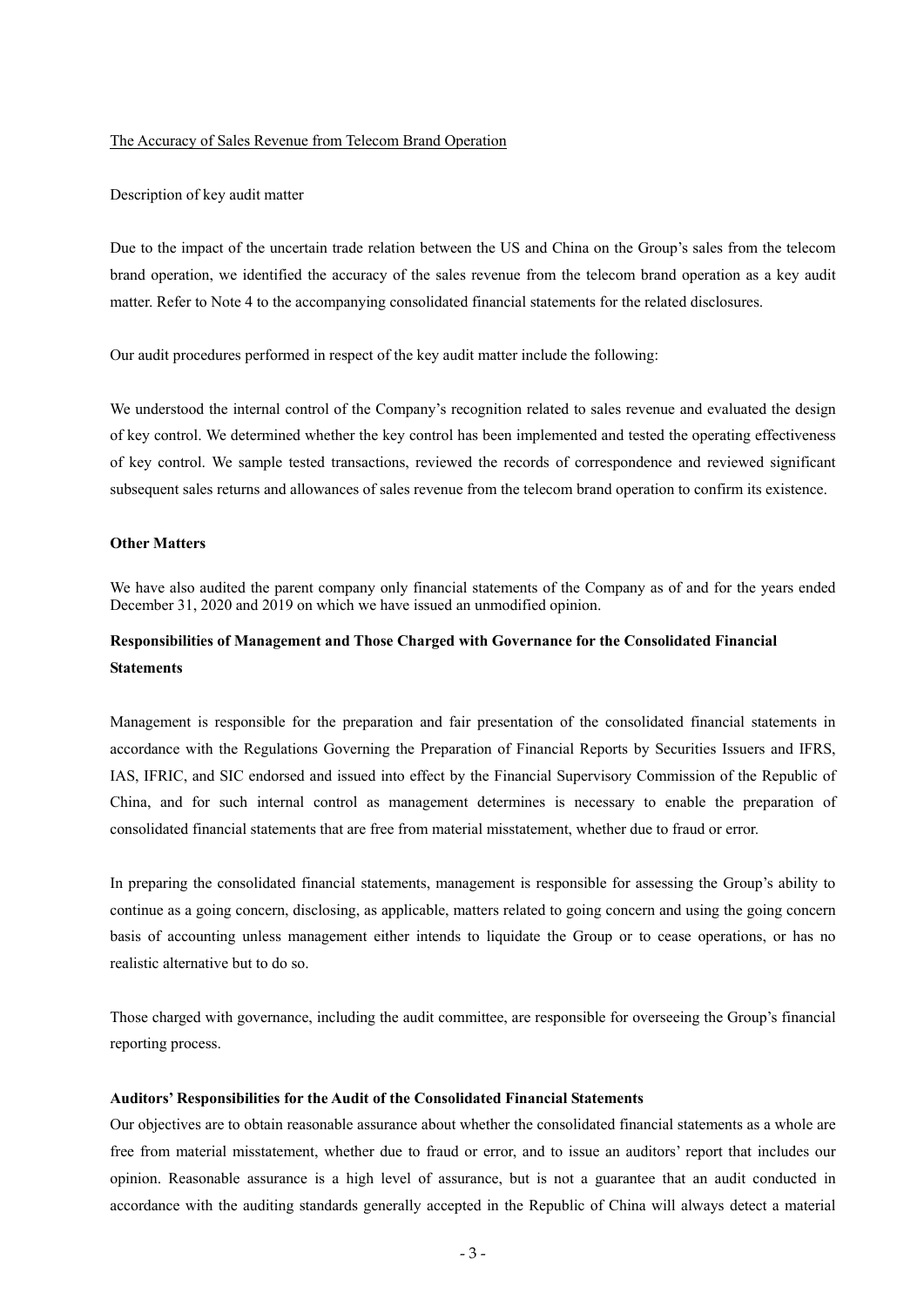The Accuracy of Sales Revenue from Telecom Brand Operation

Description of key audit matter

Due to the impact of the uncertain trade relation between the US and China on the Group's sales from the telecom brand operation, we identified the accuracy of the sales revenue from the telecom brand operation as a key audit matter. Refer to Note 4 to the accompanying consolidated financial statements for the related disclosures.

Our audit procedures performed in respect of the key audit matter include the following:

We understood the internal control of the Company's recognition related to sales revenue and evaluated the design of key control. We determined whether the key control has been implemented and tested the operating effectiveness of key control. We sample tested transactions, reviewed the records of correspondence and reviewed significant subsequent sales returns and allowances of sales revenue from the telecom brand operation to confirm its existence.

**Other Matters**

We have also audited the parent company only financial statements of the Company as of and for the years ended December 31, 2020 and 2019 on which we have issued an unmodified opinion.

**Responsibilities of Management and Those Charged with Governance for the Consolidated Financial Statements**

Management is responsible for the preparation and fair presentation of the consolidated financial statements in accordance with the Regulations Governing the Preparation of Financial Reports by Securities Issuers and IFRS, IAS, IFRIC, and SIC endorsed and issued into effect by the Financial Supervisory Commission of the Republic of China, and for such internal control as management determines is necessary to enable the preparation of consolidated financial statements that are free from material misstatement, whether due to fraud or error.

In preparing the consolidated financial statements, management is responsible for assessing the Group's ability to continue as a going concern, disclosing, as applicable, matters related to going concern and using the going concern basis of accounting unless management either intends to liquidate the Group or to cease operations, or has no realistic alternative but to do so.

Those charged with governance, including the audit committee, are responsible for overseeing the Group's financial reporting process.

**Auditors' Responsibilities for the Audit of the Consolidated Financial Statements**

Our objectives are to obtain reasonable assurance about whether the consolidated financial statements as a whole are free from material misstatement, whether due to fraud or error, and to issue an auditors' report that includes our opinion. Reasonable assurance is a high level of assurance, but is not a guarantee that an audit conducted in accordance with the auditing standards generally accepted in the Republic of China will always detect a material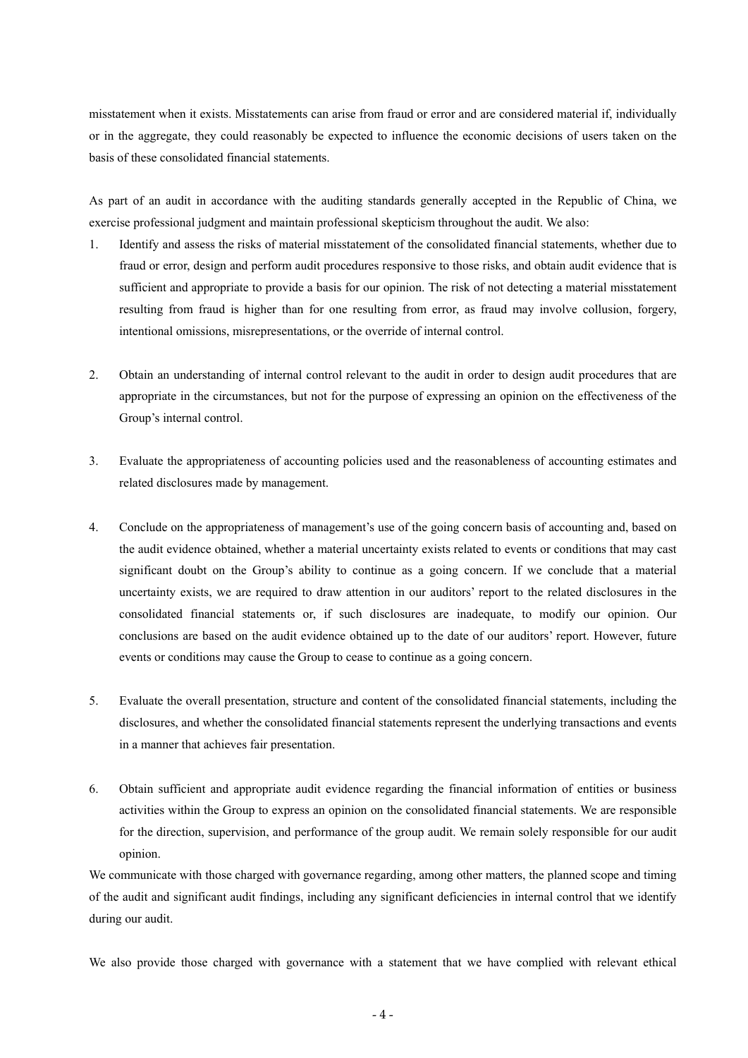misstatement when it exists. Misstatements can arise from fraud or error and are considered material if, individually or in the aggregate, they could reasonably be expected to influence the economic decisions of users taken on the basis of these consolidated financial statements.

As part of an audit in accordance with the auditing standards generally accepted in the Republic of China, we exercise professional judgment and maintain professional skepticism throughout the audit. We also:

1. Identify and assess the risks of material misstatement of the consolidated financial statements, whether due to fraud or error, design and perform audit procedures responsive to those risks, and obtain audit evidence that is sufficient and appropriate to provide a basis for our opinion. The risk of not detecting a material misstatement resulting from fraud is higher than for one resulting from error, as fraud may involve collusion, forgery, intentional omissions, misrepresentations, or the override of internal control.

2. Obtain an understanding of internal control relevant to the audit in order to design audit procedures that are appropriate in the circumstances, but not for the purpose of expressing an opinion on the effectiveness of the Group's internal control.

3. Evaluate the appropriateness of accounting policies used and the reasonableness of accounting estimates and related disclosures made by management.

4. Conclude on the appropriateness of management's use of the going concern basis of accounting and, based on the audit evidence obtained, whether a material uncertainty exists related to events or conditions that may cast significant doubt on the Group's ability to continue as a going concern. If we conclude that a material uncertainty exists, we are required to draw attention in our auditors' report to the related disclosures in the consolidated financial statements or, if such disclosures are inadequate, to modify our opinion. Our conclusions are based on the audit evidence obtained up to the date of our auditors' report. However, future events or conditions may cause the Group to cease to continue as a going concern.

5. Evaluate the overall presentation, structure and content of the consolidated financial statements, including the disclosures, and whether the consolidated financial statements represent the underlying transactions and events in a manner that achieves fair presentation.

6. Obtain sufficient and appropriate audit evidence regarding the financial information of entities or business activities within the Group to express an opinion on the consolidated financial statements. We are responsible for the direction, supervision, and performance of the group audit. We remain solely responsible for our audit opinion.

We communicate with those charged with governance regarding, among other matters, the planned scope and timing of the audit and significant audit findings, including any significant deficiencies in internal control that we identify during our audit.

We also provide those charged with governance with a statement that we have complied with relevant ethical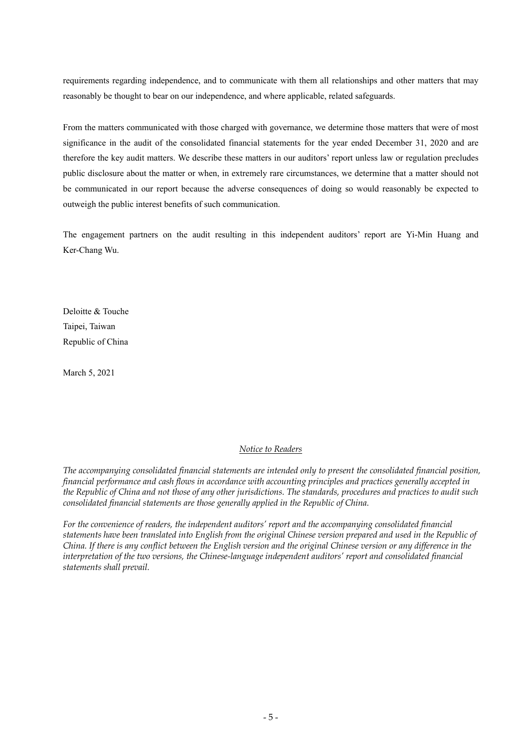requirements regarding independence, and to communicate with them all relationships and other matters that may reasonably be thought to bear on our independence, and where applicable, related safeguards.

From the matters communicated with those charged with governance, we determine those matters that were of most significance in the audit of the consolidated financial statements for the year ended December 31, 2020 and are therefore the key audit matters. We describe these matters in our auditors' report unless law or regulation precludes public disclosure about the matter or when, in extremely rare circumstances, we determine that a matter should not be communicated in our report because the adverse consequences of doing so would reasonably be expected to outweigh the public interest benefits of such communication.

The engagement partners on the audit resulting in this independent auditors' report are Yi-Min Huang and Ker-Chang Wu.

Deloitte & Touche
Taipei, Taiwan
Republic of China

March 5, 2021

<u>*Notice to Readers*</u>

*The accompanying consolidated financial statements are intended only to present the consolidated financial position, financial performance and cash flows in accordance with accounting principles and practices generally accepted in the Republic of China and not those of any other jurisdictions. The standards, procedures and practices to audit such consolidated financial statements are those generally applied in the Republic of China.*

*For the convenience of readers, the independent auditors' report and the accompanying consolidated financial statements have been translated into English from the original Chinese version prepared and used in the Republic of China. If there is any conflict between the English version and the original Chinese version or any difference in the interpretation of the two versions, the Chinese-language independent auditors' report and consolidated financial statements shall prevail.*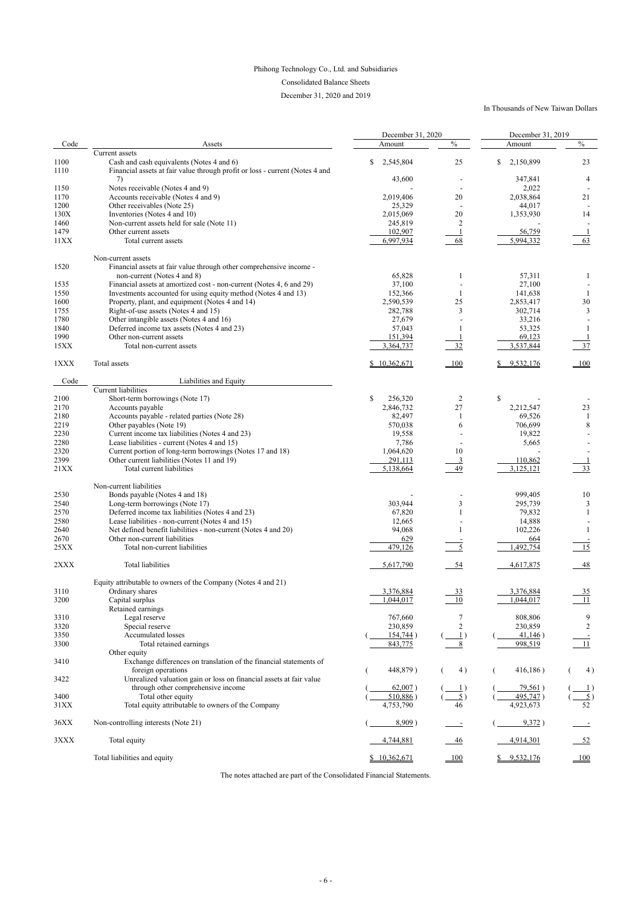Phihong Technology Co., Ltd. and Subsidiaries

Consolidated Balance Sheets

December 31, 2020 and 2019

In Thousands of New Taiwan Dollars

| Code | Assets | December 31, 2020 Amount | % | December 31, 2019 Amount | % |
|---|---|---|---|---|---|
| | Current assets | | | | |
| 1100 | Cash and cash equivalents (Notes 4 and 6) | $ 2,545,804 | 25 | $ 2,150,899 | 23 |
| 1110 | Financial assets at fair value through profit or loss - current (Notes 4 and 7) | 43,600 | - | 347,841 | 4 |
| 1150 | Notes receivable (Notes 4 and 9) | - | - | 2,022 | - |
| 1170 | Accounts receivable (Notes 4 and 9) | 2,019,406 | 20 | 2,038,864 | 21 |
| 1200 | Other receivables (Note 25) | 25,329 | - | 44,017 | - |
| 130X | Inventories (Notes 4 and 10) | 2,015,069 | 20 | 1,353,930 | 14 |
| 1460 | Non-current assets held for sale (Note 11) | 245,819 | 2 | - | - |
| 1479 | Other current assets | 102,907 | 1 | 56,759 | 1 |
| 11XX | Total current assets | 6,997,934 | 68 | 5,994,332 | 63 |
| | Non-current assets | | | | |
| 1520 | Financial assets at fair value through other comprehensive income - non-current (Notes 4 and 8) | 65,828 | 1 | 57,311 | 1 |
| 1535 | Financial assets at amortized cost - non-current (Notes 4, 6 and 29) | 37,100 | - | 27,100 | - |
| 1550 | Investments accounted for using equity method (Notes 4 and 13) | 152,366 | 1 | 141,638 | 1 |
| 1600 | Property, plant, and equipment (Notes 4 and 14) | 2,590,539 | 25 | 2,853,417 | 30 |
| 1755 | Right-of-use assets (Notes 4 and 15) | 282,788 | 3 | 302,714 | 3 |
| 1780 | Other intangible assets (Notes 4 and 16) | 27,679 | - | 33,216 | - |
| 1840 | Deferred income tax assets (Notes 4 and 23) | 57,043 | 1 | 53,325 | 1 |
| 1990 | Other non-current assets | 151,394 | 1 | 69,123 | 1 |
| 15XX | Total non-current assets | 3,364,737 | 32 | 3,537,844 | 37 |
| 1XXX | Total assets | $ 10,362,671 | 100 | $ 9,532,176 | 100 |

| Code | Liabilities and Equity | December 31, 2020 Amount | % | December 31, 2019 Amount | % |
|---|---|---|---|---|---|
| | Current liabilities | | | | |
| 2100 | Short-term borrowings (Note 17) | $ 256,320 | 2 | $ - | - |
| 2170 | Accounts payable | 2,846,732 | 27 | 2,212,547 | 23 |
| 2180 | Accounts payable - related parties (Note 28) | 82,497 | 1 | 69,526 | 1 |
| 2219 | Other payables (Note 19) | 570,038 | 6 | 706,699 | 8 |
| 2230 | Current income tax liabilities (Notes 4 and 23) | 19,558 | - | 19,822 | - |
| 2280 | Lease liabilities - current (Notes 4 and 15) | 7,786 | - | 5,665 | - |
| 2320 | Current portion of long-term borrowings (Notes 17 and 18) | 1,064,620 | 10 | - | - |
| 2399 | Other current liabilities (Notes 11 and 19) | 291,113 | 3 | 110,862 | 1 |
| 21XX | Total current liabilities | 5,138,664 | 49 | 3,125,121 | 33 |
| | Non-current liabilities | | | | |
| 2530 | Bonds payable (Notes 4 and 18) | - | - | 999,405 | 10 |
| 2540 | Long-term borrowings (Note 17) | 303,944 | 3 | 295,739 | 3 |
| 2570 | Deferred income tax liabilities (Notes 4 and 23) | 67,820 | 1 | 79,832 | 1 |
| 2580 | Lease liabilities - non-current (Notes 4 and 15) | 12,665 | - | 14,888 | - |
| 2640 | Net defined benefit liabilities - non-current (Notes 4 and 20) | 94,068 | 1 | 102,226 | 1 |
| 2670 | Other non-current liabilities | 629 | - | 664 | - |
| 25XX | Total non-current liabilities | 479,126 | 5 | 1,492,754 | 15 |
| 2XXX | Total liabilities | 5,617,790 | 54 | 4,617,875 | 48 |
| | Equity attributable to owners of the Company (Notes 4 and 21) | | | | |
| 3110 | Ordinary shares | 3,376,884 | 33 | 3,376,884 | 35 |
| 3200 | Capital surplus | 1,044,017 | 10 | 1,044,017 | 11 |
| | Retained earnings | | | | |
| 3310 | Legal reserve | 767,660 | 7 | 808,806 | 9 |
| 3320 | Special reserve | 230,859 | 2 | 230,859 | 2 |
| 3350 | Accumulated losses | ( 154,744 ) | ( 1 ) | ( 41,146 ) | - |
| 3300 | Total retained earnings | 843,775 | 8 | 998,519 | 11 |
| | Other equity | | | | |
| 3410 | Exchange differences on translation of the financial statements of foreign operations | ( 448,879 ) | ( 4 ) | ( 416,186 ) | ( 4 ) |
| 3422 | Unrealized valuation gain or loss on financial assets at fair value through other comprehensive income | ( 62,007 ) | ( 1 ) | ( 79,561 ) | ( 1 ) |
| 3400 | Total other equity | ( 510,886 ) | ( 5 ) | ( 495,747 ) | ( 5 ) |
| 31XX | Total equity attributable to owners of the Company | 4,753,790 | 46 | 4,923,673 | 52 |
| 36XX | Non-controlling interests (Note 21) | ( 8,909 ) | - | ( 9,372 ) | - |
| 3XXX | Total equity | 4,744,881 | 46 | 4,914,301 | 52 |
| | Total liabilities and equity | $ 10,362,671 | 100 | $ 9,532,176 | 100 |

The notes attached are part of the Consolidated Financial Statements.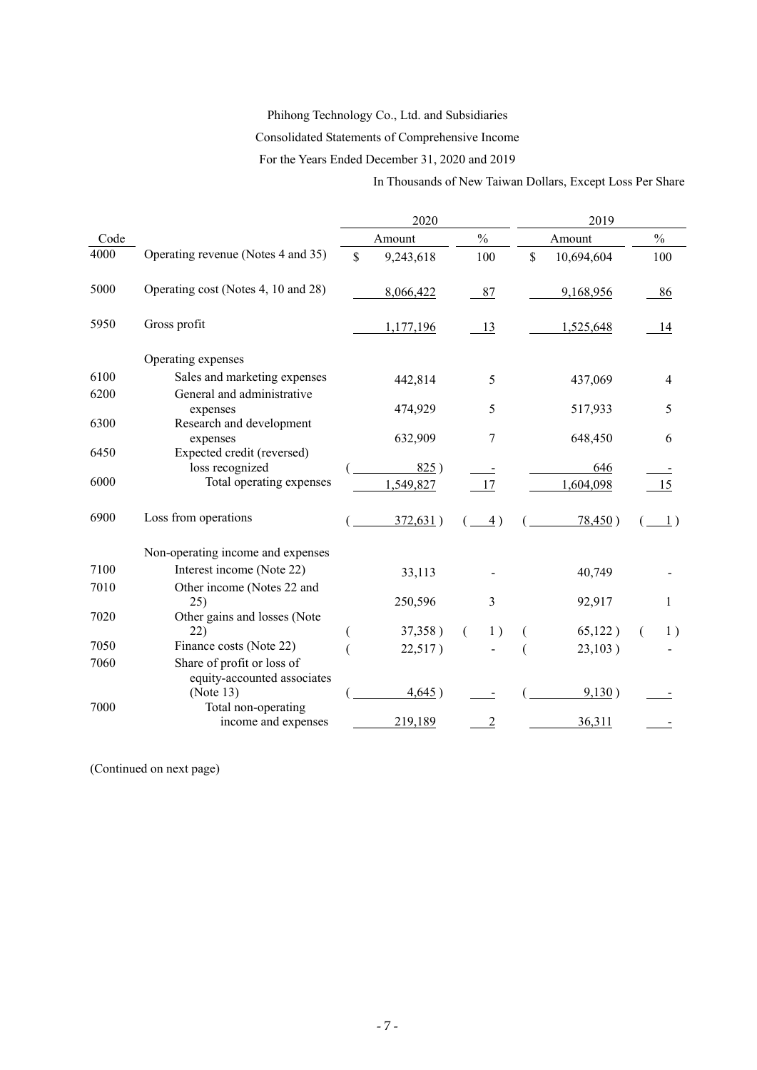Phihong Technology Co., Ltd. and Subsidiaries

Consolidated Statements of Comprehensive Income

For the Years Ended December 31, 2020 and 2019

In Thousands of New Taiwan Dollars, Except Loss Per Share

| Code | | 2020 Amount | 2020 % | 2019 Amount | 2019 % |
|---|---|---|---|---|---|
| 4000 | Operating revenue (Notes 4 and 35) | $ 9,243,618 | 100 | $ 10,694,604 | 100 |
| 5000 | Operating cost (Notes 4, 10 and 28) | 8,066,422 | 87 | 9,168,956 | 86 |
| 5950 | Gross profit | 1,177,196 | 13 | 1,525,648 | 14 |
| | Operating expenses | | | | |
| 6100 | Sales and marketing expenses | 442,814 | 5 | 437,069 | 4 |
| 6200 | General and administrative expenses | 474,929 | 5 | 517,933 | 5 |
| 6300 | Research and development expenses | 632,909 | 7 | 648,450 | 6 |
| 6450 | Expected credit (reversed) loss recognized | ( 825 ) | - | 646 | - |
| 6000 | Total operating expenses | 1,549,827 | 17 | 1,604,098 | 15 |
| 6900 | Loss from operations | ( 372,631 ) | ( 4 ) | ( 78,450 ) | ( 1 ) |
| | Non-operating income and expenses | | | | |
| 7100 | Interest income (Note 22) | 33,113 | - | 40,749 | - |
| 7010 | Other income (Notes 22 and 25) | 250,596 | 3 | 92,917 | 1 |
| 7020 | Other gains and losses (Note 22) | ( 37,358 ) | ( 1 ) | ( 65,122 ) | ( 1 ) |
| 7050 | Finance costs (Note 22) | ( 22,517 ) | - | ( 23,103 ) | - |
| 7060 | Share of profit or loss of equity-accounted associates (Note 13) | ( 4,645 ) | - | ( 9,130 ) | - |
| 7000 | Total non-operating income and expenses | 219,189 | 2 | 36,311 | - |

(Continued on next page)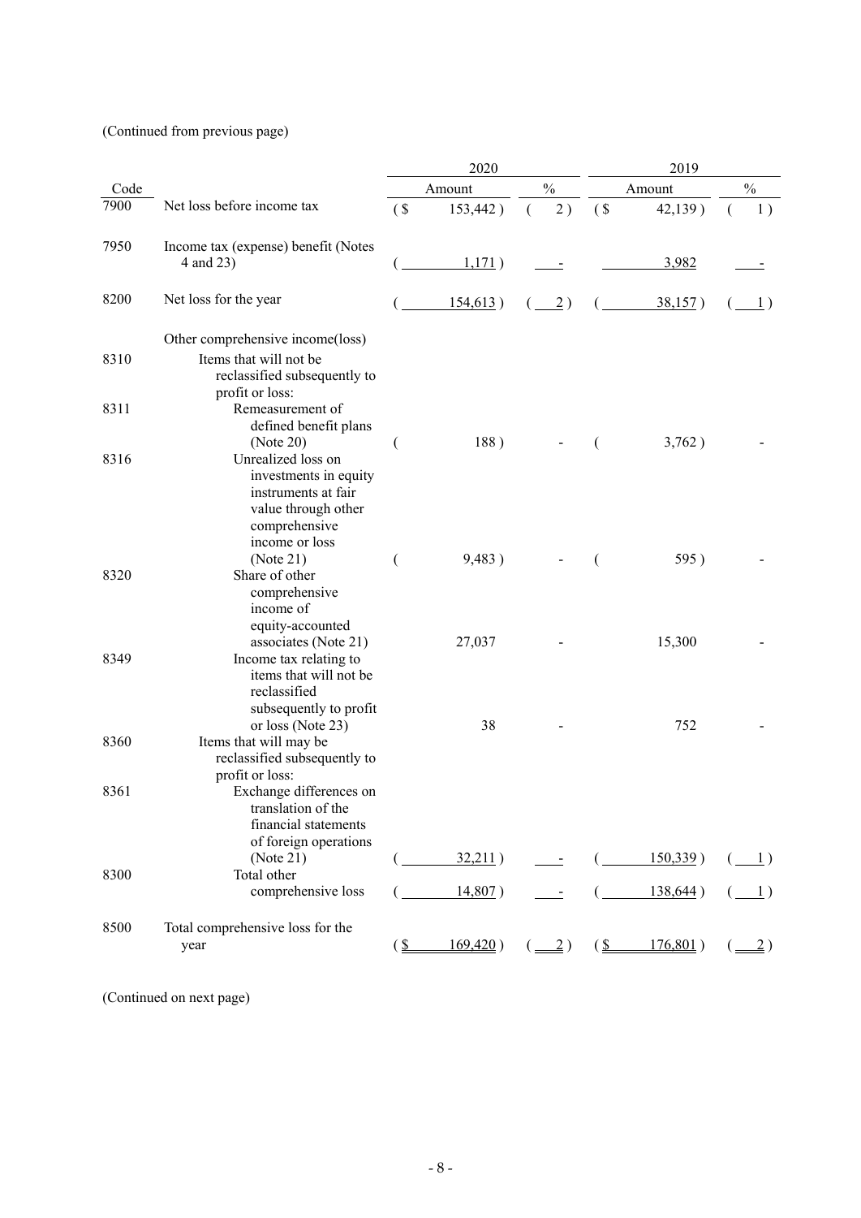(Continued from previous page)

| Code | | 2020 Amount | 2020 % | 2019 Amount | 2019 % |
|---|---|---|---|---|---|
| 7900 | Net loss before income tax | ($ 153,442) | (2) | ($ 42,139) | (1) |
| 7950 | Income tax (expense) benefit (Notes 4 and 23) | (1,171) | - | 3,982 | - |
| 8200 | Net loss for the year | (154,613) | (2) | (38,157) | (1) |
| | Other comprehensive income(loss) | | | | |
| 8310 | Items that will not be reclassified subsequently to profit or loss: | | | | |
| 8311 | Remeasurement of defined benefit plans (Note 20) | (188) | - | (3,762) | - |
| 8316 | Unrealized loss on investments in equity instruments at fair value through other comprehensive income or loss (Note 21) | (9,483) | - | (595) | - |
| 8320 | Share of other comprehensive income of equity-accounted associates (Note 21) | 27,037 | - | 15,300 | - |
| 8349 | Income tax relating to items that will not be reclassified subsequently to profit or loss (Note 23) | 38 | - | 752 | - |
| 8360 | Items that will may be reclassified subsequently to profit or loss: | | | | |
| 8361 | Exchange differences on translation of the financial statements of foreign operations (Note 21) | (32,211) | - | (150,339) | (1) |
| 8300 | Total other comprehensive loss | (14,807) | - | (138,644) | (1) |
| 8500 | Total comprehensive loss for the year | ($ 169,420) | (2) | ($ 176,801) | (2) |

(Continued on next page)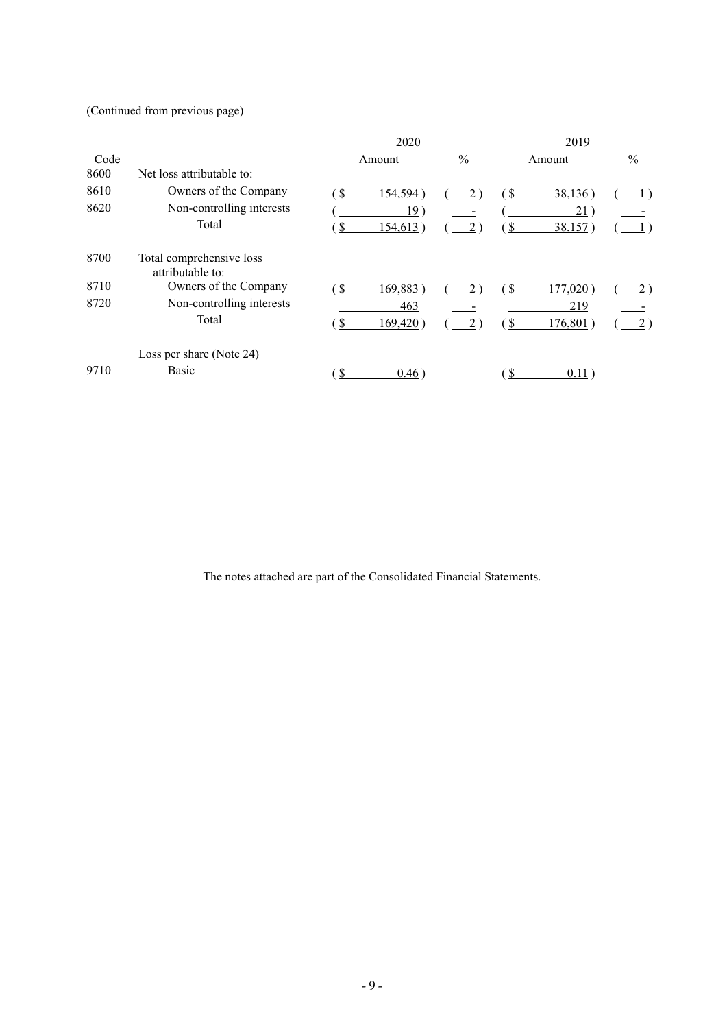(Continued from previous page)

| Code | | 2020 Amount | % | 2019 Amount | % |
|---|---|---|---|---|---|
| 8600 | Net loss attributable to: | | | | |
| 8610 | Owners of the Company | ($ 154,594) | (2) | ($ 38,136) | (1) |
| 8620 | Non-controlling interests | (19) | - | (21) | - |
| | Total | ($ 154,613) | (2) | ($ 38,157) | (1) |
| 8700 | Total comprehensive loss attributable to: | | | | |
| 8710 | Owners of the Company | ($ 169,883) | (2) | ($ 177,020) | (2) |
| 8720 | Non-controlling interests | 463 | - | 219 | - |
| | Total | ($ 169,420) | (2) | ($ 176,801) | (2) |
| | Loss per share (Note 24) | | | | |
| 9710 | Basic | ($ 0.46) | | ($ 0.11) | |

The notes attached are part of the Consolidated Financial Statements.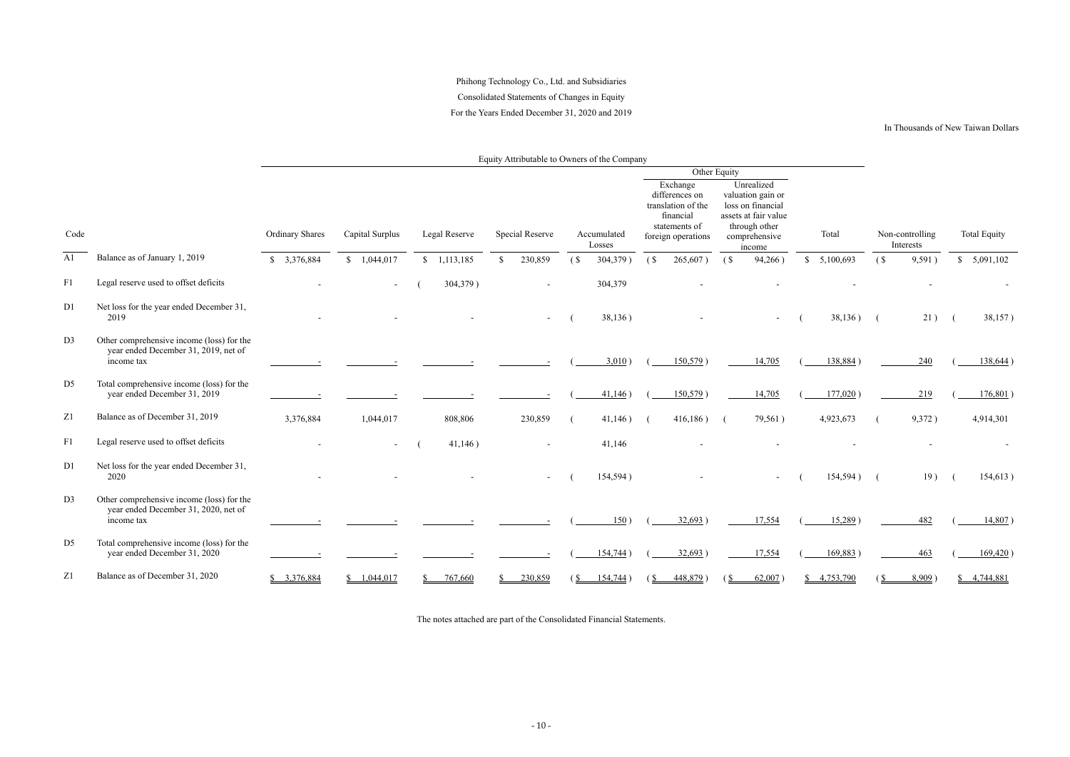Phihong Technology Co., Ltd. and Subsidiaries

Consolidated Statements of Changes in Equity

For the Years Ended December 31, 2020 and 2019

In Thousands of New Taiwan Dollars

| | | Equity Attributable to Owners of the Company | | | | | | | | | |
|---|---|---|---|---|---|---|---|---|---|---|---|
| | | | | | | | Other Equity | | | | |
| Code | | Ordinary Shares | Capital Surplus | Legal Reserve | Special Reserve | Accumulated Losses | Exchange differences on translation of the financial statements of foreign operations | Unrealized valuation gain or loss on financial assets at fair value through other comprehensive income | Total | Non-controlling Interests | Total Equity |
| A1 | Balance as of January 1, 2019 | $ 3,376,884 | $ 1,044,017 | $ 1,113,185 | $ 230,859 | ($ 304,379) | ($ 265,607) | ($ 94,266) | $ 5,100,693 | ($ 9,591) | $ 5,091,102 |
| F1 | Legal reserve used to offset deficits | - | - | ( 304,379) | - | 304,379 | - | - | - | - | - |
| D1 | Net loss for the year ended December 31, 2019 | - | - | - | - | ( 38,136) | - | - | ( 38,136) | ( 21) | ( 38,157) |
| D3 | Other comprehensive income (loss) for the year ended December 31, 2019, net of income tax | - | - | - | - | ( 3,010) | ( 150,579) | 14,705 | ( 138,884) | 240 | ( 138,644) |
| D5 | Total comprehensive income (loss) for the year ended December 31, 2019 | - | - | - | - | ( 41,146) | ( 150,579) | 14,705 | ( 177,020) | 219 | ( 176,801) |
| Z1 | Balance as of December 31, 2019 | 3,376,884 | 1,044,017 | 808,806 | 230,859 | ( 41,146) | ( 416,186) | ( 79,561) | 4,923,673 | ( 9,372) | 4,914,301 |
| F1 | Legal reserve used to offset deficits | - | - | ( 41,146) | - | 41,146 | - | - | - | - | - |
| D1 | Net loss for the year ended December 31, 2020 | - | - | - | - | ( 154,594) | - | - | ( 154,594) | ( 19) | ( 154,613) |
| D3 | Other comprehensive income (loss) for the year ended December 31, 2020, net of income tax | - | - | - | - | ( 150) | ( 32,693) | 17,554 | ( 15,289) | 482 | ( 14,807) |
| D5 | Total comprehensive income (loss) for the year ended December 31, 2020 | - | - | - | - | ( 154,744) | ( 32,693) | 17,554 | ( 169,883) | 463 | ( 169,420) |
| Z1 | Balance as of December 31, 2020 | $ 3,376,884 | $ 1,044,017 | $ 767,660 | $ 230,859 | ($ 154,744) | ($ 448,879) | ($ 62,007) | $ 4,753,790 | ($ 8,909) | $ 4,744,881 |

The notes attached are part of the Consolidated Financial Statements.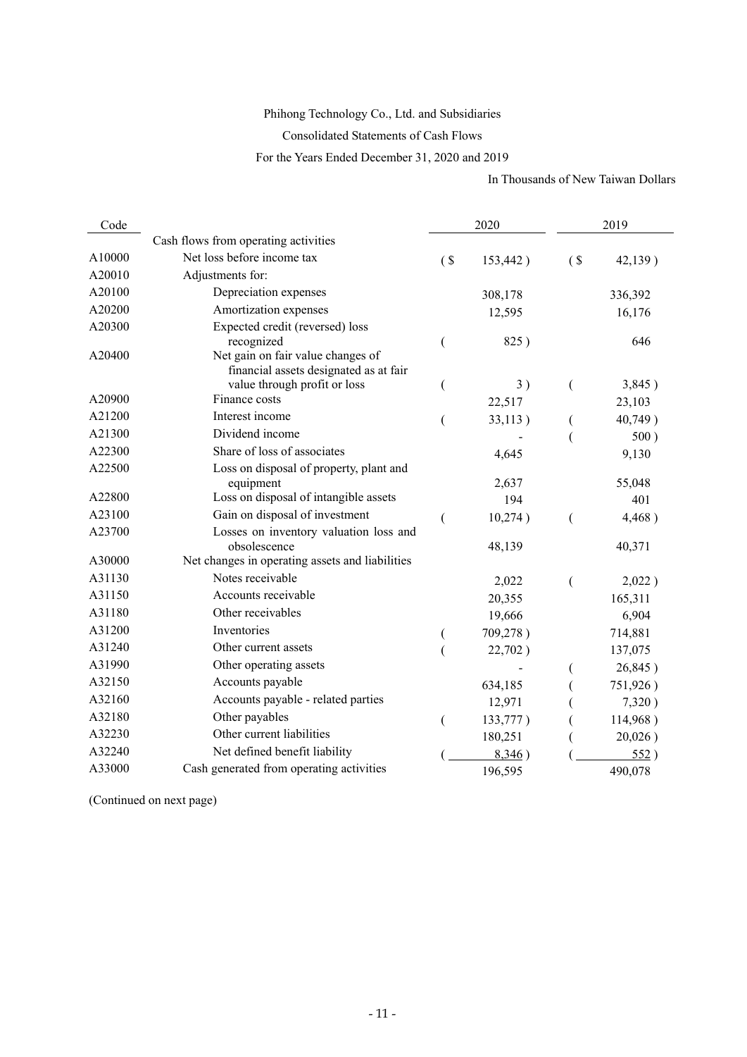Phihong Technology Co., Ltd. and Subsidiaries

Consolidated Statements of Cash Flows

For the Years Ended December 31, 2020 and 2019

In Thousands of New Taiwan Dollars

| Code | | 2020 | 2019 |
|---|---|---|---|
| | Cash flows from operating activities | | |
| A10000 | Net loss before income tax | ($ 153,442) | ($ 42,139) |
| A20010 | Adjustments for: | | |
| A20100 | Depreciation expenses | 308,178 | 336,392 |
| A20200 | Amortization expenses | 12,595 | 16,176 |
| A20300 | Expected credit (reversed) loss recognized | ( 825) | 646 |
| A20400 | Net gain on fair value changes of financial assets designated as at fair value through profit or loss | ( 3) | ( 3,845) |
| A20900 | Finance costs | 22,517 | 23,103 |
| A21200 | Interest income | ( 33,113) | ( 40,749) |
| A21300 | Dividend income | - | ( 500) |
| A22300 | Share of loss of associates | 4,645 | 9,130 |
| A22500 | Loss on disposal of property, plant and equipment | 2,637 | 55,048 |
| A22800 | Loss on disposal of intangible assets | 194 | 401 |
| A23100 | Gain on disposal of investment | ( 10,274) | ( 4,468) |
| A23700 | Losses on inventory valuation loss and obsolescence | 48,139 | 40,371 |
| A30000 | Net changes in operating assets and liabilities | | |
| A31130 | Notes receivable | 2,022 | ( 2,022) |
| A31150 | Accounts receivable | 20,355 | 165,311 |
| A31180 | Other receivables | 19,666 | 6,904 |
| A31200 | Inventories | ( 709,278) | 714,881 |
| A31240 | Other current assets | ( 22,702) | 137,075 |
| A31990 | Other operating assets | - | ( 26,845) |
| A32150 | Accounts payable | 634,185 | ( 751,926) |
| A32160 | Accounts payable - related parties | 12,971 | ( 7,320) |
| A32180 | Other payables | ( 133,777) | ( 114,968) |
| A32230 | Other current liabilities | 180,251 | ( 20,026) |
| A32240 | Net defined benefit liability | ( 8,346) | ( 552) |
| A33000 | Cash generated from operating activities | 196,595 | 490,078 |

(Continued on next page)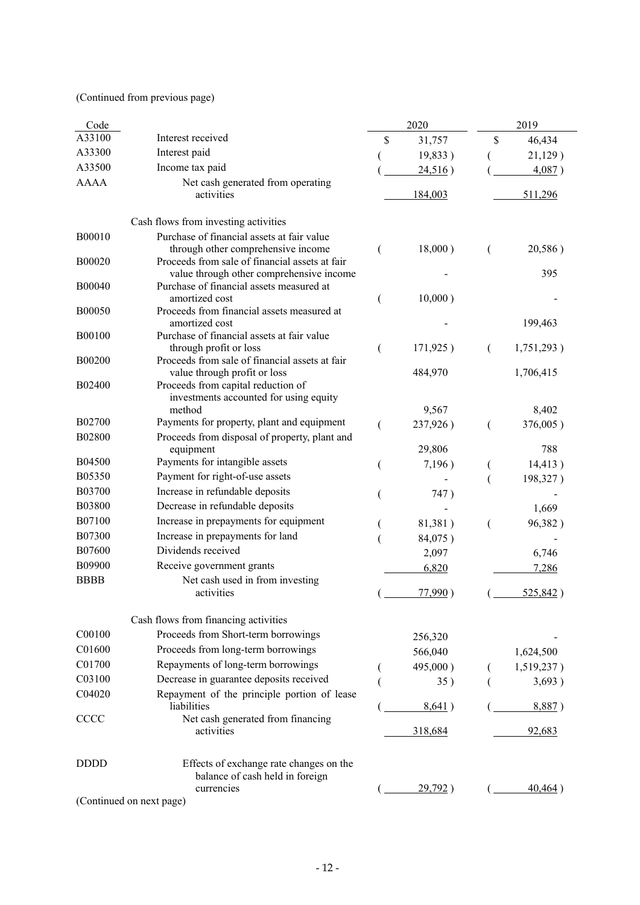(Continued from previous page)

| Code | | 2020 | 2019 |
|---|---|---|---|
| A33100 | Interest received | $ 31,757 | $ 46,434 |
| A33300 | Interest paid | ( 19,833 ) | ( 21,129 ) |
| A33500 | Income tax paid | ( 24,516 ) | ( 4,087 ) |
| AAAA | Net cash generated from operating activities | 184,003 | 511,296 |
| | Cash flows from investing activities | | |
| B00010 | Purchase of financial assets at fair value through other comprehensive income | ( 18,000 ) | ( 20,586 ) |
| B00020 | Proceeds from sale of financial assets at fair value through other comprehensive income | - | 395 |
| B00040 | Purchase of financial assets measured at amortized cost | ( 10,000 ) | - |
| B00050 | Proceeds from financial assets measured at amortized cost | - | 199,463 |
| B00100 | Purchase of financial assets at fair value through profit or loss | ( 171,925 ) | ( 1,751,293 ) |
| B00200 | Proceeds from sale of financial assets at fair value through profit or loss | 484,970 | 1,706,415 |
| B02400 | Proceeds from capital reduction of investments accounted for using equity method | 9,567 | 8,402 |
| B02700 | Payments for property, plant and equipment | ( 237,926 ) | ( 376,005 ) |
| B02800 | Proceeds from disposal of property, plant and equipment | 29,806 | 788 |
| B04500 | Payments for intangible assets | ( 7,196 ) | ( 14,413 ) |
| B05350 | Payment for right-of-use assets | - | ( 198,327 ) |
| B03700 | Increase in refundable deposits | ( 747 ) | - |
| B03800 | Decrease in refundable deposits | - | 1,669 |
| B07100 | Increase in prepayments for equipment | ( 81,381 ) | ( 96,382 ) |
| B07300 | Increase in prepayments for land | ( 84,075 ) | - |
| B07600 | Dividends received | 2,097 | 6,746 |
| B09900 | Receive government grants | 6,820 | 7,286 |
| BBBB | Net cash used in from investing activities | ( 77,990 ) | ( 525,842 ) |
| | Cash flows from financing activities | | |
| C00100 | Proceeds from Short-term borrowings | 256,320 | - |
| C01600 | Proceeds from long-term borrowings | 566,040 | 1,624,500 |
| C01700 | Repayments of long-term borrowings | ( 495,000 ) | ( 1,519,237 ) |
| C03100 | Decrease in guarantee deposits received | ( 35 ) | ( 3,693 ) |
| C04020 | Repayment of the principle portion of lease liabilities | ( 8,641 ) | ( 8,887 ) |
| CCCC | Net cash generated from financing activities | 318,684 | 92,683 |
| DDDD | Effects of exchange rate changes on the balance of cash held in foreign currencies | ( 29,792 ) | ( 40,464 ) |

(Continued on next page)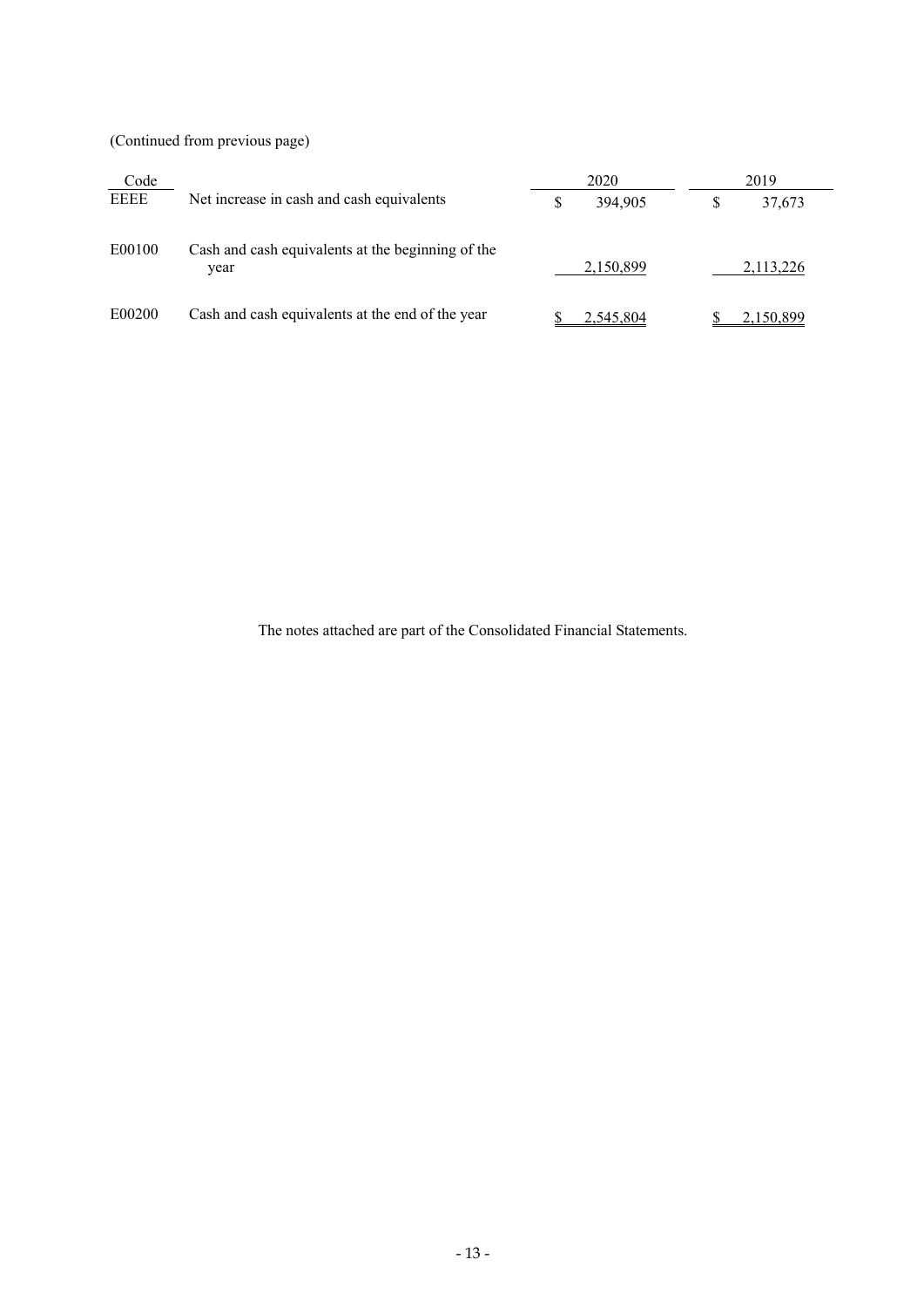(Continued from previous page)

| Code | | 2020 | 2019 |
|---|---|---|---|
| EEEE | Net increase in cash and cash equivalents | $ 394,905 | $ 37,673 |
| E00100 | Cash and cash equivalents at the beginning of the year | 2,150,899 | 2,113,226 |
| E00200 | Cash and cash equivalents at the end of the year | $ 2,545,804 | $ 2,150,899 |

The notes attached are part of the Consolidated Financial Statements.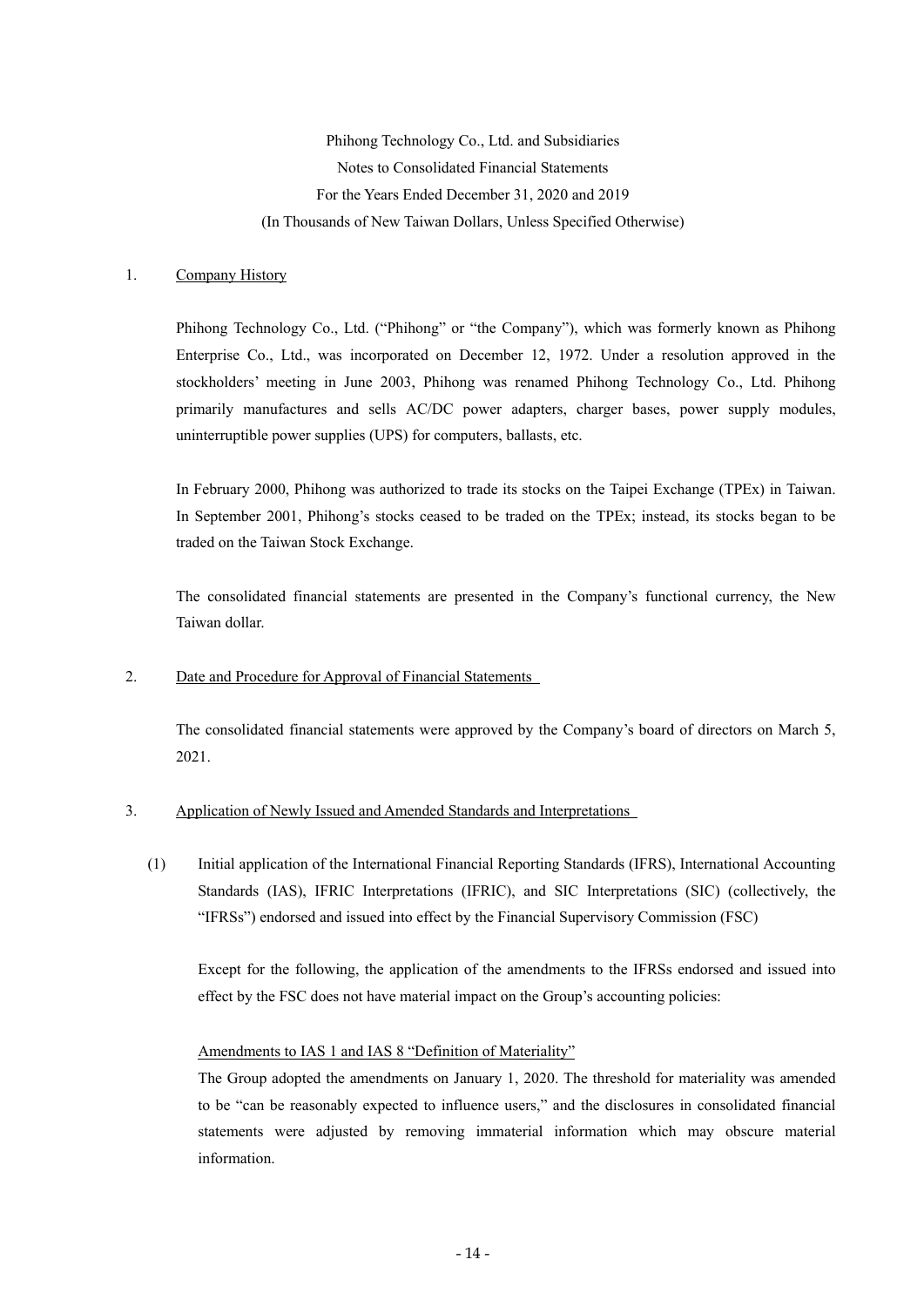Phihong Technology Co., Ltd. and Subsidiaries
Notes to Consolidated Financial Statements
For the Years Ended December 31, 2020 and 2019
(In Thousands of New Taiwan Dollars, Unless Specified Otherwise)

1. Company History

Phihong Technology Co., Ltd. ("Phihong" or "the Company"), which was formerly known as Phihong Enterprise Co., Ltd., was incorporated on December 12, 1972. Under a resolution approved in the stockholders' meeting in June 2003, Phihong was renamed Phihong Technology Co., Ltd. Phihong primarily manufactures and sells AC/DC power adapters, charger bases, power supply modules, uninterruptible power supplies (UPS) for computers, ballasts, etc.

In February 2000, Phihong was authorized to trade its stocks on the Taipei Exchange (TPEx) in Taiwan. In September 2001, Phihong's stocks ceased to be traded on the TPEx; instead, its stocks began to be traded on the Taiwan Stock Exchange.

The consolidated financial statements are presented in the Company's functional currency, the New Taiwan dollar.

2. Date and Procedure for Approval of Financial Statements

The consolidated financial statements were approved by the Company's board of directors on March 5, 2021.

3. Application of Newly Issued and Amended Standards and Interpretations

(1) Initial application of the International Financial Reporting Standards (IFRS), International Accounting Standards (IAS), IFRIC Interpretations (IFRIC), and SIC Interpretations (SIC) (collectively, the "IFRSs") endorsed and issued into effect by the Financial Supervisory Commission (FSC)

Except for the following, the application of the amendments to the IFRSs endorsed and issued into effect by the FSC does not have material impact on the Group's accounting policies:

Amendments to IAS 1 and IAS 8 "Definition of Materiality"
The Group adopted the amendments on January 1, 2020. The threshold for materiality was amended to be "can be reasonably expected to influence users," and the disclosures in consolidated financial statements were adjusted by removing immaterial information which may obscure material information.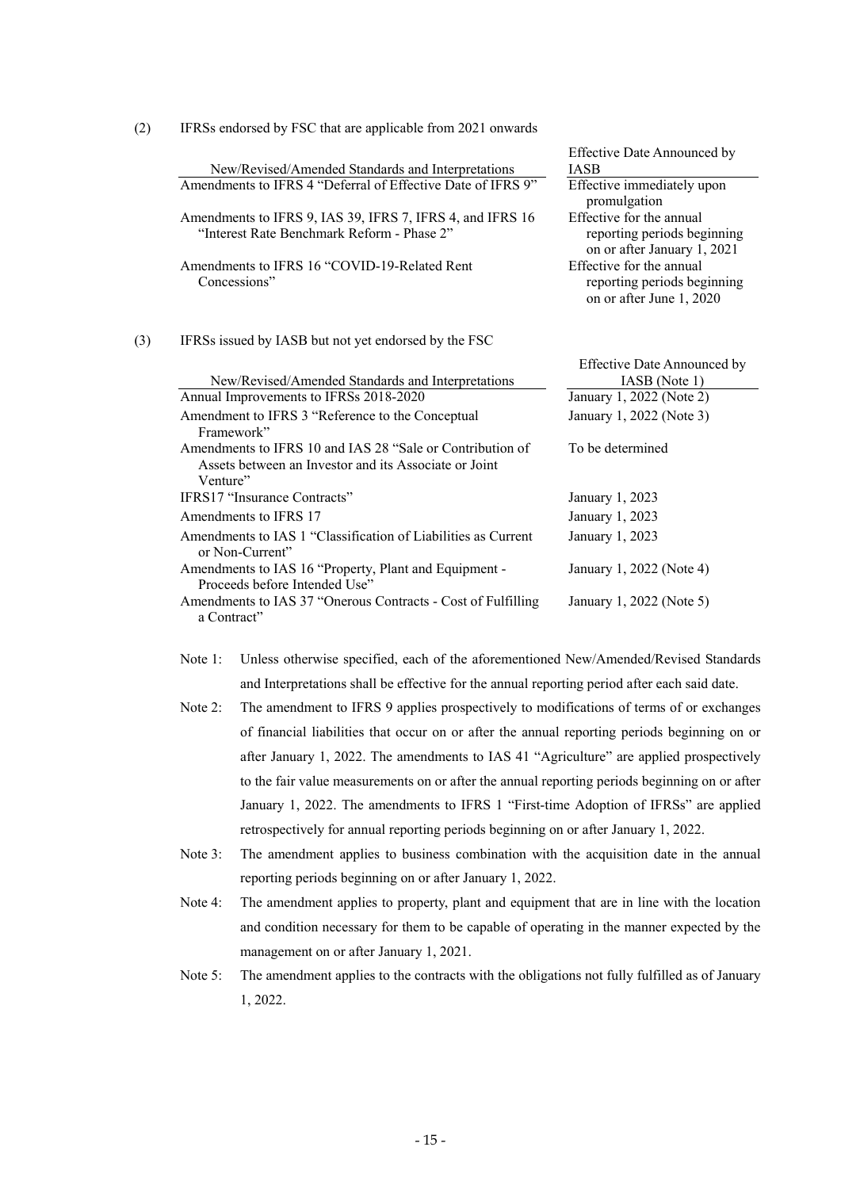(2) IFRSs endorsed by FSC that are applicable from 2021 onwards

| New/Revised/Amended Standards and Interpretations | Effective Date Announced by IASB |
|---|---|
| Amendments to IFRS 4 "Deferral of Effective Date of IFRS 9" | Effective immediately upon promulgation |
| Amendments to IFRS 9, IAS 39, IFRS 7, IFRS 4, and IFRS 16 "Interest Rate Benchmark Reform - Phase 2" | Effective for the annual reporting periods beginning on or after January 1, 2021 |
| Amendments to IFRS 16 "COVID-19-Related Rent Concessions" | Effective for the annual reporting periods beginning on or after June 1, 2020 |

(3) IFRSs issued by IASB but not yet endorsed by the FSC

| New/Revised/Amended Standards and Interpretations | Effective Date Announced by IASB (Note 1) |
|---|---|
| Annual Improvements to IFRSs 2018-2020 | January 1, 2022 (Note 2) |
| Amendment to IFRS 3 "Reference to the Conceptual Framework" | January 1, 2022 (Note 3) |
| Amendments to IFRS 10 and IAS 28 "Sale or Contribution of Assets between an Investor and its Associate or Joint Venture" | To be determined |
| IFRS17 "Insurance Contracts" | January 1, 2023 |
| Amendments to IFRS 17 | January 1, 2023 |
| Amendments to IAS 1 "Classification of Liabilities as Current or Non-Current" | January 1, 2023 |
| Amendments to IAS 16 "Property, Plant and Equipment - Proceeds before Intended Use" | January 1, 2022 (Note 4) |
| Amendments to IAS 37 "Onerous Contracts - Cost of Fulfilling a Contract" | January 1, 2022 (Note 5) |

Note 1: Unless otherwise specified, each of the aforementioned New/Amended/Revised Standards and Interpretations shall be effective for the annual reporting period after each said date.

Note 2: The amendment to IFRS 9 applies prospectively to modifications of terms of or exchanges of financial liabilities that occur on or after the annual reporting periods beginning on or after January 1, 2022. The amendments to IAS 41 "Agriculture" are applied prospectively to the fair value measurements on or after the annual reporting periods beginning on or after January 1, 2022. The amendments to IFRS 1 "First-time Adoption of IFRSs" are applied retrospectively for annual reporting periods beginning on or after January 1, 2022.

Note 3: The amendment applies to business combination with the acquisition date in the annual reporting periods beginning on or after January 1, 2022.

Note 4: The amendment applies to property, plant and equipment that are in line with the location and condition necessary for them to be capable of operating in the manner expected by the management on or after January 1, 2021.

Note 5: The amendment applies to the contracts with the obligations not fully fulfilled as of January 1, 2022.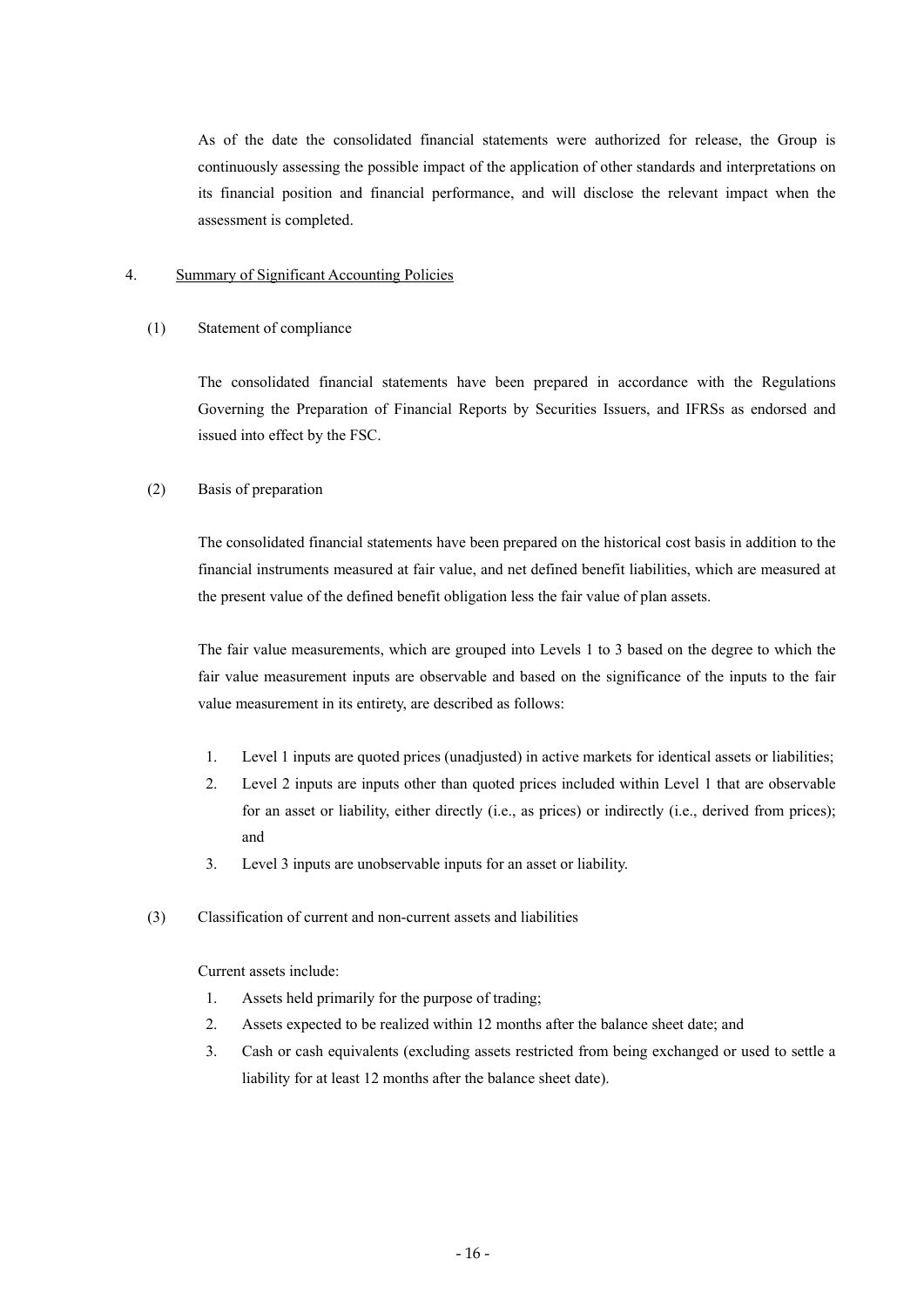As of the date the consolidated financial statements were authorized for release, the Group is continuously assessing the possible impact of the application of other standards and interpretations on its financial position and financial performance, and will disclose the relevant impact when the assessment is completed.

## 4. Summary of Significant Accounting Policies

### (1) Statement of compliance

The consolidated financial statements have been prepared in accordance with the Regulations Governing the Preparation of Financial Reports by Securities Issuers, and IFRSs as endorsed and issued into effect by the FSC.

### (2) Basis of preparation

The consolidated financial statements have been prepared on the historical cost basis in addition to the financial instruments measured at fair value, and net defined benefit liabilities, which are measured at the present value of the defined benefit obligation less the fair value of plan assets.

The fair value measurements, which are grouped into Levels 1 to 3 based on the degree to which the fair value measurement inputs are observable and based on the significance of the inputs to the fair value measurement in its entirety, are described as follows:

1. Level 1 inputs are quoted prices (unadjusted) in active markets for identical assets or liabilities;
2. Level 2 inputs are inputs other than quoted prices included within Level 1 that are observable for an asset or liability, either directly (i.e., as prices) or indirectly (i.e., derived from prices); and
3. Level 3 inputs are unobservable inputs for an asset or liability.

### (3) Classification of current and non-current assets and liabilities

Current assets include:

1. Assets held primarily for the purpose of trading;
2. Assets expected to be realized within 12 months after the balance sheet date; and
3. Cash or cash equivalents (excluding assets restricted from being exchanged or used to settle a liability for at least 12 months after the balance sheet date).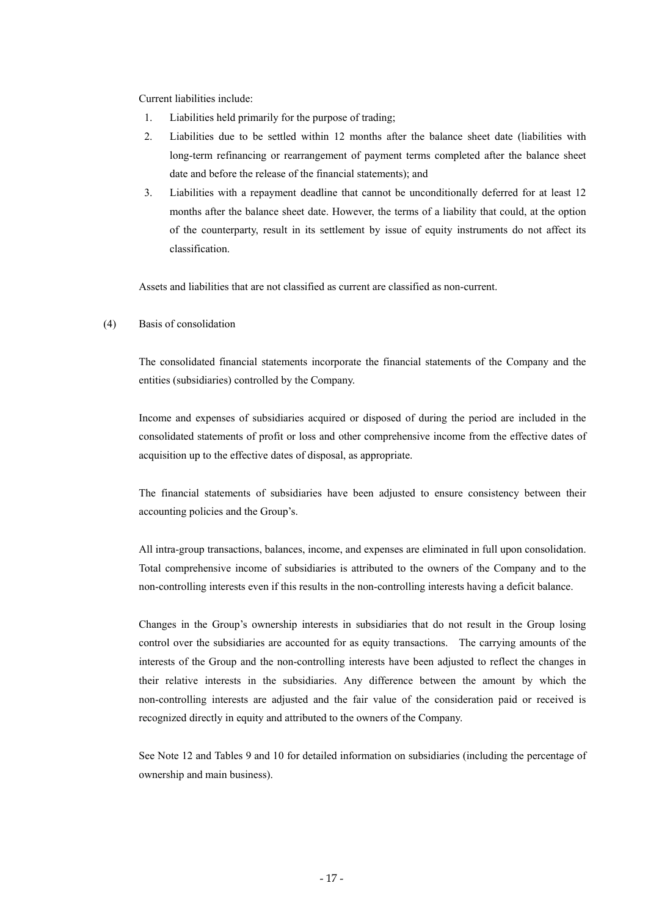Current liabilities include:

1. Liabilities held primarily for the purpose of trading;
2. Liabilities due to be settled within 12 months after the balance sheet date (liabilities with long-term refinancing or rearrangement of payment terms completed after the balance sheet date and before the release of the financial statements); and
3. Liabilities with a repayment deadline that cannot be unconditionally deferred for at least 12 months after the balance sheet date. However, the terms of a liability that could, at the option of the counterparty, result in its settlement by issue of equity instruments do not affect its classification.

Assets and liabilities that are not classified as current are classified as non-current.

(4) Basis of consolidation

The consolidated financial statements incorporate the financial statements of the Company and the entities (subsidiaries) controlled by the Company.

Income and expenses of subsidiaries acquired or disposed of during the period are included in the consolidated statements of profit or loss and other comprehensive income from the effective dates of acquisition up to the effective dates of disposal, as appropriate.

The financial statements of subsidiaries have been adjusted to ensure consistency between their accounting policies and the Group's.

All intra-group transactions, balances, income, and expenses are eliminated in full upon consolidation. Total comprehensive income of subsidiaries is attributed to the owners of the Company and to the non-controlling interests even if this results in the non-controlling interests having a deficit balance.

Changes in the Group's ownership interests in subsidiaries that do not result in the Group losing control over the subsidiaries are accounted for as equity transactions. The carrying amounts of the interests of the Group and the non-controlling interests have been adjusted to reflect the changes in their relative interests in the subsidiaries. Any difference between the amount by which the non-controlling interests are adjusted and the fair value of the consideration paid or received is recognized directly in equity and attributed to the owners of the Company.

See Note 12 and Tables 9 and 10 for detailed information on subsidiaries (including the percentage of ownership and main business).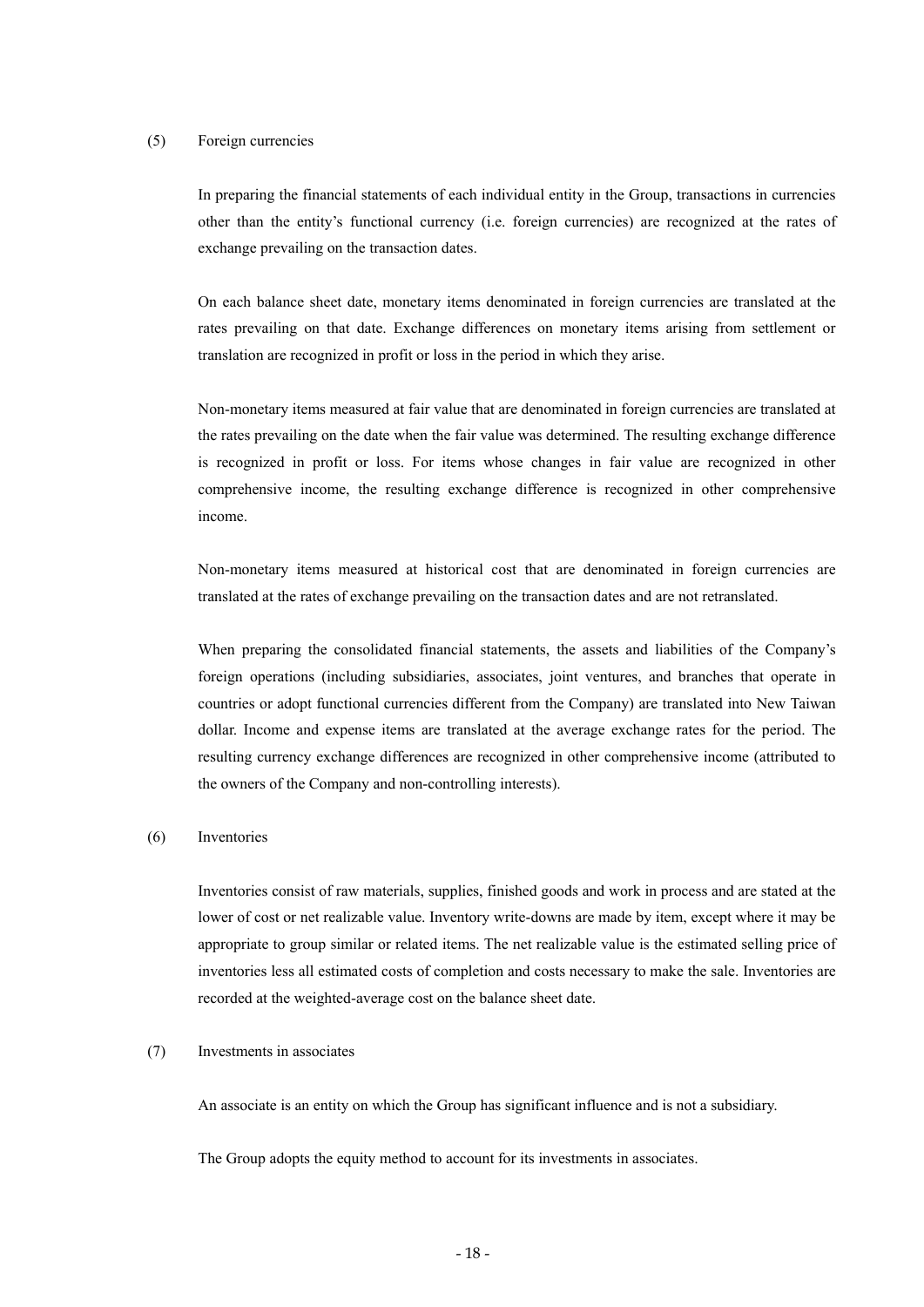### (5) Foreign currencies

In preparing the financial statements of each individual entity in the Group, transactions in currencies other than the entity's functional currency (i.e. foreign currencies) are recognized at the rates of exchange prevailing on the transaction dates.

On each balance sheet date, monetary items denominated in foreign currencies are translated at the rates prevailing on that date. Exchange differences on monetary items arising from settlement or translation are recognized in profit or loss in the period in which they arise.

Non-monetary items measured at fair value that are denominated in foreign currencies are translated at the rates prevailing on the date when the fair value was determined. The resulting exchange difference is recognized in profit or loss. For items whose changes in fair value are recognized in other comprehensive income, the resulting exchange difference is recognized in other comprehensive income.

Non-monetary items measured at historical cost that are denominated in foreign currencies are translated at the rates of exchange prevailing on the transaction dates and are not retranslated.

When preparing the consolidated financial statements, the assets and liabilities of the Company's foreign operations (including subsidiaries, associates, joint ventures, and branches that operate in countries or adopt functional currencies different from the Company) are translated into New Taiwan dollar. Income and expense items are translated at the average exchange rates for the period. The resulting currency exchange differences are recognized in other comprehensive income (attributed to the owners of the Company and non-controlling interests).

### (6) Inventories

Inventories consist of raw materials, supplies, finished goods and work in process and are stated at the lower of cost or net realizable value. Inventory write-downs are made by item, except where it may be appropriate to group similar or related items. The net realizable value is the estimated selling price of inventories less all estimated costs of completion and costs necessary to make the sale. Inventories are recorded at the weighted-average cost on the balance sheet date.

### (7) Investments in associates

An associate is an entity on which the Group has significant influence and is not a subsidiary.

The Group adopts the equity method to account for its investments in associates.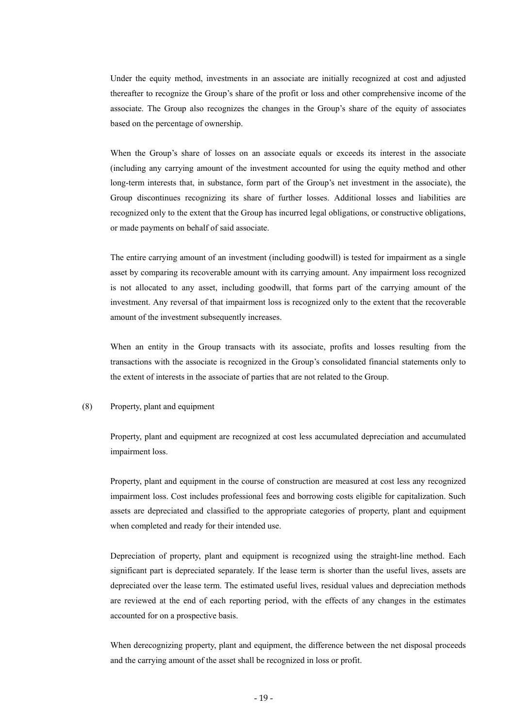Under the equity method, investments in an associate are initially recognized at cost and adjusted thereafter to recognize the Group's share of the profit or loss and other comprehensive income of the associate. The Group also recognizes the changes in the Group's share of the equity of associates based on the percentage of ownership.

When the Group's share of losses on an associate equals or exceeds its interest in the associate (including any carrying amount of the investment accounted for using the equity method and other long-term interests that, in substance, form part of the Group's net investment in the associate), the Group discontinues recognizing its share of further losses. Additional losses and liabilities are recognized only to the extent that the Group has incurred legal obligations, or constructive obligations, or made payments on behalf of said associate.

The entire carrying amount of an investment (including goodwill) is tested for impairment as a single asset by comparing its recoverable amount with its carrying amount. Any impairment loss recognized is not allocated to any asset, including goodwill, that forms part of the carrying amount of the investment. Any reversal of that impairment loss is recognized only to the extent that the recoverable amount of the investment subsequently increases.

When an entity in the Group transacts with its associate, profits and losses resulting from the transactions with the associate is recognized in the Group's consolidated financial statements only to the extent of interests in the associate of parties that are not related to the Group.

(8) Property, plant and equipment

Property, plant and equipment are recognized at cost less accumulated depreciation and accumulated impairment loss.

Property, plant and equipment in the course of construction are measured at cost less any recognized impairment loss. Cost includes professional fees and borrowing costs eligible for capitalization. Such assets are depreciated and classified to the appropriate categories of property, plant and equipment when completed and ready for their intended use.

Depreciation of property, plant and equipment is recognized using the straight-line method. Each significant part is depreciated separately. If the lease term is shorter than the useful lives, assets are depreciated over the lease term. The estimated useful lives, residual values and depreciation methods are reviewed at the end of each reporting period, with the effects of any changes in the estimates accounted for on a prospective basis.

When derecognizing property, plant and equipment, the difference between the net disposal proceeds and the carrying amount of the asset shall be recognized in loss or profit.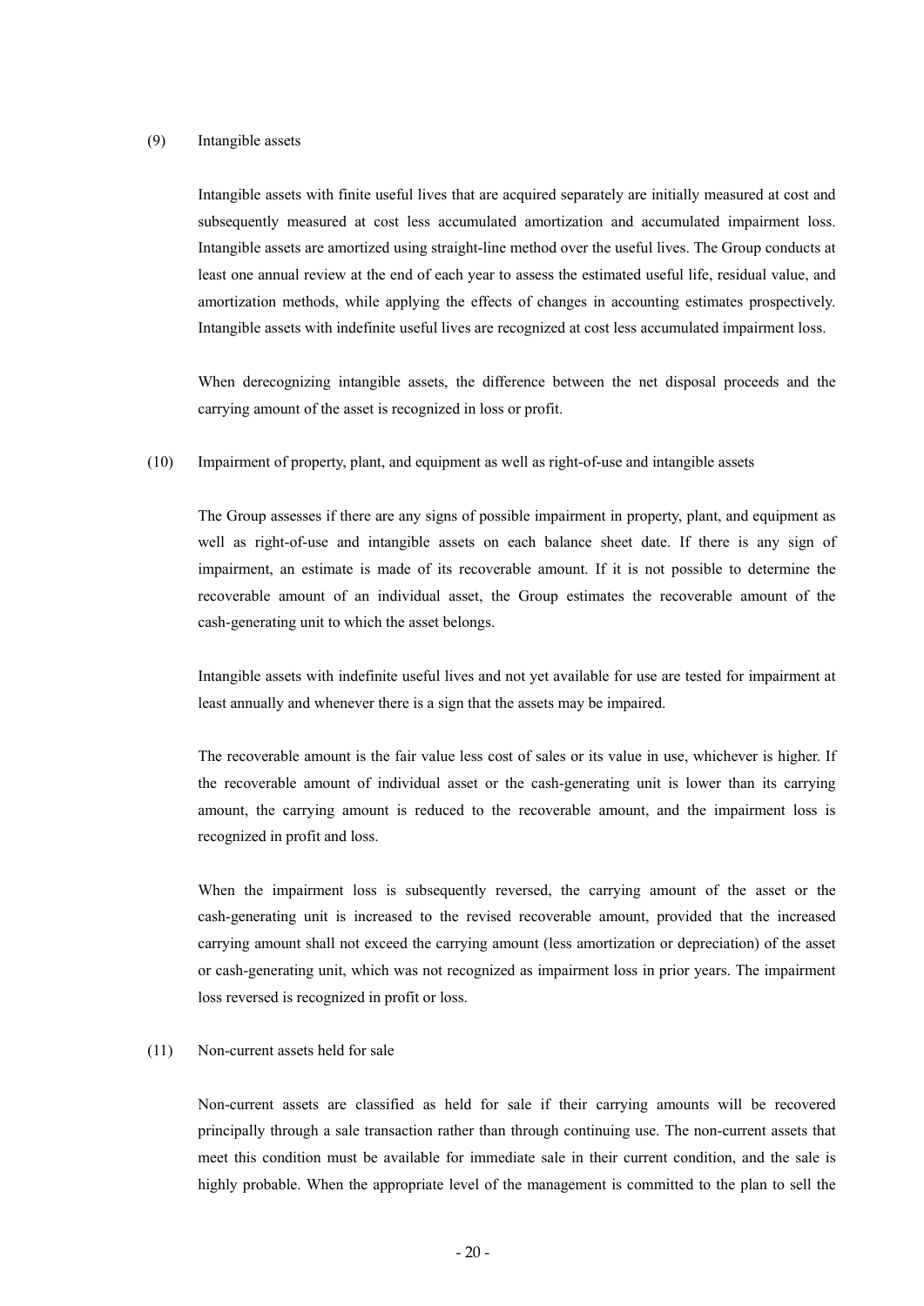(9) Intangible assets

Intangible assets with finite useful lives that are acquired separately are initially measured at cost and subsequently measured at cost less accumulated amortization and accumulated impairment loss. Intangible assets are amortized using straight-line method over the useful lives. The Group conducts at least one annual review at the end of each year to assess the estimated useful life, residual value, and amortization methods, while applying the effects of changes in accounting estimates prospectively. Intangible assets with indefinite useful lives are recognized at cost less accumulated impairment loss.

When derecognizing intangible assets, the difference between the net disposal proceeds and the carrying amount of the asset is recognized in loss or profit.

(10) Impairment of property, plant, and equipment as well as right-of-use and intangible assets

The Group assesses if there are any signs of possible impairment in property, plant, and equipment as well as right-of-use and intangible assets on each balance sheet date. If there is any sign of impairment, an estimate is made of its recoverable amount. If it is not possible to determine the recoverable amount of an individual asset, the Group estimates the recoverable amount of the cash-generating unit to which the asset belongs.

Intangible assets with indefinite useful lives and not yet available for use are tested for impairment at least annually and whenever there is a sign that the assets may be impaired.

The recoverable amount is the fair value less cost of sales or its value in use, whichever is higher. If the recoverable amount of individual asset or the cash-generating unit is lower than its carrying amount, the carrying amount is reduced to the recoverable amount, and the impairment loss is recognized in profit and loss.

When the impairment loss is subsequently reversed, the carrying amount of the asset or the cash-generating unit is increased to the revised recoverable amount, provided that the increased carrying amount shall not exceed the carrying amount (less amortization or depreciation) of the asset or cash-generating unit, which was not recognized as impairment loss in prior years. The impairment loss reversed is recognized in profit or loss.

(11) Non-current assets held for sale

Non-current assets are classified as held for sale if their carrying amounts will be recovered principally through a sale transaction rather than through continuing use. The non-current assets that meet this condition must be available for immediate sale in their current condition, and the sale is highly probable. When the appropriate level of the management is committed to the plan to sell the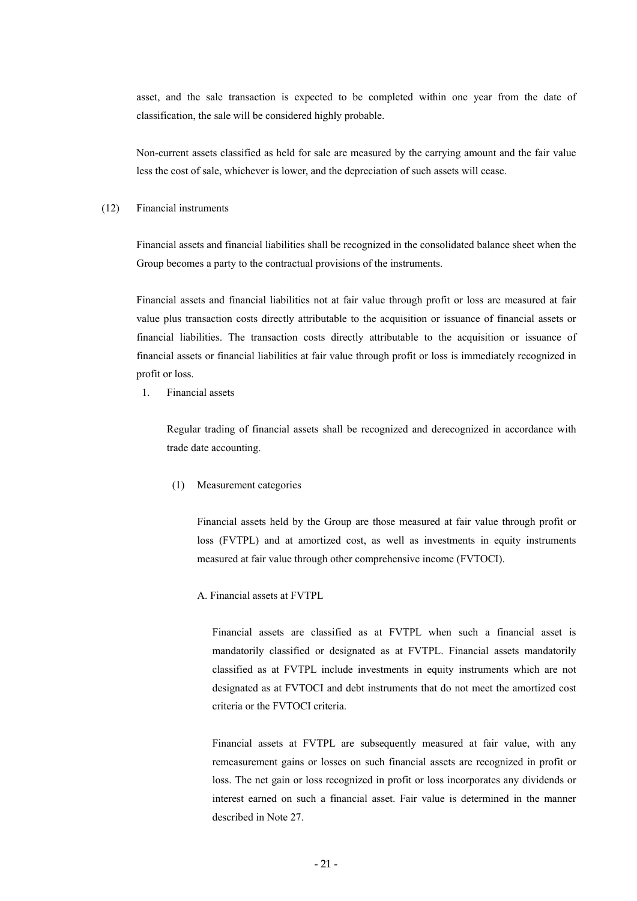asset, and the sale transaction is expected to be completed within one year from the date of classification, the sale will be considered highly probable.

Non-current assets classified as held for sale are measured by the carrying amount and the fair value less the cost of sale, whichever is lower, and the depreciation of such assets will cease.

(12) Financial instruments

Financial assets and financial liabilities shall be recognized in the consolidated balance sheet when the Group becomes a party to the contractual provisions of the instruments.

Financial assets and financial liabilities not at fair value through profit or loss are measured at fair value plus transaction costs directly attributable to the acquisition or issuance of financial assets or financial liabilities. The transaction costs directly attributable to the acquisition or issuance of financial assets or financial liabilities at fair value through profit or loss is immediately recognized in profit or loss.

1. Financial assets

Regular trading of financial assets shall be recognized and derecognized in accordance with trade date accounting.

(1) Measurement categories

Financial assets held by the Group are those measured at fair value through profit or loss (FVTPL) and at amortized cost, as well as investments in equity instruments measured at fair value through other comprehensive income (FVTOCI).

A. Financial assets at FVTPL

Financial assets are classified as at FVTPL when such a financial asset is mandatorily classified or designated as at FVTPL. Financial assets mandatorily classified as at FVTPL include investments in equity instruments which are not designated as at FVTOCI and debt instruments that do not meet the amortized cost criteria or the FVTOCI criteria.

Financial assets at FVTPL are subsequently measured at fair value, with any remeasurement gains or losses on such financial assets are recognized in profit or loss. The net gain or loss recognized in profit or loss incorporates any dividends or interest earned on such a financial asset. Fair value is determined in the manner described in Note 27.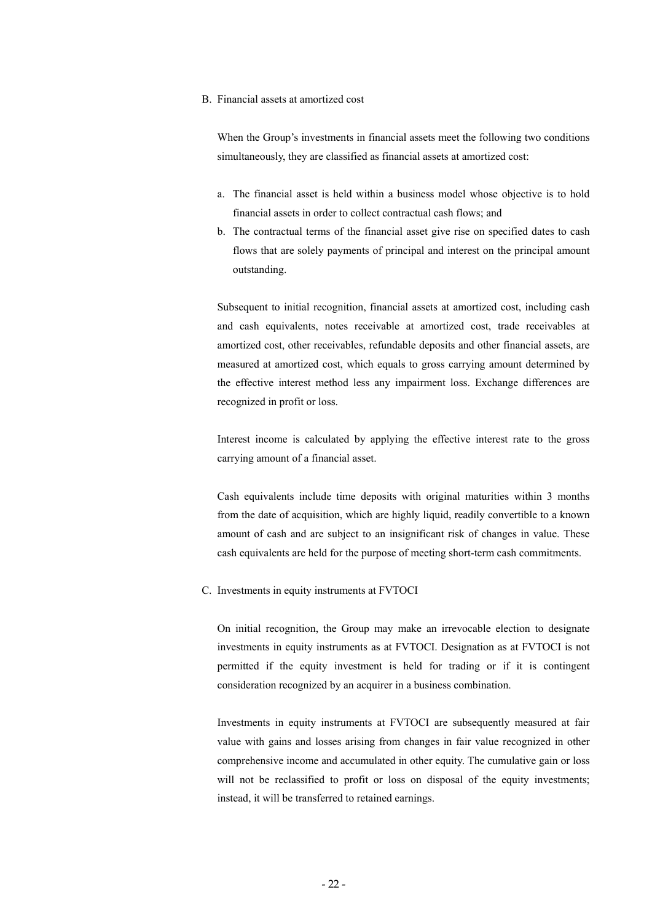B. Financial assets at amortized cost

When the Group's investments in financial assets meet the following two conditions simultaneously, they are classified as financial assets at amortized cost:

a. The financial asset is held within a business model whose objective is to hold financial assets in order to collect contractual cash flows; and
b. The contractual terms of the financial asset give rise on specified dates to cash flows that are solely payments of principal and interest on the principal amount outstanding.

Subsequent to initial recognition, financial assets at amortized cost, including cash and cash equivalents, notes receivable at amortized cost, trade receivables at amortized cost, other receivables, refundable deposits and other financial assets, are measured at amortized cost, which equals to gross carrying amount determined by the effective interest method less any impairment loss. Exchange differences are recognized in profit or loss.

Interest income is calculated by applying the effective interest rate to the gross carrying amount of a financial asset.

Cash equivalents include time deposits with original maturities within 3 months from the date of acquisition, which are highly liquid, readily convertible to a known amount of cash and are subject to an insignificant risk of changes in value. These cash equivalents are held for the purpose of meeting short-term cash commitments.

C. Investments in equity instruments at FVTOCI

On initial recognition, the Group may make an irrevocable election to designate investments in equity instruments as at FVTOCI. Designation as at FVTOCI is not permitted if the equity investment is held for trading or if it is contingent consideration recognized by an acquirer in a business combination.

Investments in equity instruments at FVTOCI are subsequently measured at fair value with gains and losses arising from changes in fair value recognized in other comprehensive income and accumulated in other equity. The cumulative gain or loss will not be reclassified to profit or loss on disposal of the equity investments; instead, it will be transferred to retained earnings.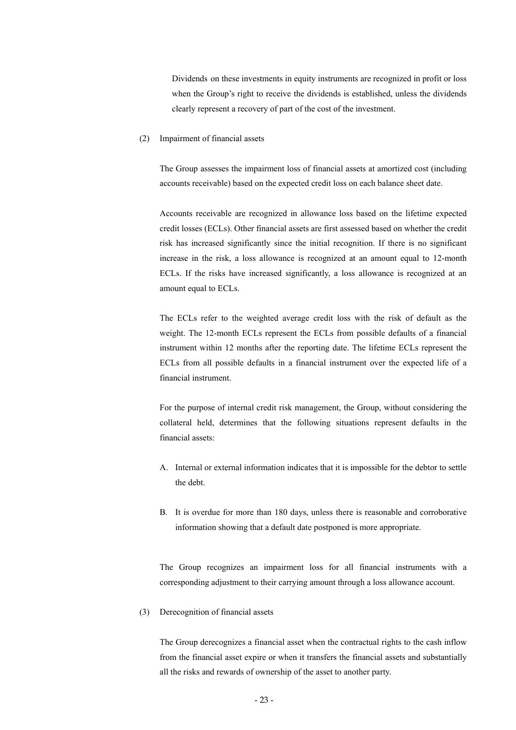Dividends on these investments in equity instruments are recognized in profit or loss when the Group's right to receive the dividends is established, unless the dividends clearly represent a recovery of part of the cost of the investment.

(2) Impairment of financial assets

The Group assesses the impairment loss of financial assets at amortized cost (including accounts receivable) based on the expected credit loss on each balance sheet date.

Accounts receivable are recognized in allowance loss based on the lifetime expected credit losses (ECLs). Other financial assets are first assessed based on whether the credit risk has increased significantly since the initial recognition. If there is no significant increase in the risk, a loss allowance is recognized at an amount equal to 12-month ECLs. If the risks have increased significantly, a loss allowance is recognized at an amount equal to ECLs.

The ECLs refer to the weighted average credit loss with the risk of default as the weight. The 12-month ECLs represent the ECLs from possible defaults of a financial instrument within 12 months after the reporting date. The lifetime ECLs represent the ECLs from all possible defaults in a financial instrument over the expected life of a financial instrument.

For the purpose of internal credit risk management, the Group, without considering the collateral held, determines that the following situations represent defaults in the financial assets:

A. Internal or external information indicates that it is impossible for the debtor to settle the debt.

B. It is overdue for more than 180 days, unless there is reasonable and corroborative information showing that a default date postponed is more appropriate.

The Group recognizes an impairment loss for all financial instruments with a corresponding adjustment to their carrying amount through a loss allowance account.

(3) Derecognition of financial assets

The Group derecognizes a financial asset when the contractual rights to the cash inflow from the financial asset expire or when it transfers the financial assets and substantially all the risks and rewards of ownership of the asset to another party.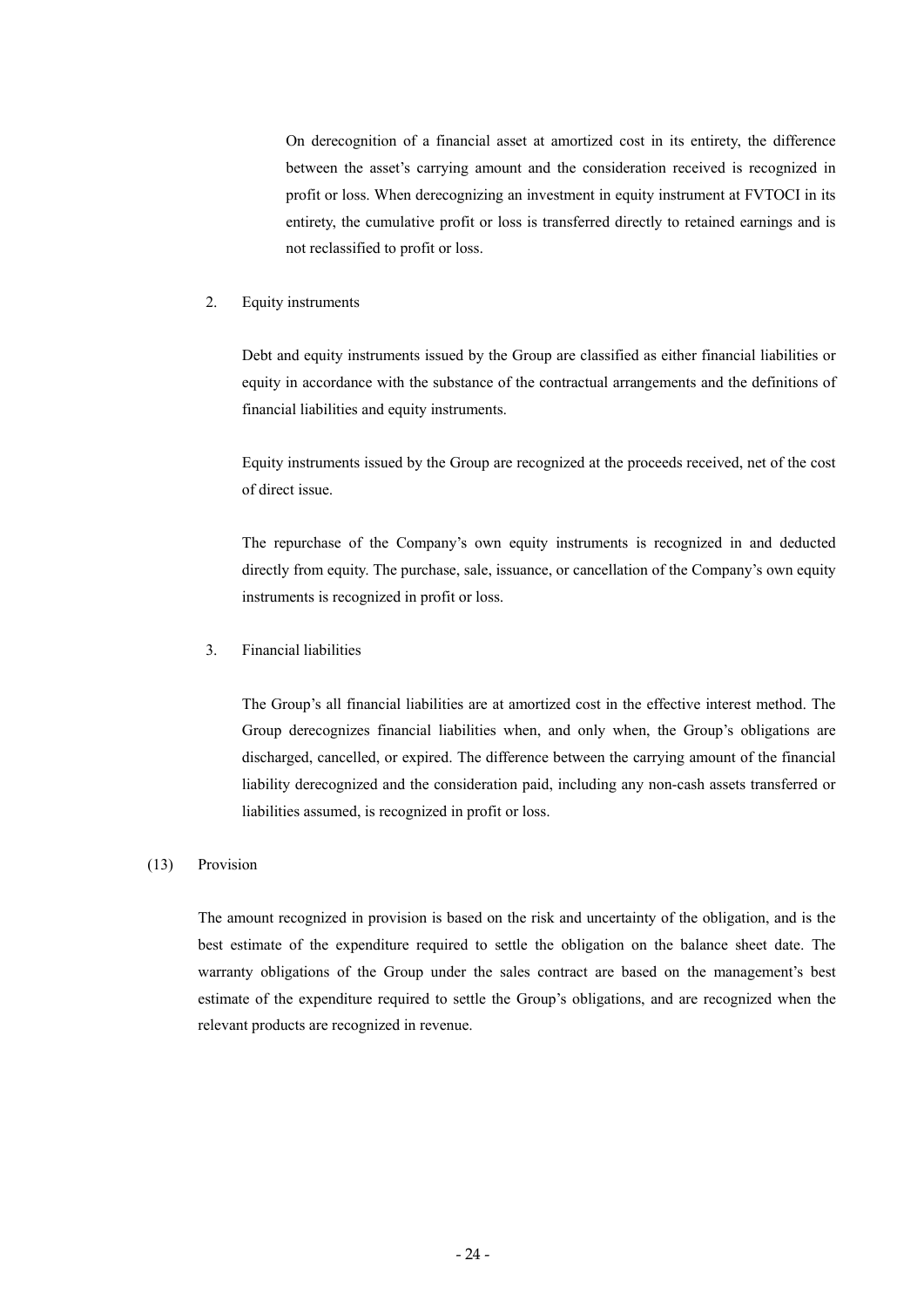On derecognition of a financial asset at amortized cost in its entirety, the difference between the asset's carrying amount and the consideration received is recognized in profit or loss. When derecognizing an investment in equity instrument at FVTOCI in its entirety, the cumulative profit or loss is transferred directly to retained earnings and is not reclassified to profit or loss.

2. Equity instruments

Debt and equity instruments issued by the Group are classified as either financial liabilities or equity in accordance with the substance of the contractual arrangements and the definitions of financial liabilities and equity instruments.

Equity instruments issued by the Group are recognized at the proceeds received, net of the cost of direct issue.

The repurchase of the Company's own equity instruments is recognized in and deducted directly from equity. The purchase, sale, issuance, or cancellation of the Company's own equity instruments is recognized in profit or loss.

3. Financial liabilities

The Group's all financial liabilities are at amortized cost in the effective interest method. The Group derecognizes financial liabilities when, and only when, the Group's obligations are discharged, cancelled, or expired. The difference between the carrying amount of the financial liability derecognized and the consideration paid, including any non-cash assets transferred or liabilities assumed, is recognized in profit or loss.

(13) Provision

The amount recognized in provision is based on the risk and uncertainty of the obligation, and is the best estimate of the expenditure required to settle the obligation on the balance sheet date. The warranty obligations of the Group under the sales contract are based on the management's best estimate of the expenditure required to settle the Group's obligations, and are recognized when the relevant products are recognized in revenue.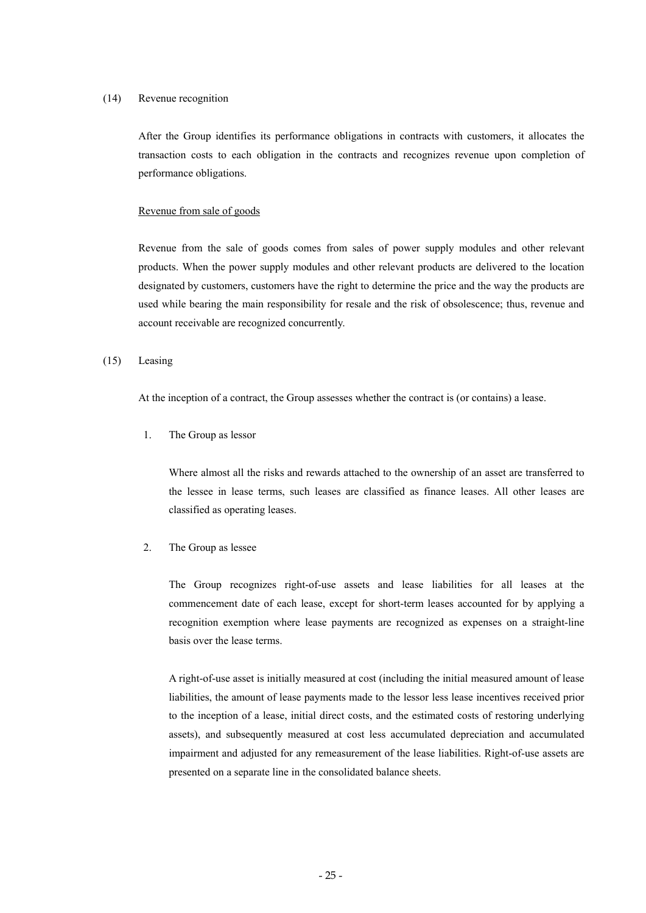(14) Revenue recognition

After the Group identifies its performance obligations in contracts with customers, it allocates the transaction costs to each obligation in the contracts and recognizes revenue upon completion of performance obligations.

Revenue from sale of goods

Revenue from the sale of goods comes from sales of power supply modules and other relevant products. When the power supply modules and other relevant products are delivered to the location designated by customers, customers have the right to determine the price and the way the products are used while bearing the main responsibility for resale and the risk of obsolescence; thus, revenue and account receivable are recognized concurrently.

(15) Leasing

At the inception of a contract, the Group assesses whether the contract is (or contains) a lease.

1. The Group as lessor

   Where almost all the risks and rewards attached to the ownership of an asset are transferred to the lessee in lease terms, such leases are classified as finance leases. All other leases are classified as operating leases.

2. The Group as lessee

   The Group recognizes right-of-use assets and lease liabilities for all leases at the commencement date of each lease, except for short-term leases accounted for by applying a recognition exemption where lease payments are recognized as expenses on a straight-line basis over the lease terms.

   A right-of-use asset is initially measured at cost (including the initial measured amount of lease liabilities, the amount of lease payments made to the lessor less lease incentives received prior to the inception of a lease, initial direct costs, and the estimated costs of restoring underlying assets), and subsequently measured at cost less accumulated depreciation and accumulated impairment and adjusted for any remeasurement of the lease liabilities. Right-of-use assets are presented on a separate line in the consolidated balance sheets.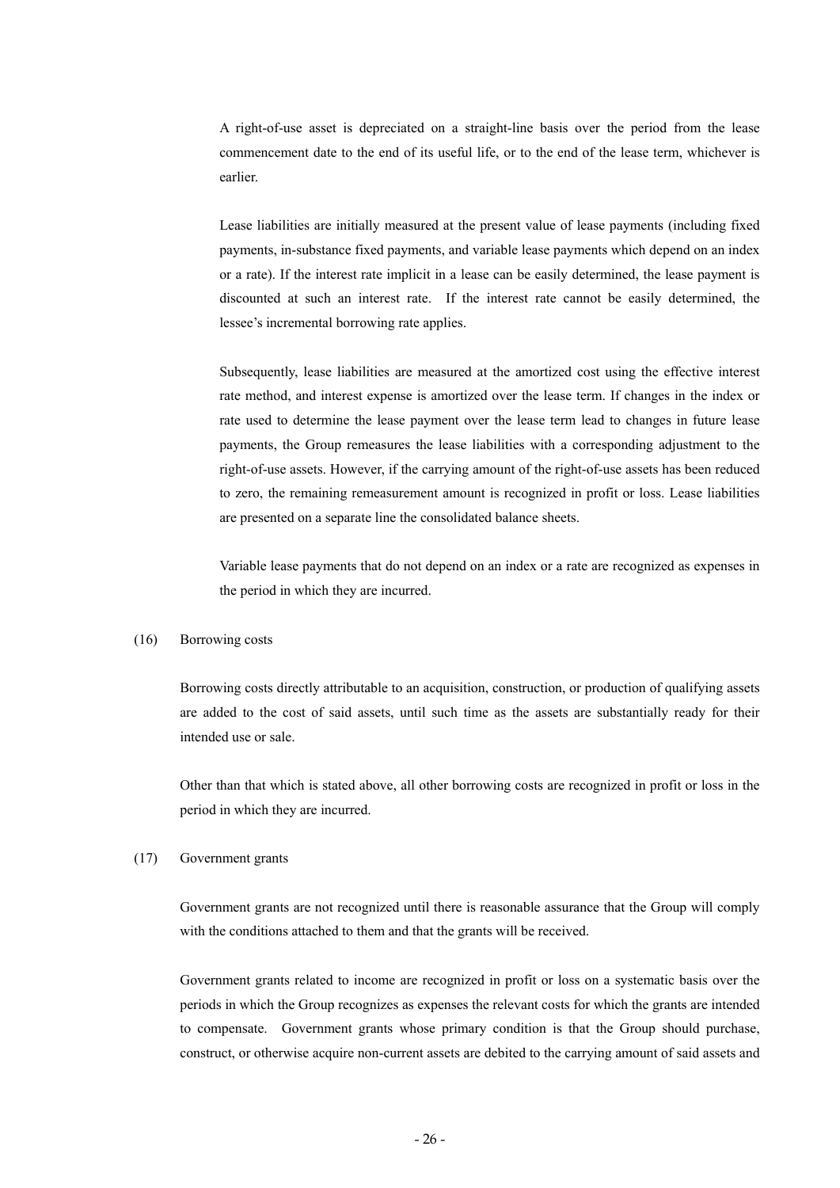A right-of-use asset is depreciated on a straight-line basis over the period from the lease commencement date to the end of its useful life, or to the end of the lease term, whichever is earlier.

Lease liabilities are initially measured at the present value of lease payments (including fixed payments, in-substance fixed payments, and variable lease payments which depend on an index or a rate). If the interest rate implicit in a lease can be easily determined, the lease payment is discounted at such an interest rate. If the interest rate cannot be easily determined, the lessee's incremental borrowing rate applies.

Subsequently, lease liabilities are measured at the amortized cost using the effective interest rate method, and interest expense is amortized over the lease term. If changes in the index or rate used to determine the lease payment over the lease term lead to changes in future lease payments, the Group remeasures the lease liabilities with a corresponding adjustment to the right-of-use assets. However, if the carrying amount of the right-of-use assets has been reduced to zero, the remaining remeasurement amount is recognized in profit or loss. Lease liabilities are presented on a separate line the consolidated balance sheets.

Variable lease payments that do not depend on an index or a rate are recognized as expenses in the period in which they are incurred.

(16) Borrowing costs

Borrowing costs directly attributable to an acquisition, construction, or production of qualifying assets are added to the cost of said assets, until such time as the assets are substantially ready for their intended use or sale.

Other than that which is stated above, all other borrowing costs are recognized in profit or loss in the period in which they are incurred.

(17) Government grants

Government grants are not recognized until there is reasonable assurance that the Group will comply with the conditions attached to them and that the grants will be received.

Government grants related to income are recognized in profit or loss on a systematic basis over the periods in which the Group recognizes as expenses the relevant costs for which the grants are intended to compensate. Government grants whose primary condition is that the Group should purchase, construct, or otherwise acquire non-current assets are debited to the carrying amount of said assets and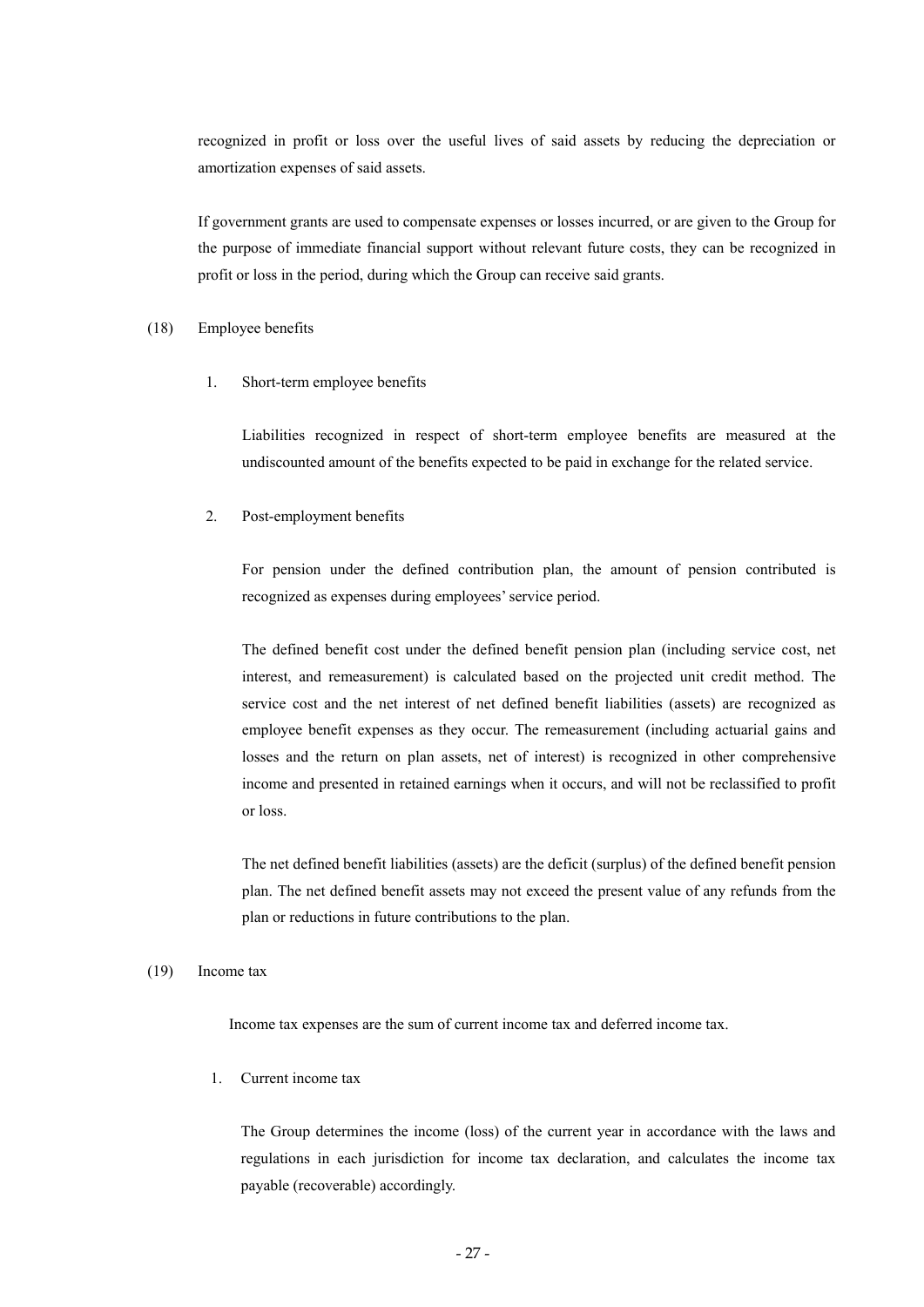recognized in profit or loss over the useful lives of said assets by reducing the depreciation or amortization expenses of said assets.

If government grants are used to compensate expenses or losses incurred, or are given to the Group for the purpose of immediate financial support without relevant future costs, they can be recognized in profit or loss in the period, during which the Group can receive said grants.

(18) Employee benefits

1. Short-term employee benefits

Liabilities recognized in respect of short-term employee benefits are measured at the undiscounted amount of the benefits expected to be paid in exchange for the related service.

2. Post-employment benefits

For pension under the defined contribution plan, the amount of pension contributed is recognized as expenses during employees' service period.

The defined benefit cost under the defined benefit pension plan (including service cost, net interest, and remeasurement) is calculated based on the projected unit credit method. The service cost and the net interest of net defined benefit liabilities (assets) are recognized as employee benefit expenses as they occur. The remeasurement (including actuarial gains and losses and the return on plan assets, net of interest) is recognized in other comprehensive income and presented in retained earnings when it occurs, and will not be reclassified to profit or loss.

The net defined benefit liabilities (assets) are the deficit (surplus) of the defined benefit pension plan. The net defined benefit assets may not exceed the present value of any refunds from the plan or reductions in future contributions to the plan.

(19) Income tax

Income tax expenses are the sum of current income tax and deferred income tax.

1. Current income tax

The Group determines the income (loss) of the current year in accordance with the laws and regulations in each jurisdiction for income tax declaration, and calculates the income tax payable (recoverable) accordingly.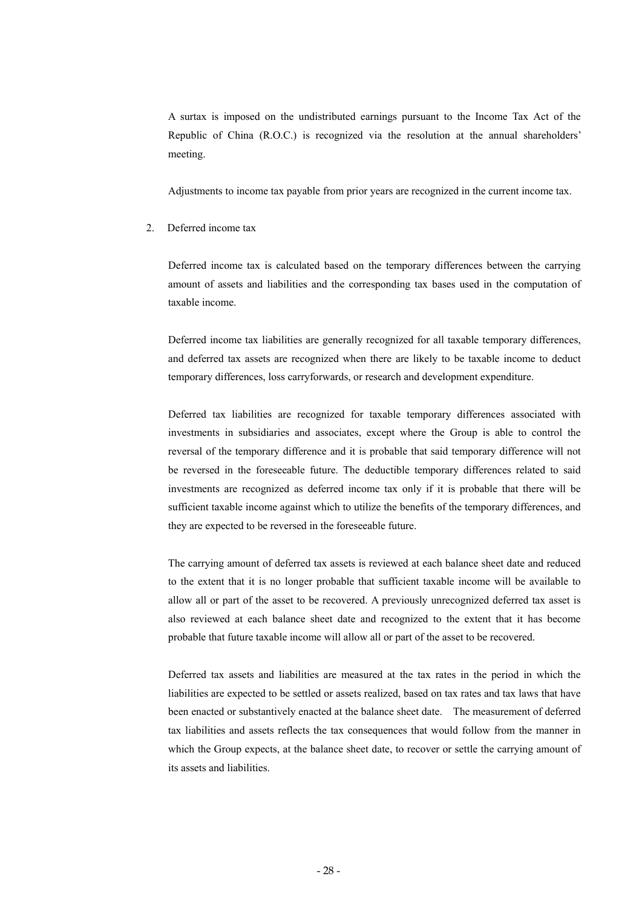A surtax is imposed on the undistributed earnings pursuant to the Income Tax Act of the Republic of China (R.O.C.) is recognized via the resolution at the annual shareholders' meeting.

Adjustments to income tax payable from prior years are recognized in the current income tax.

2. Deferred income tax

Deferred income tax is calculated based on the temporary differences between the carrying amount of assets and liabilities and the corresponding tax bases used in the computation of taxable income.

Deferred income tax liabilities are generally recognized for all taxable temporary differences, and deferred tax assets are recognized when there are likely to be taxable income to deduct temporary differences, loss carryforwards, or research and development expenditure.

Deferred tax liabilities are recognized for taxable temporary differences associated with investments in subsidiaries and associates, except where the Group is able to control the reversal of the temporary difference and it is probable that said temporary difference will not be reversed in the foreseeable future. The deductible temporary differences related to said investments are recognized as deferred income tax only if it is probable that there will be sufficient taxable income against which to utilize the benefits of the temporary differences, and they are expected to be reversed in the foreseeable future.

The carrying amount of deferred tax assets is reviewed at each balance sheet date and reduced to the extent that it is no longer probable that sufficient taxable income will be available to allow all or part of the asset to be recovered. A previously unrecognized deferred tax asset is also reviewed at each balance sheet date and recognized to the extent that it has become probable that future taxable income will allow all or part of the asset to be recovered.

Deferred tax assets and liabilities are measured at the tax rates in the period in which the liabilities are expected to be settled or assets realized, based on tax rates and tax laws that have been enacted or substantively enacted at the balance sheet date. The measurement of deferred tax liabilities and assets reflects the tax consequences that would follow from the manner in which the Group expects, at the balance sheet date, to recover or settle the carrying amount of its assets and liabilities.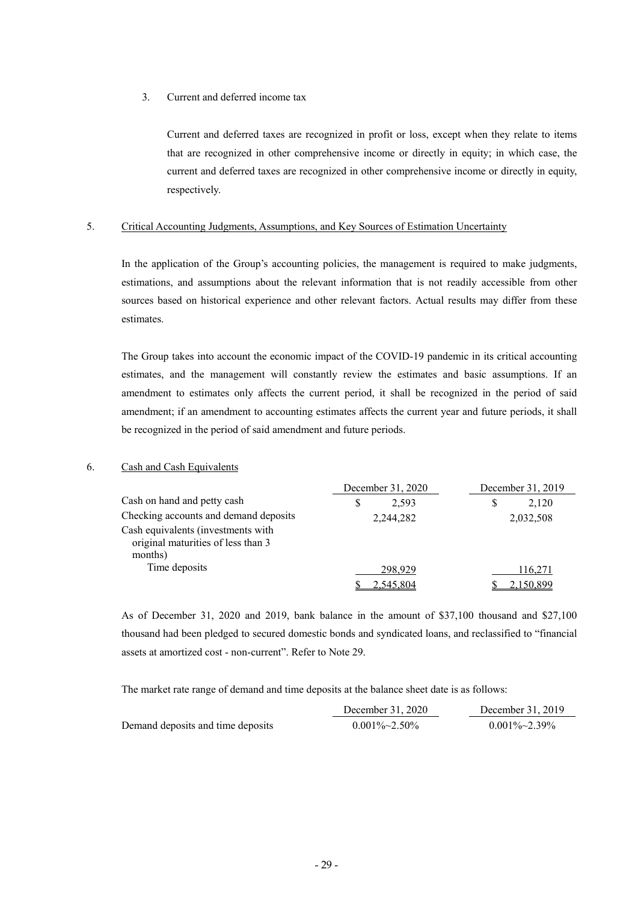3. Current and deferred income tax

Current and deferred taxes are recognized in profit or loss, except when they relate to items that are recognized in other comprehensive income or directly in equity; in which case, the current and deferred taxes are recognized in other comprehensive income or directly in equity, respectively.

## 5. Critical Accounting Judgments, Assumptions, and Key Sources of Estimation Uncertainty

In the application of the Group's accounting policies, the management is required to make judgments, estimations, and assumptions about the relevant information that is not readily accessible from other sources based on historical experience and other relevant factors. Actual results may differ from these estimates.

The Group takes into account the economic impact of the COVID-19 pandemic in its critical accounting estimates, and the management will constantly review the estimates and basic assumptions. If an amendment to estimates only affects the current period, it shall be recognized in the period of said amendment; if an amendment to accounting estimates affects the current year and future periods, it shall be recognized in the period of said amendment and future periods.

## 6. Cash and Cash Equivalents

| | December 31, 2020 | December 31, 2019 |
|---|---|---|
| Cash on hand and petty cash | $ 2,593 | $ 2,120 |
| Checking accounts and demand deposits | 2,244,282 | 2,032,508 |
| Cash equivalents (investments with original maturities of less than 3 months) | | |
| Time deposits | 298,929 | 116,271 |
| | $ 2,545,804 | $ 2,150,899 |

As of December 31, 2020 and 2019, bank balance in the amount of $37,100 thousand and $27,100 thousand had been pledged to secured domestic bonds and syndicated loans, and reclassified to "financial assets at amortized cost - non-current". Refer to Note 29.

The market rate range of demand and time deposits at the balance sheet date is as follows:

| | December 31, 2020 | December 31, 2019 |
|---|---|---|
| Demand deposits and time deposits | 0.001%~2.50% | 0.001%~2.39% |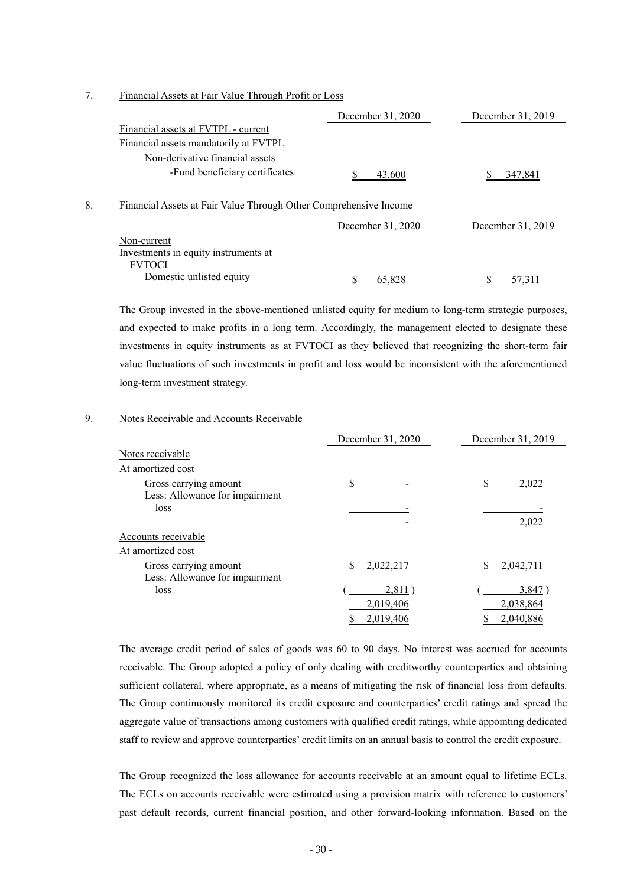## 7. Financial Assets at Fair Value Through Profit or Loss

| | December 31, 2020 | December 31, 2019 |
|---|---|---|
| Financial assets at FVTPL - current | | |
| Financial assets mandatorily at FVTPL | | |
| Non-derivative financial assets | | |
| -Fund beneficiary certificates | $ 43,600 | $ 347,841 |

## 8. Financial Assets at Fair Value Through Other Comprehensive Income

| | December 31, 2020 | December 31, 2019 |
|---|---|---|
| Non-current | | |
| Investments in equity instruments at FVTOCI | | |
| Domestic unlisted equity | $ 65,828 | $ 57,311 |

The Group invested in the above-mentioned unlisted equity for medium to long-term strategic purposes, and expected to make profits in a long term. Accordingly, the management elected to designate these investments in equity instruments as at FVTOCI as they believed that recognizing the short-term fair value fluctuations of such investments in profit and loss would be inconsistent with the aforementioned long-term investment strategy.

## 9. Notes Receivable and Accounts Receivable

| | December 31, 2020 | December 31, 2019 |
|---|---|---|
| Notes receivable | | |
| At amortized cost | | |
| Gross carrying amount | $ - | $ 2,022 |
| Less: Allowance for impairment loss | - | - |
| | - | 2,022 |
| Accounts receivable | | |
| At amortized cost | | |
| Gross carrying amount | $ 2,022,217 | $ 2,042,711 |
| Less: Allowance for impairment loss | ( 2,811 ) | ( 3,847 ) |
| | 2,019,406 | 2,038,864 |
| | $ 2,019,406 | $ 2,040,886 |

The average credit period of sales of goods was 60 to 90 days. No interest was accrued for accounts receivable. The Group adopted a policy of only dealing with creditworthy counterparties and obtaining sufficient collateral, where appropriate, as a means of mitigating the risk of financial loss from defaults. The Group continuously monitored its credit exposure and counterparties' credit ratings and spread the aggregate value of transactions among customers with qualified credit ratings, while appointing dedicated staff to review and approve counterparties' credit limits on an annual basis to control the credit exposure.

The Group recognized the loss allowance for accounts receivable at an amount equal to lifetime ECLs. The ECLs on accounts receivable were estimated using a provision matrix with reference to customers' past default records, current financial position, and other forward-looking information. Based on the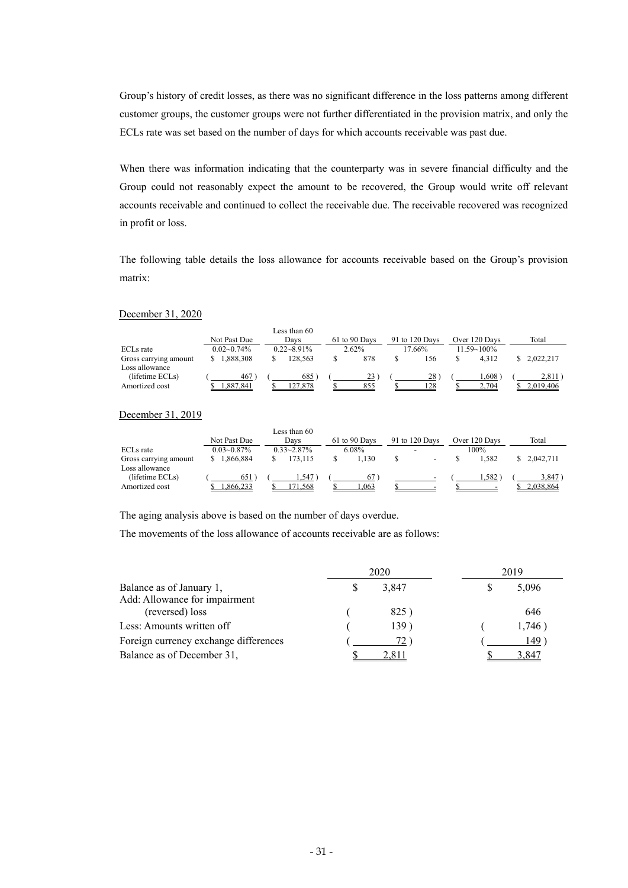Group's history of credit losses, as there was no significant difference in the loss patterns among different customer groups, the customer groups were not further differentiated in the provision matrix, and only the ECLs rate was set based on the number of days for which accounts receivable was past due.

When there was information indicating that the counterparty was in severe financial difficulty and the Group could not reasonably expect the amount to be recovered, the Group would write off relevant accounts receivable and continued to collect the receivable due. The receivable recovered was recognized in profit or loss.

The following table details the loss allowance for accounts receivable based on the Group's provision matrix:

December 31, 2020

| | Not Past Due | Less than 60 Days | 61 to 90 Days | 91 to 120 Days | Over 120 Days | Total |
|---|---|---|---|---|---|---|
| ECLs rate | 0.03~0.74% | 0.22~8.91% | 2.62% | 17.66% | 11.59~100% | |
| Gross carrying amount | $ 1,888,308 | $ 128,563 | $ 878 | $ 156 | $ 4,312 | $ 2,022,217 |
| Loss allowance (lifetime ECLs) | ( 467 ) | ( 685 ) | ( 23 ) | ( 28 ) | ( 1,608 ) | ( 2,811 ) |
| Amortized cost | $ 1,887,841 | $ 127,878 | $ 855 | $ 128 | $ 2,704 | $ 2,019,406 |

December 31, 2019

| | Not Past Due | Less than 60 Days | 61 to 90 Days | 91 to 120 Days | Over 120 Days | Total |
|---|---|---|---|---|---|---|
| ECLs rate | 0.03~0.87% | 0.33~2.87% | 6.08% | - | 100% | |
| Gross carrying amount | $ 1,866,884 | $ 173,115 | $ 1,130 | $ - | $ 1,582 | $ 2,042,711 |
| Loss allowance (lifetime ECLs) | ( 651 ) | ( 1,547 ) | ( 67 ) | - | ( 1,582 ) | ( 3,847 ) |
| Amortized cost | $ 1,866,233 | $ 171,568 | $ 1,063 | $ - | $ - | $ 2,038,864 |

The aging analysis above is based on the number of days overdue.

The movements of the loss allowance of accounts receivable are as follows:

| | 2020 | 2019 |
|---|---|---|
| Balance as of January 1, | $ 3,847 | $ 5,096 |
| Add: Allowance for impairment (reversed) loss | ( 825 ) | 646 |
| Less: Amounts written off | ( 139 ) | ( 1,746 ) |
| Foreign currency exchange differences | ( 72 ) | ( 149 ) |
| Balance as of December 31, | $ 2,811 | $ 3,847 |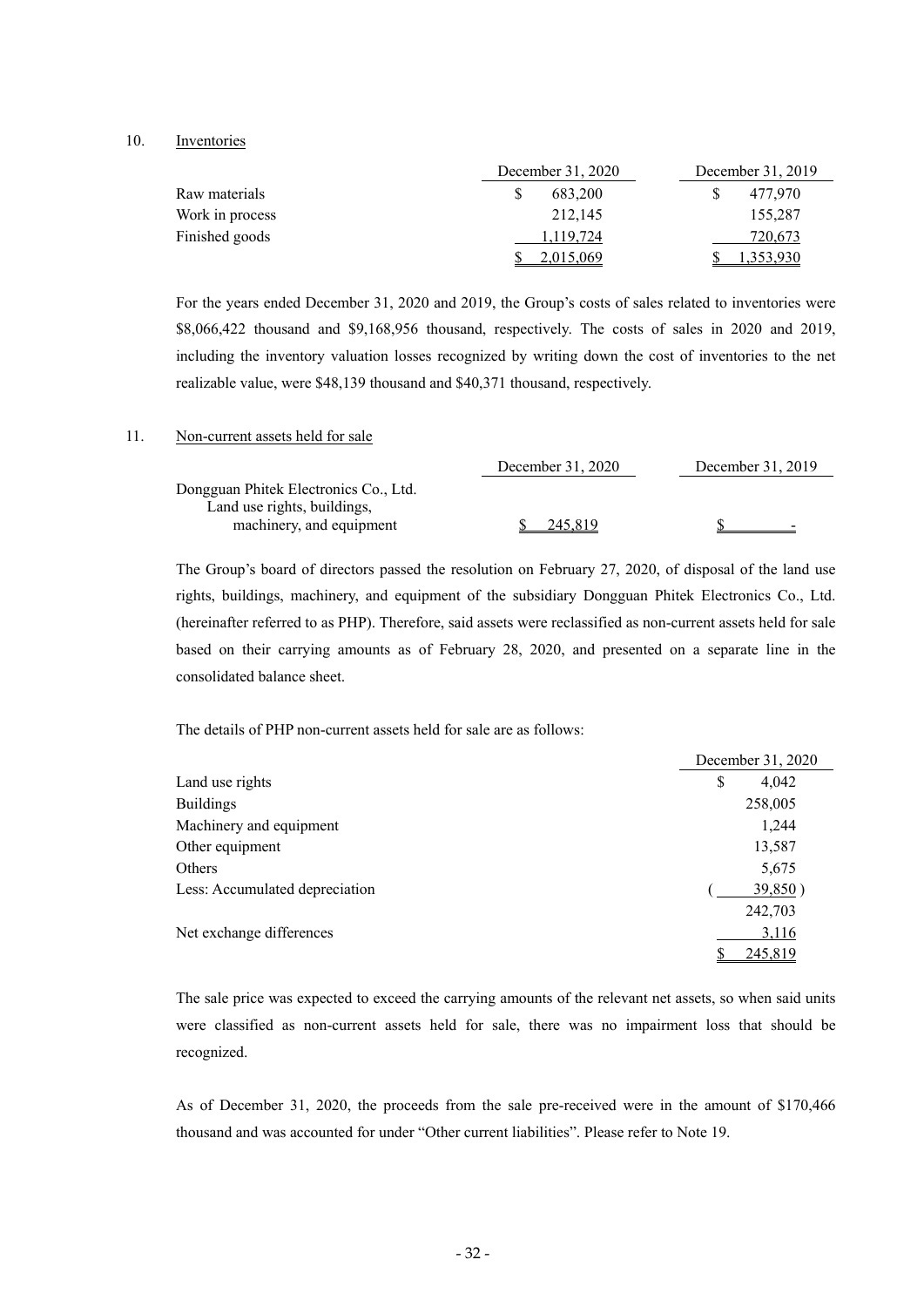## 10. Inventories

| | December 31, 2020 | December 31, 2019 |
|---|---|---|
| Raw materials | $ 683,200 | $ 477,970 |
| Work in process | 212,145 | 155,287 |
| Finished goods | 1,119,724 | 720,673 |
| | $ 2,015,069 | $ 1,353,930 |

For the years ended December 31, 2020 and 2019, the Group's costs of sales related to inventories were $8,066,422 thousand and $9,168,956 thousand, respectively. The costs of sales in 2020 and 2019, including the inventory valuation losses recognized by writing down the cost of inventories to the net realizable value, were $48,139 thousand and $40,371 thousand, respectively.

## 11. Non-current assets held for sale

| | December 31, 2020 | December 31, 2019 |
|---|---|---|
| Dongguan Phitek Electronics Co., Ltd. Land use rights, buildings, machinery, and equipment | $ 245,819 | $ - |

The Group's board of directors passed the resolution on February 27, 2020, of disposal of the land use rights, buildings, machinery, and equipment of the subsidiary Dongguan Phitek Electronics Co., Ltd. (hereinafter referred to as PHP). Therefore, said assets were reclassified as non-current assets held for sale based on their carrying amounts as of February 28, 2020, and presented on a separate line in the consolidated balance sheet.

The details of PHP non-current assets held for sale are as follows:

| | December 31, 2020 |
|---|---|
| Land use rights | $ 4,042 |
| Buildings | 258,005 |
| Machinery and equipment | 1,244 |
| Other equipment | 13,587 |
| Others | 5,675 |
| Less: Accumulated depreciation | ( 39,850 ) |
| | 242,703 |
| Net exchange differences | 3,116 |
| | $ 245,819 |

The sale price was expected to exceed the carrying amounts of the relevant net assets, so when said units were classified as non-current assets held for sale, there was no impairment loss that should be recognized.

As of December 31, 2020, the proceeds from the sale pre-received were in the amount of $170,466 thousand and was accounted for under "Other current liabilities". Please refer to Note 19.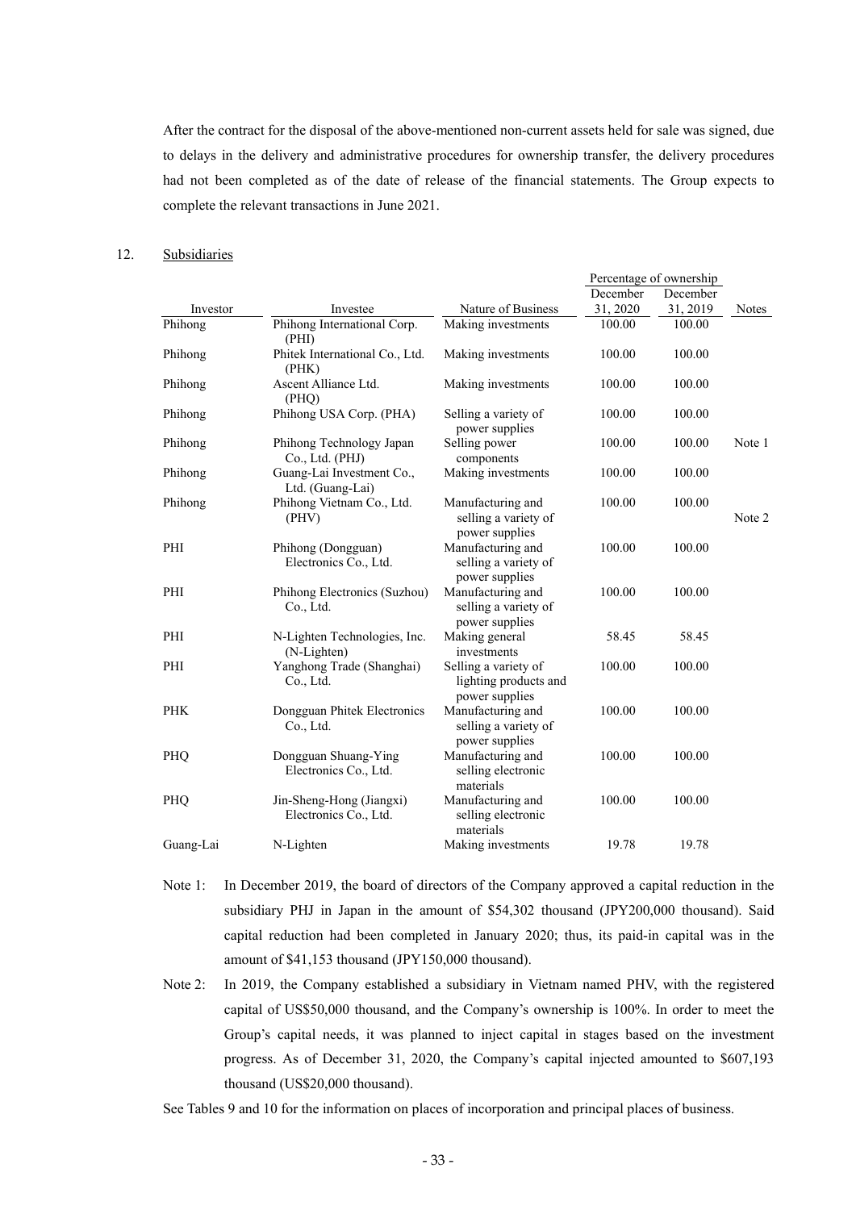After the contract for the disposal of the above-mentioned non-current assets held for sale was signed, due to delays in the delivery and administrative procedures for ownership transfer, the delivery procedures had not been completed as of the date of release of the financial statements. The Group expects to complete the relevant transactions in June 2021.

12. Subsidiaries

| Investor | Investee | Nature of Business | Percentage of ownership December 31, 2020 | Percentage of ownership December 31, 2019 | Notes |
|---|---|---|---|---|---|
| Phihong | Phihong International Corp. (PHI) | Making investments | 100.00 | 100.00 | |
| Phihong | Phitek International Co., Ltd. (PHK) | Making investments | 100.00 | 100.00 | |
| Phihong | Ascent Alliance Ltd. (PHQ) | Making investments | 100.00 | 100.00 | |
| Phihong | Phihong USA Corp. (PHA) | Selling a variety of power supplies | 100.00 | 100.00 | |
| Phihong | Phihong Technology Japan Co., Ltd. (PHJ) | Selling power components | 100.00 | 100.00 | Note 1 |
| Phihong | Guang-Lai Investment Co., Ltd. (Guang-Lai) | Making investments | 100.00 | 100.00 | |
| Phihong | Phihong Vietnam Co., Ltd. (PHV) | Manufacturing and selling a variety of power supplies | 100.00 | 100.00 | Note 2 |
| PHI | Phihong (Dongguan) Electronics Co., Ltd. | Manufacturing and selling a variety of power supplies | 100.00 | 100.00 | |
| PHI | Phihong Electronics (Suzhou) Co., Ltd. | Manufacturing and selling a variety of power supplies | 100.00 | 100.00 | |
| PHI | N-Lighten Technologies, Inc. (N-Lighten) | Making general investments | 58.45 | 58.45 | |
| PHI | Yanghong Trade (Shanghai) Co., Ltd. | Selling a variety of lighting products and power supplies | 100.00 | 100.00 | |
| PHK | Dongguan Phitek Electronics Co., Ltd. | Manufacturing and selling a variety of power supplies | 100.00 | 100.00 | |
| PHQ | Dongguan Shuang-Ying Electronics Co., Ltd. | Manufacturing and selling electronic materials | 100.00 | 100.00 | |
| PHQ | Jin-Sheng-Hong (Jiangxi) Electronics Co., Ltd. | Manufacturing and selling electronic materials | 100.00 | 100.00 | |
| Guang-Lai | N-Lighten | Making investments | 19.78 | 19.78 | |

Note 1: In December 2019, the board of directors of the Company approved a capital reduction in the subsidiary PHJ in Japan in the amount of $54,302 thousand (JPY200,000 thousand). Said capital reduction had been completed in January 2020; thus, its paid-in capital was in the amount of $41,153 thousand (JPY150,000 thousand).

Note 2: In 2019, the Company established a subsidiary in Vietnam named PHV, with the registered capital of US$50,000 thousand, and the Company's ownership is 100%. In order to meet the Group's capital needs, it was planned to inject capital in stages based on the investment progress. As of December 31, 2020, the Company's capital injected amounted to $607,193 thousand (US$20,000 thousand).

See Tables 9 and 10 for the information on places of incorporation and principal places of business.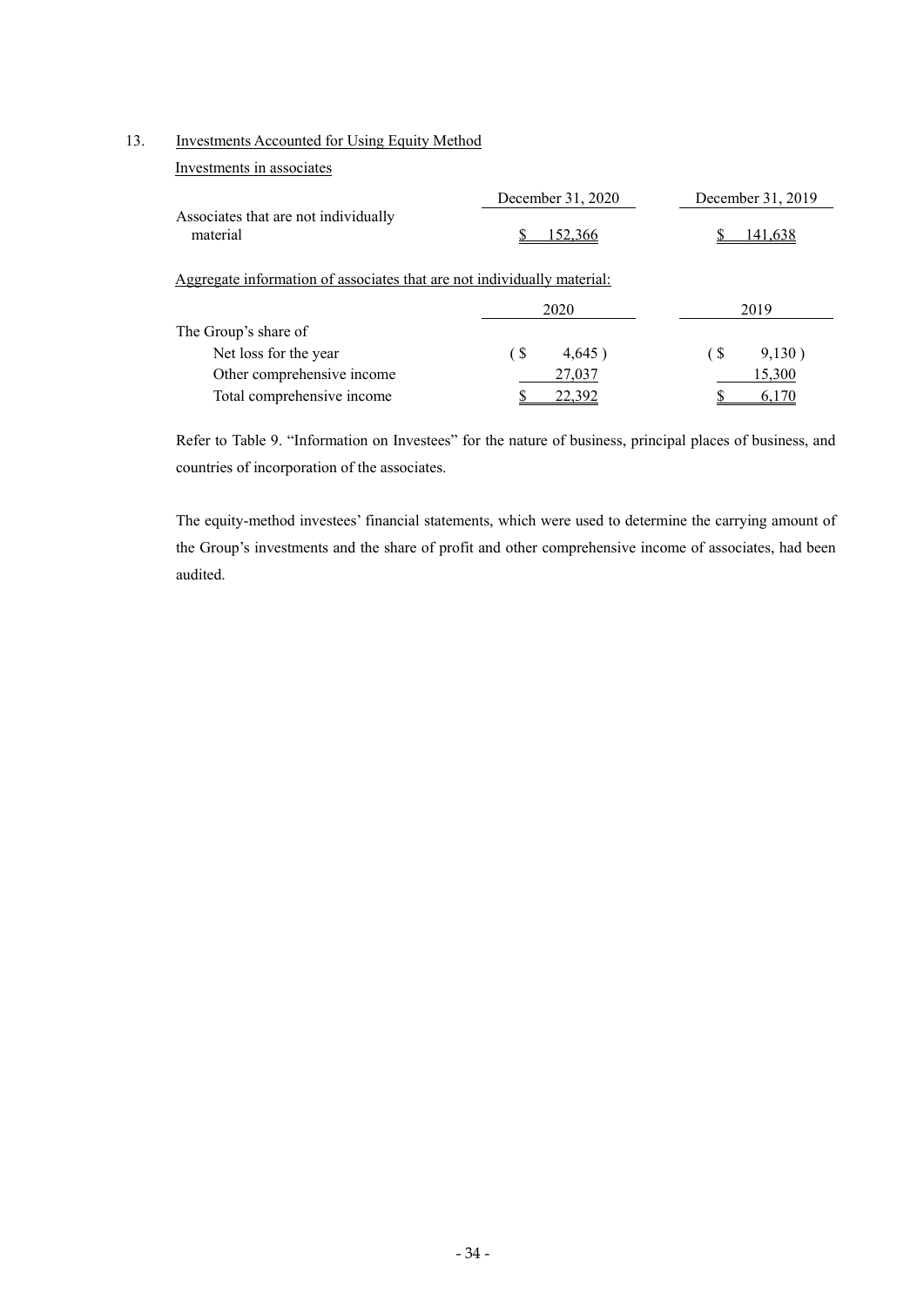## 13. Investments Accounted for Using Equity Method

Investments in associates

| | December 31, 2020 | December 31, 2019 |
|---|---|---|
| Associates that are not individually material | $ 152,366 | $ 141,638 |

Aggregate information of associates that are not individually material:

| | 2020 | 2019 |
|---|---|---|
| The Group's share of | | |
| Net loss for the year | ( $ 4,645 ) | ( $ 9,130 ) |
| Other comprehensive income | 27,037 | 15,300 |
| Total comprehensive income | $ 22,392 | $ 6,170 |

Refer to Table 9. "Information on Investees" for the nature of business, principal places of business, and countries of incorporation of the associates.

The equity-method investees' financial statements, which were used to determine the carrying amount of the Group's investments and the share of profit and other comprehensive income of associates, had been audited.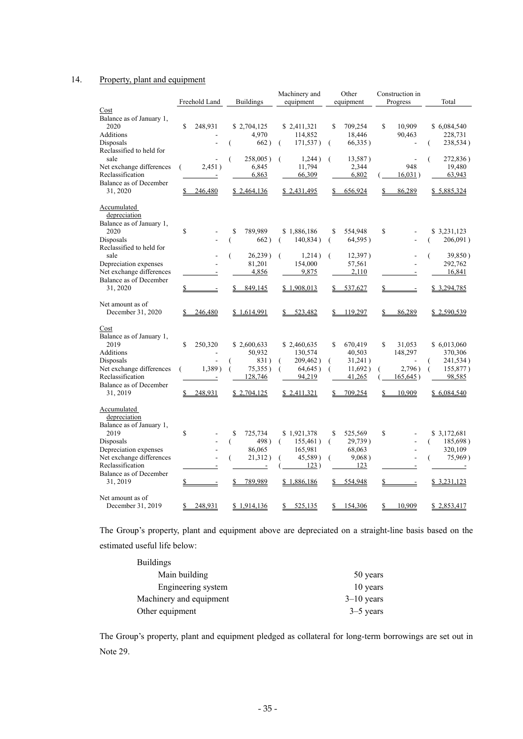## 14. Property, plant and equipment

| | Freehold Land | Buildings | Machinery and equipment | Other equipment | Construction in Progress | Total |
|---|---|---|---|---|---|---|
| Cost | | | | | | |
| Balance as of January 1, 2020 | $ 248,931 | $ 2,704,125 | $ 2,411,321 | $ 709,254 | $ 10,909 | $ 6,084,540 |
| Additions | - | 4,970 | 114,852 | 18,446 | 90,463 | 228,731 |
| Disposals | - | ( 662 ) | ( 171,537 ) | ( 66,335 ) | - | ( 238,534 ) |
| Reclassified to held for sale | - | ( 258,005 ) | ( 1,244 ) | ( 13,587 ) | - | ( 272,836 ) |
| Net exchange differences | ( 2,451 ) | 6,845 | 11,794 | 2,344 | 948 | 19,480 |
| Reclassification | - | 6,863 | 66,309 | 6,802 | ( 16,031 ) | 63,943 |
| Balance as of December 31, 2020 | $ 246,480 | $ 2,464,136 | $ 2,431,495 | $ 656,924 | $ 86,289 | $ 5,885,324 |
| Accumulated depreciation | | | | | | |
| Balance as of January 1, 2020 | $ - | $ 789,989 | $ 1,886,186 | $ 554,948 | $ - | $ 3,231,123 |
| Disposals | - | ( 662 ) | ( 140,834 ) | ( 64,595 ) | - | ( 206,091 ) |
| Reclassified to held for sale | - | ( 26,239 ) | ( 1,214 ) | ( 12,397 ) | - | ( 39,850 ) |
| Depreciation expenses | - | 81,201 | 154,000 | 57,561 | - | 292,762 |
| Net exchange differences | - | 4,856 | 9,875 | 2,110 | - | 16,841 |
| Balance as of December 31, 2020 | $ - | $ 849,145 | $ 1,908,013 | $ 537,627 | $ - | $ 3,294,785 |
| Net amount as of December 31, 2020 | $ 246,480 | $ 1,614,991 | $ 523,482 | $ 119,297 | $ 86,289 | $ 2,590,539 |
| Cost | | | | | | |
| Balance as of January 1, 2019 | $ 250,320 | $ 2,600,633 | $ 2,460,635 | $ 670,419 | $ 31,053 | $ 6,013,060 |
| Additions | - | 50,932 | 130,574 | 40,503 | 148,297 | 370,306 |
| Disposals | - | ( 831 ) | ( 209,462 ) | ( 31,241 ) | - | ( 241,534 ) |
| Net exchange differences | ( 1,389 ) | ( 75,355 ) | ( 64,645 ) | ( 11,692 ) | ( 2,796 ) | ( 155,877 ) |
| Reclassification | - | 128,746 | 94,219 | 41,265 | ( 165,645 ) | 98,585 |
| Balance as of December 31, 2019 | $ 248,931 | $ 2,704,125 | $ 2,411,321 | $ 709,254 | $ 10,909 | $ 6,084,540 |
| Accumulated depreciation | | | | | | |
| Balance as of January 1, 2019 | $ - | $ 725,734 | $ 1,921,378 | $ 525,569 | $ - | $ 3,172,681 |
| Disposals | - | ( 498 ) | ( 155,461 ) | ( 29,739 ) | - | ( 185,698 ) |
| Depreciation expenses | - | 86,065 | 165,981 | 68,063 | - | 320,109 |
| Net exchange differences | - | ( 21,312 ) | ( 45,589 ) | ( 9,068 ) | - | ( 75,969 ) |
| Reclassification | - | - | ( 123 ) | 123 | - | - |
| Balance as of December 31, 2019 | $ - | $ 789,989 | $ 1,886,186 | $ 554,948 | $ - | $ 3,231,123 |
| Net amount as of December 31, 2019 | $ 248,931 | $ 1,914,136 | $ 525,135 | $ 154,306 | $ 10,909 | $ 2,853,417 |

The Group's property, plant and equipment above are depreciated on a straight-line basis based on the estimated useful life below:

| | |
|---|---|
| Buildings | |
| Main building | 50 years |
| Engineering system | 10 years |
| Machinery and equipment | 3–10 years |
| Other equipment | 3–5 years |

The Group's property, plant and equipment pledged as collateral for long-term borrowings are set out in Note 29.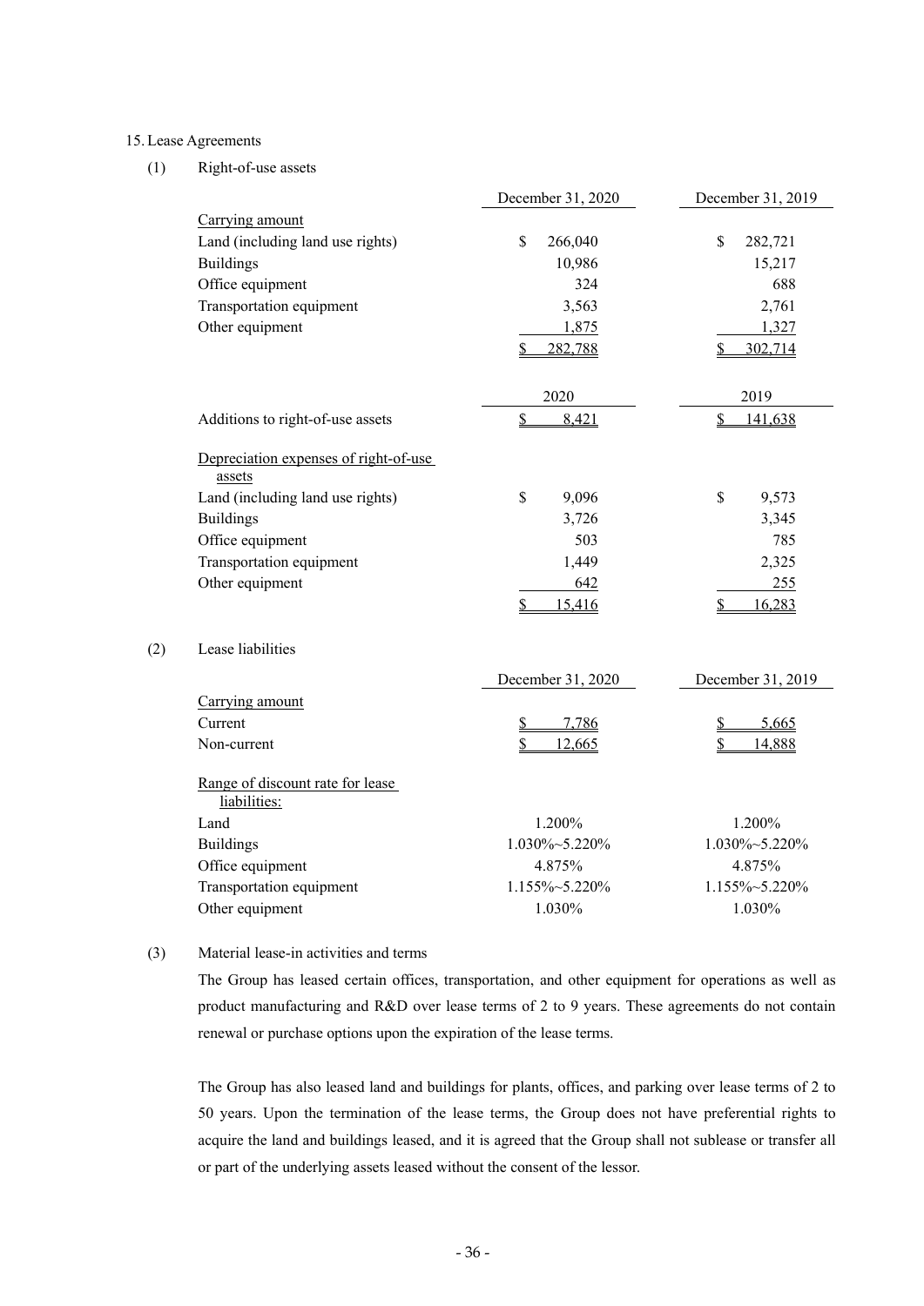15. Lease Agreements

(1) Right-of-use assets

| | December 31, 2020 | December 31, 2019 |
|---|---|---|
| Carrying amount | | |
| Land (including land use rights) | $ 266,040 | $ 282,721 |
| Buildings | 10,986 | 15,217 |
| Office equipment | 324 | 688 |
| Transportation equipment | 3,563 | 2,761 |
| Other equipment | 1,875 | 1,327 |
| | $ 282,788 | $ 302,714 |

| | 2020 | 2019 |
|---|---|---|
| Additions to right-of-use assets | $ 8,421 | $ 141,638 |
| Depreciation expenses of right-of-use assets | | |
| Land (including land use rights) | $ 9,096 | $ 9,573 |
| Buildings | 3,726 | 3,345 |
| Office equipment | 503 | 785 |
| Transportation equipment | 1,449 | 2,325 |
| Other equipment | 642 | 255 |
| | $ 15,416 | $ 16,283 |

(2) Lease liabilities

| | December 31, 2020 | December 31, 2019 |
|---|---|---|
| Carrying amount | | |
| Current | $ 7,786 | $ 5,665 |
| Non-current | $ 12,665 | $ 14,888 |
| Range of discount rate for lease liabilities: | | |
| Land | 1.200% | 1.200% |
| Buildings | 1.030%~5.220% | 1.030%~5.220% |
| Office equipment | 4.875% | 4.875% |
| Transportation equipment | 1.155%~5.220% | 1.155%~5.220% |
| Other equipment | 1.030% | 1.030% |

(3) Material lease-in activities and terms

The Group has leased certain offices, transportation, and other equipment for operations as well as product manufacturing and R&D over lease terms of 2 to 9 years. These agreements do not contain renewal or purchase options upon the expiration of the lease terms.

The Group has also leased land and buildings for plants, offices, and parking over lease terms of 2 to 50 years. Upon the termination of the lease terms, the Group does not have preferential rights to acquire the land and buildings leased, and it is agreed that the Group shall not sublease or transfer all or part of the underlying assets leased without the consent of the lessor.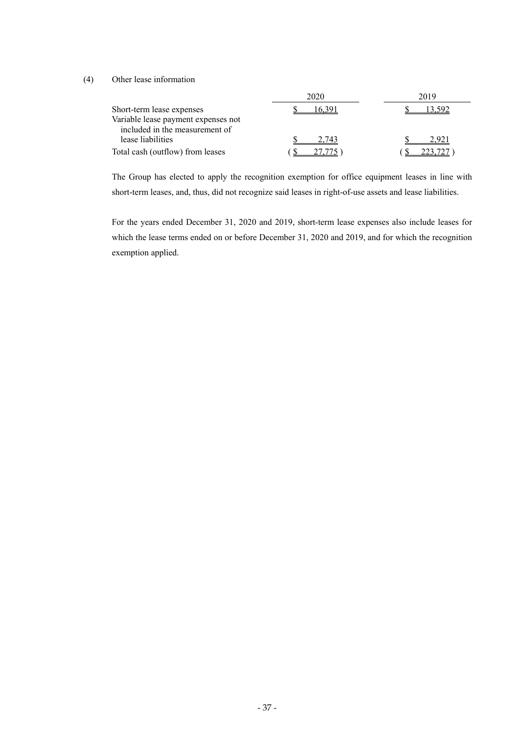(4) Other lease information

| | 2020 | 2019 |
|---|---|---|
| Short-term lease expenses | $ 16,391 | $ 13,592 |
| Variable lease payment expenses not included in the measurement of lease liabilities | $ 2,743 | $ 2,921 |
| Total cash (outflow) from leases | ( $ 27,775 ) | ( $ 223,727 ) |

The Group has elected to apply the recognition exemption for office equipment leases in line with short-term leases, and, thus, did not recognize said leases in right-of-use assets and lease liabilities.

For the years ended December 31, 2020 and 2019, short-term lease expenses also include leases for which the lease terms ended on or before December 31, 2020 and 2019, and for which the recognition exemption applied.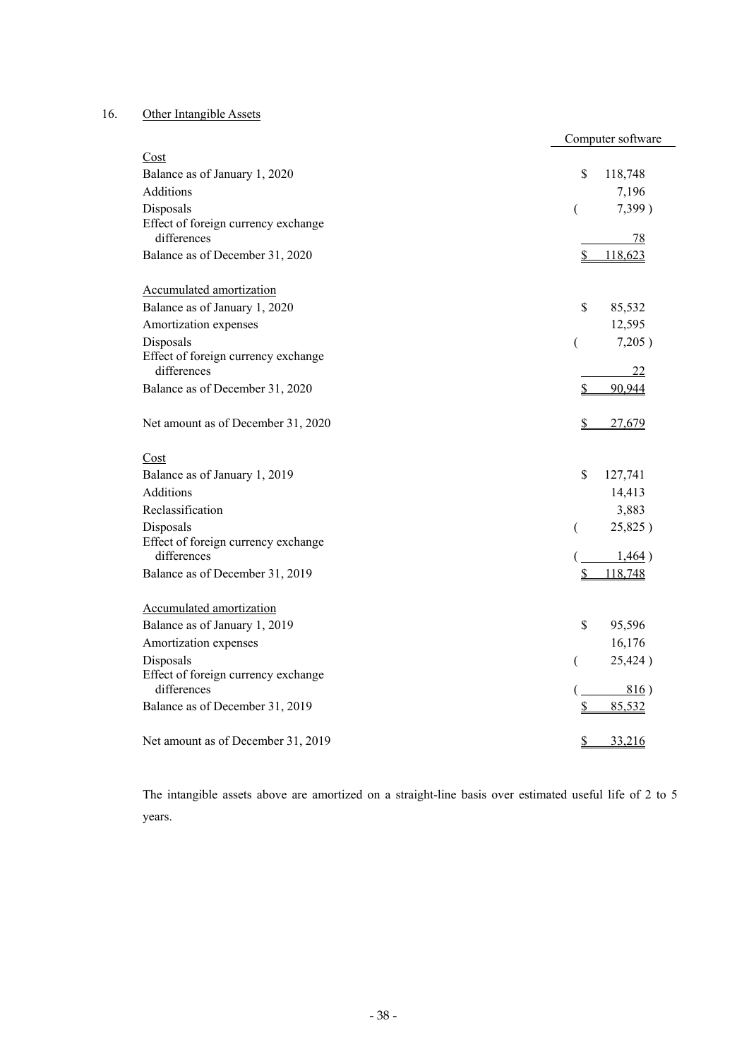16. Other Intangible Assets

| | Computer software |
|---|---|
| Cost | |
| Balance as of January 1, 2020 | $ 118,748 |
| Additions | 7,196 |
| Disposals | ( 7,399 ) |
| Effect of foreign currency exchange differences | 78 |
| Balance as of December 31, 2020 | $ 118,623 |
| | |
| Accumulated amortization | |
| Balance as of January 1, 2020 | $ 85,532 |
| Amortization expenses | 12,595 |
| Disposals | ( 7,205 ) |
| Effect of foreign currency exchange differences | 22 |
| Balance as of December 31, 2020 | $ 90,944 |
| | |
| Net amount as of December 31, 2020 | $ 27,679 |
| | |
| Cost | |
| Balance as of January 1, 2019 | $ 127,741 |
| Additions | 14,413 |
| Reclassification | 3,883 |
| Disposals | ( 25,825 ) |
| Effect of foreign currency exchange differences | ( 1,464 ) |
| Balance as of December 31, 2019 | $ 118,748 |
| | |
| Accumulated amortization | |
| Balance as of January 1, 2019 | $ 95,596 |
| Amortization expenses | 16,176 |
| Disposals | ( 25,424 ) |
| Effect of foreign currency exchange differences | ( 816 ) |
| Balance as of December 31, 2019 | $ 85,532 |
| | |
| Net amount as of December 31, 2019 | $ 33,216 |

The intangible assets above are amortized on a straight-line basis over estimated useful life of 2 to 5 years.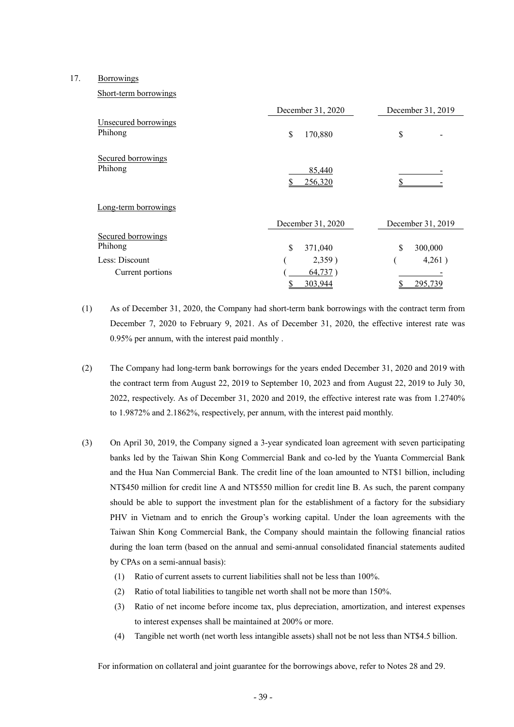17. Borrowings

Short-term borrowings

| | December 31, 2020 | December 31, 2019 |
|---|---|---|
| Unsecured borrowings | | |
| Phihong | $ 170,880 | $ - |
| Secured borrowings | | |
| Phihong | 85,440 | - |
| | $ 256,320 | $ - |

Long-term borrowings

| | December 31, 2020 | December 31, 2019 |
|---|---|---|
| Secured borrowings | | |
| Phihong | $ 371,040 | $ 300,000 |
| Less: Discount | ( 2,359 ) | ( 4,261 ) |
| Current portions | ( 64,737 ) | - |
| | $ 303,944 | $ 295,739 |

(1) As of December 31, 2020, the Company had short-term bank borrowings with the contract term from December 7, 2020 to February 9, 2021. As of December 31, 2020, the effective interest rate was 0.95% per annum, with the interest paid monthly .

(2) The Company had long-term bank borrowings for the years ended December 31, 2020 and 2019 with the contract term from August 22, 2019 to September 10, 2023 and from August 22, 2019 to July 30, 2022, respectively. As of December 31, 2020 and 2019, the effective interest rate was from 1.2740% to 1.9872% and 2.1862%, respectively, per annum, with the interest paid monthly.

(3) On April 30, 2019, the Company signed a 3-year syndicated loan agreement with seven participating banks led by the Taiwan Shin Kong Commercial Bank and co-led by the Yuanta Commercial Bank and the Hua Nan Commercial Bank. The credit line of the loan amounted to NT$1 billion, including NT$450 million for credit line A and NT$550 million for credit line B. As such, the parent company should be able to support the investment plan for the establishment of a factory for the subsidiary PHV in Vietnam and to enrich the Group's working capital. Under the loan agreements with the Taiwan Shin Kong Commercial Bank, the Company should maintain the following financial ratios during the loan term (based on the annual and semi-annual consolidated financial statements audited by CPAs on a semi-annual basis):

   (1) Ratio of current assets to current liabilities shall not be less than 100%.
   
   (2) Ratio of total liabilities to tangible net worth shall not be more than 150%.
   
   (3) Ratio of net income before income tax, plus depreciation, amortization, and interest expenses to interest expenses shall be maintained at 200% or more.
   
   (4) Tangible net worth (net worth less intangible assets) shall not be not less than NT$4.5 billion.

For information on collateral and joint guarantee for the borrowings above, refer to Notes 28 and 29.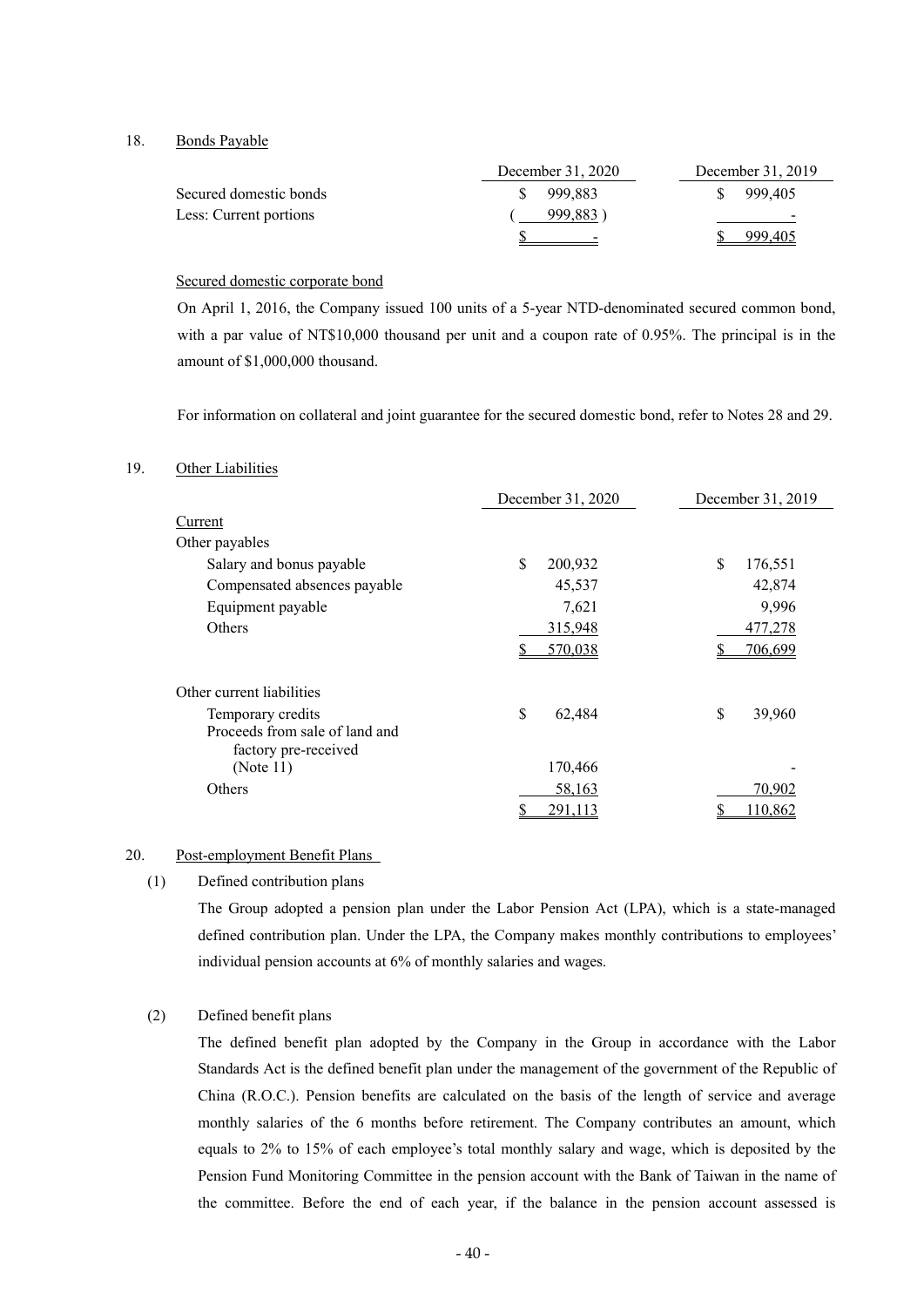18. Bonds Payable

| | December 31, 2020 | December 31, 2019 |
|---|---|---|
| Secured domestic bonds | $ 999,883 | $ 999,405 |
| Less: Current portions | ( 999,883 ) | - |
| | $ - | $ 999,405 |

Secured domestic corporate bond

On April 1, 2016, the Company issued 100 units of a 5-year NTD-denominated secured common bond, with a par value of NT$10,000 thousand per unit and a coupon rate of 0.95%. The principal is in the amount of $1,000,000 thousand.

For information on collateral and joint guarantee for the secured domestic bond, refer to Notes 28 and 29.

19. Other Liabilities

| | December 31, 2020 | December 31, 2019 |
|---|---|---|
| Current | | |
| Other payables | | |
| Salary and bonus payable | $ 200,932 | $ 176,551 |
| Compensated absences payable | 45,537 | 42,874 |
| Equipment payable | 7,621 | 9,996 |
| Others | 315,948 | 477,278 |
| | $ 570,038 | $ 706,699 |
| | | |
| Other current liabilities | | |
| Temporary credits | $ 62,484 | $ 39,960 |
| Proceeds from sale of land and factory pre-received (Note 11) | 170,466 | - |
| Others | 58,163 | 70,902 |
| | $ 291,113 | $ 110,862 |

20. Post-employment Benefit Plans

(1) Defined contribution plans

The Group adopted a pension plan under the Labor Pension Act (LPA), which is a state-managed defined contribution plan. Under the LPA, the Company makes monthly contributions to employees' individual pension accounts at 6% of monthly salaries and wages.

(2) Defined benefit plans

The defined benefit plan adopted by the Company in the Group in accordance with the Labor Standards Act is the defined benefit plan under the management of the government of the Republic of China (R.O.C.). Pension benefits are calculated on the basis of the length of service and average monthly salaries of the 6 months before retirement. The Company contributes an amount, which equals to 2% to 15% of each employee's total monthly salary and wage, which is deposited by the Pension Fund Monitoring Committee in the pension account with the Bank of Taiwan in the name of the committee. Before the end of each year, if the balance in the pension account assessed is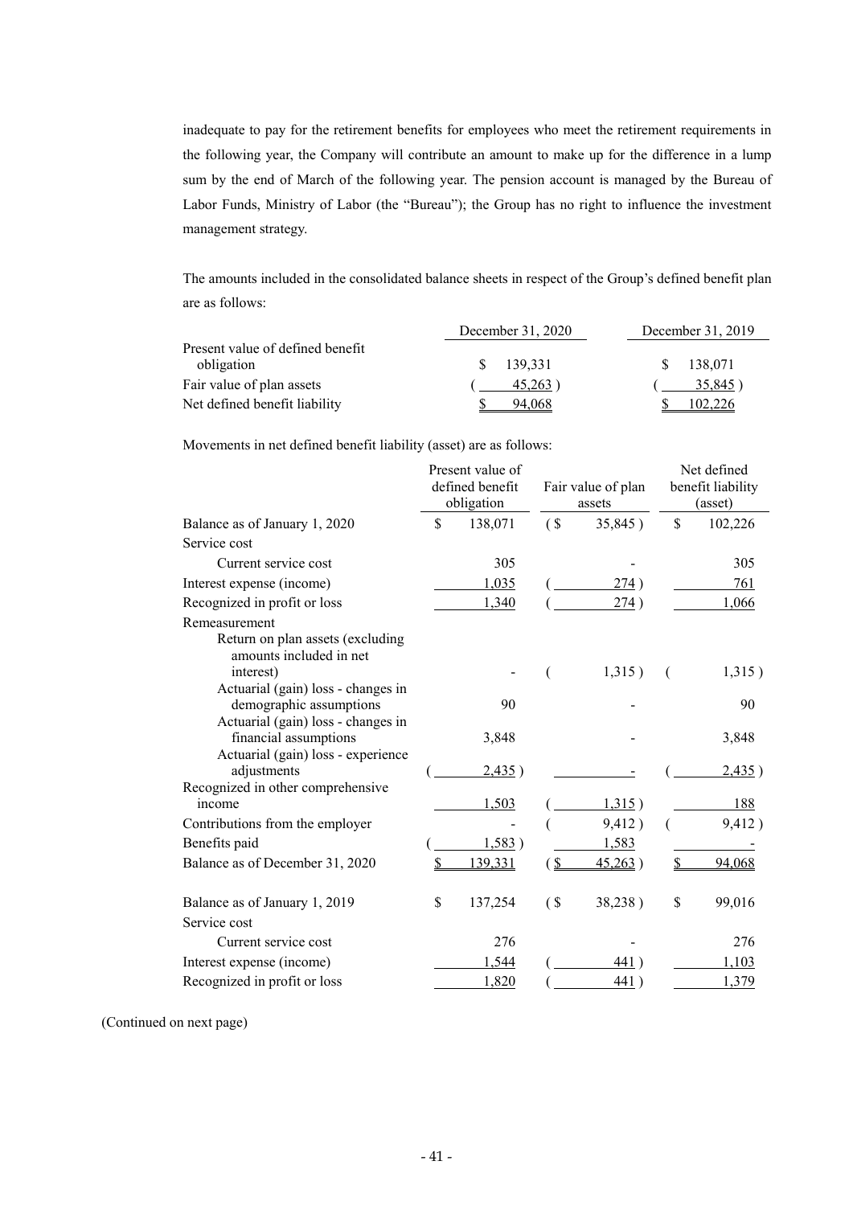inadequate to pay for the retirement benefits for employees who meet the retirement requirements in the following year, the Company will contribute an amount to make up for the difference in a lump sum by the end of March of the following year. The pension account is managed by the Bureau of Labor Funds, Ministry of Labor (the "Bureau"); the Group has no right to influence the investment management strategy.

The amounts included in the consolidated balance sheets in respect of the Group's defined benefit plan are as follows:

| | December 31, 2020 | December 31, 2019 |
|---|---|---|
| Present value of defined benefit obligation | $ 139,331 | $ 138,071 |
| Fair value of plan assets | ( 45,263 ) | ( 35,845 ) |
| Net defined benefit liability | $ 94,068 | $ 102,226 |

Movements in net defined benefit liability (asset) are as follows:

| | Present value of defined benefit obligation | Fair value of plan assets | Net defined benefit liability (asset) |
|---|---|---|---|
| Balance as of January 1, 2020 | $ 138,071 | ( $ 35,845 ) | $ 102,226 |
| Service cost | | | |
| Current service cost | 305 | - | 305 |
| Interest expense (income) | 1,035 | ( 274 ) | 761 |
| Recognized in profit or loss | 1,340 | ( 274 ) | 1,066 |
| Remeasurement | | | |
| Return on plan assets (excluding amounts included in net interest) | - | ( 1,315 ) | ( 1,315 ) |
| Actuarial (gain) loss - changes in demographic assumptions | 90 | - | 90 |
| Actuarial (gain) loss - changes in financial assumptions | 3,848 | - | 3,848 |
| Actuarial (gain) loss - experience adjustments | ( 2,435 ) | - | ( 2,435 ) |
| Recognized in other comprehensive income | 1,503 | ( 1,315 ) | 188 |
| Contributions from the employer | - | ( 9,412 ) | ( 9,412 ) |
| Benefits paid | ( 1,583 ) | 1,583 | - |
| Balance as of December 31, 2020 | $ 139,331 | ( $ 45,263 ) | $ 94,068 |
| | | | |
| Balance as of January 1, 2019 | $ 137,254 | ( $ 38,238 ) | $ 99,016 |
| Service cost | | | |
| Current service cost | 276 | - | 276 |
| Interest expense (income) | 1,544 | ( 441 ) | 1,103 |
| Recognized in profit or loss | 1,820 | ( 441 ) | 1,379 |

(Continued on next page)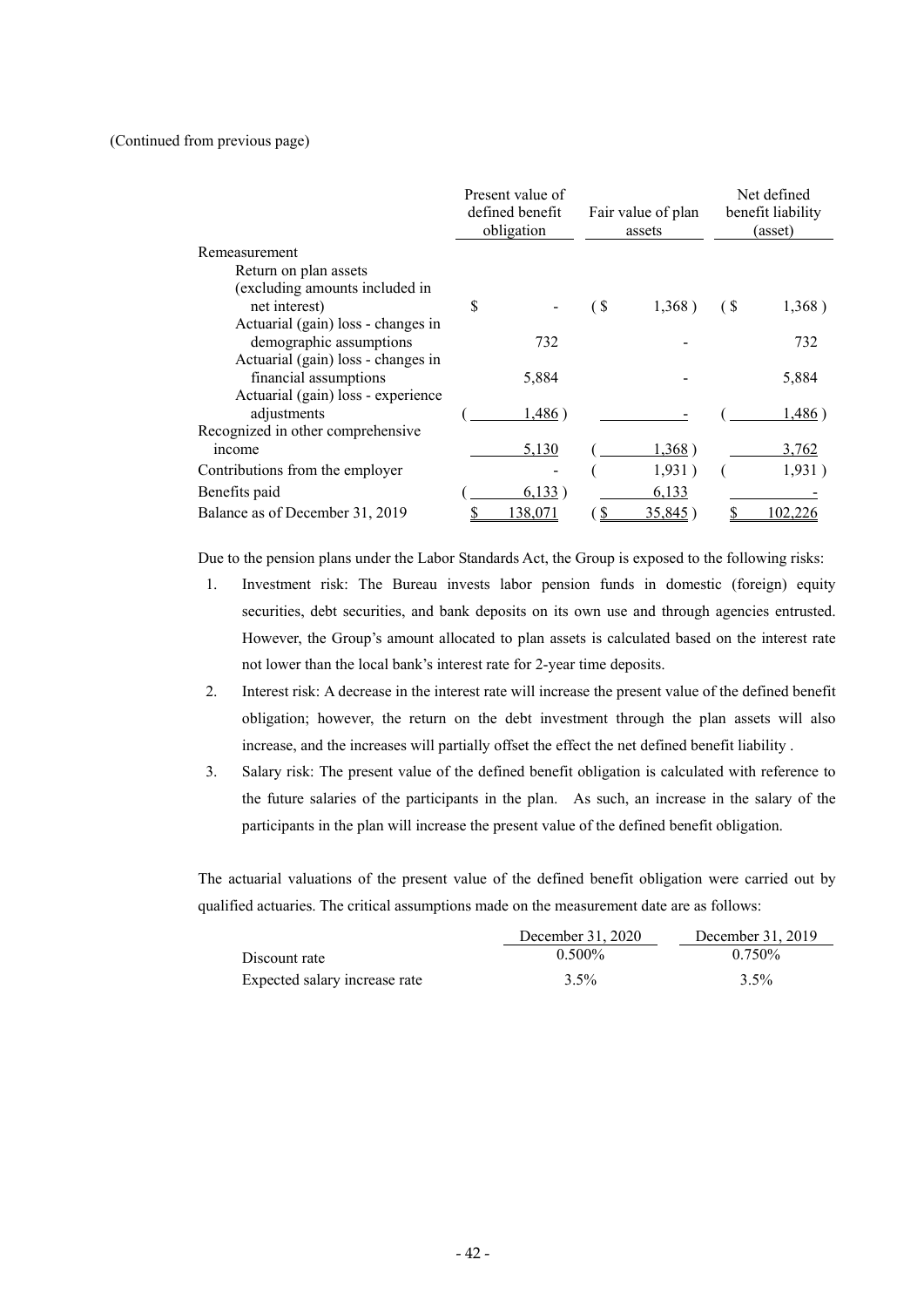(Continued from previous page)

| | Present value of defined benefit obligation | Fair value of plan assets | Net defined benefit liability (asset) |
|---|---|---|---|
| Remeasurement | | | |
| Return on plan assets (excluding amounts included in net interest) | $ - | ($ 1,368) | ($ 1,368) |
| Actuarial (gain) loss - changes in demographic assumptions | 732 | - | 732 |
| Actuarial (gain) loss - changes in financial assumptions | 5,884 | - | 5,884 |
| Actuarial (gain) loss - experience adjustments | ( 1,486) | - | ( 1,486) |
| Recognized in other comprehensive income | 5,130 | ( 1,368) | 3,762 |
| Contributions from the employer | - | ( 1,931) | ( 1,931) |
| Benefits paid | ( 6,133) | 6,133 | - |
| Balance as of December 31, 2019 | $ 138,071 | ($ 35,845) | $ 102,226 |

Due to the pension plans under the Labor Standards Act, the Group is exposed to the following risks:

1. Investment risk: The Bureau invests labor pension funds in domestic (foreign) equity securities, debt securities, and bank deposits on its own use and through agencies entrusted. However, the Group's amount allocated to plan assets is calculated based on the interest rate not lower than the local bank's interest rate for 2-year time deposits.
2. Interest risk: A decrease in the interest rate will increase the present value of the defined benefit obligation; however, the return on the debt investment through the plan assets will also increase, and the increases will partially offset the effect the net defined benefit liability .
3. Salary risk: The present value of the defined benefit obligation is calculated with reference to the future salaries of the participants in the plan. As such, an increase in the salary of the participants in the plan will increase the present value of the defined benefit obligation.

The actuarial valuations of the present value of the defined benefit obligation were carried out by qualified actuaries. The critical assumptions made on the measurement date are as follows:

| | December 31, 2020 | December 31, 2019 |
|---|---|---|
| Discount rate | 0.500% | 0.750% |
| Expected salary increase rate | 3.5% | 3.5% |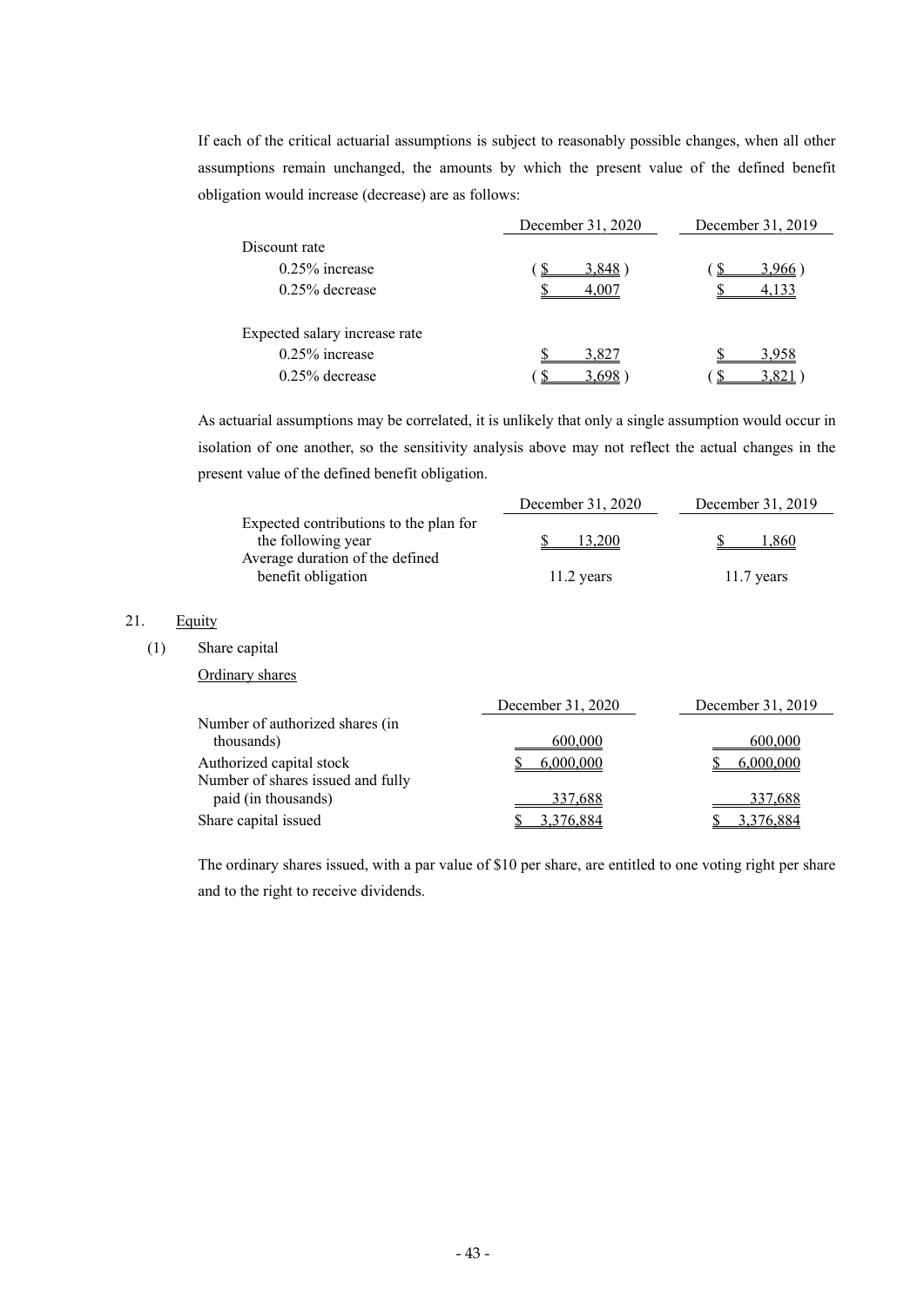If each of the critical actuarial assumptions is subject to reasonably possible changes, when all other assumptions remain unchanged, the amounts by which the present value of the defined benefit obligation would increase (decrease) are as follows:

| | December 31, 2020 | December 31, 2019 |
|---|---|---|
| Discount rate | | |
| 0.25% increase | ( $ 3,848 ) | ( $ 3,966 ) |
| 0.25% decrease | $ 4,007 | $ 4,133 |
| | | |
| Expected salary increase rate | | |
| 0.25% increase | $ 3,827 | $ 3,958 |
| 0.25% decrease | ( $ 3,698 ) | ( $ 3,821 ) |

As actuarial assumptions may be correlated, it is unlikely that only a single assumption would occur in isolation of one another, so the sensitivity analysis above may not reflect the actual changes in the present value of the defined benefit obligation.

| | December 31, 2020 | December 31, 2019 |
|---|---|---|
| Expected contributions to the plan for the following year | $ 13,200 | $ 1,860 |
| Average duration of the defined benefit obligation | 11.2 years | 11.7 years |

21. Equity

(1) Share capital

Ordinary shares

| | December 31, 2020 | December 31, 2019 |
|---|---|---|
| Number of authorized shares (in thousands) | 600,000 | 600,000 |
| Authorized capital stock | $ 6,000,000 | $ 6,000,000 |
| Number of shares issued and fully paid (in thousands) | 337,688 | 337,688 |
| Share capital issued | $ 3,376,884 | $ 3,376,884 |

The ordinary shares issued, with a par value of $10 per share, are entitled to one voting right per share and to the right to receive dividends.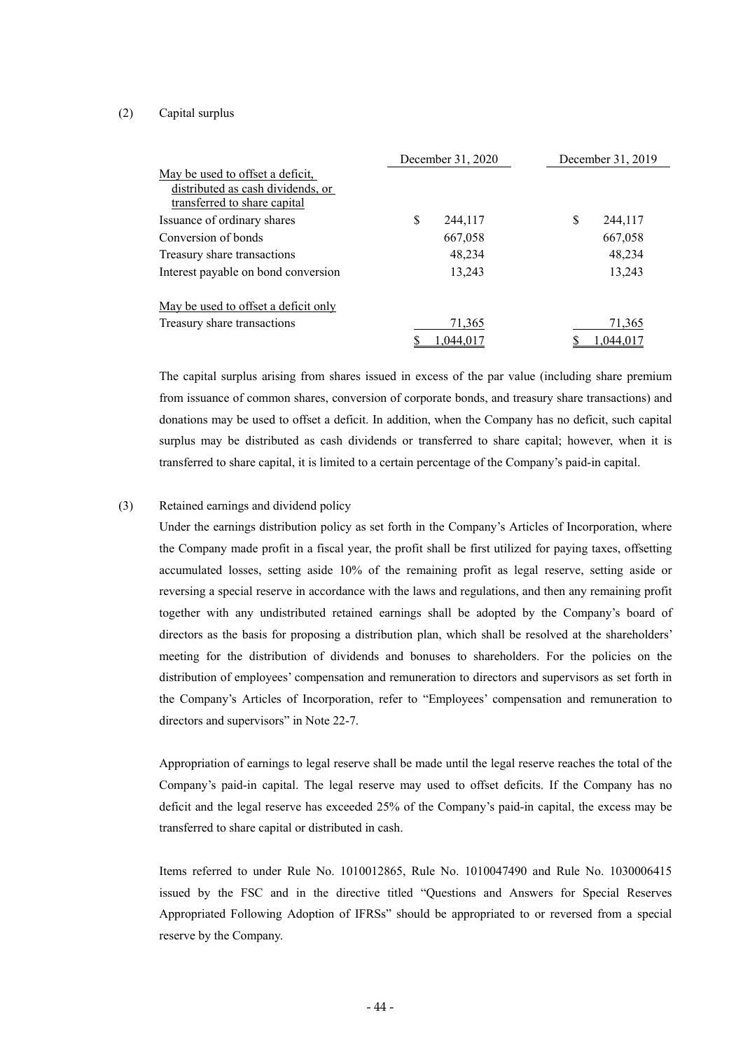(2) Capital surplus

| | December 31, 2020 | December 31, 2019 |
|---|---|---|
| May be used to offset a deficit, distributed as cash dividends, or transferred to share capital | | |
| Issuance of ordinary shares | $ 244,117 | $ 244,117 |
| Conversion of bonds | 667,058 | 667,058 |
| Treasury share transactions | 48,234 | 48,234 |
| Interest payable on bond conversion | 13,243 | 13,243 |
| May be used to offset a deficit only | | |
| Treasury share transactions | 71,365 | 71,365 |
| | $ 1,044,017 | $ 1,044,017 |

The capital surplus arising from shares issued in excess of the par value (including share premium from issuance of common shares, conversion of corporate bonds, and treasury share transactions) and donations may be used to offset a deficit. In addition, when the Company has no deficit, such capital surplus may be distributed as cash dividends or transferred to share capital; however, when it is transferred to share capital, it is limited to a certain percentage of the Company's paid-in capital.

(3) Retained earnings and dividend policy

Under the earnings distribution policy as set forth in the Company's Articles of Incorporation, where the Company made profit in a fiscal year, the profit shall be first utilized for paying taxes, offsetting accumulated losses, setting aside 10% of the remaining profit as legal reserve, setting aside or reversing a special reserve in accordance with the laws and regulations, and then any remaining profit together with any undistributed retained earnings shall be adopted by the Company's board of directors as the basis for proposing a distribution plan, which shall be resolved at the shareholders' meeting for the distribution of dividends and bonuses to shareholders. For the policies on the distribution of employees' compensation and remuneration to directors and supervisors as set forth in the Company's Articles of Incorporation, refer to "Employees' compensation and remuneration to directors and supervisors" in Note 22-7.

Appropriation of earnings to legal reserve shall be made until the legal reserve reaches the total of the Company's paid-in capital. The legal reserve may used to offset deficits. If the Company has no deficit and the legal reserve has exceeded 25% of the Company's paid-in capital, the excess may be transferred to share capital or distributed in cash.

Items referred to under Rule No. 1010012865, Rule No. 1010047490 and Rule No. 1030006415 issued by the FSC and in the directive titled "Questions and Answers for Special Reserves Appropriated Following Adoption of IFRSs" should be appropriated to or reversed from a special reserve by the Company.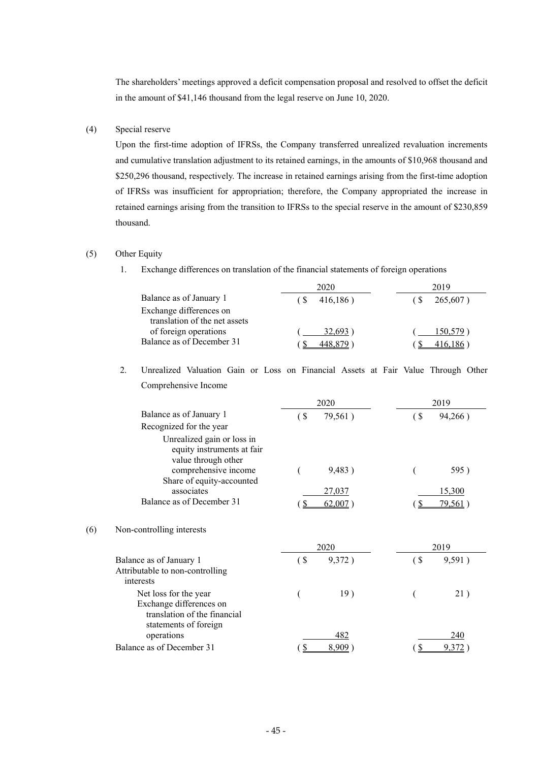The shareholders' meetings approved a deficit compensation proposal and resolved to offset the deficit in the amount of $41,146 thousand from the legal reserve on June 10, 2020.

(4) Special reserve

Upon the first-time adoption of IFRSs, the Company transferred unrealized revaluation increments and cumulative translation adjustment to its retained earnings, in the amounts of $10,968 thousand and $250,296 thousand, respectively. The increase in retained earnings arising from the first-time adoption of IFRSs was insufficient for appropriation; therefore, the Company appropriated the increase in retained earnings arising from the transition to IFRSs to the special reserve in the amount of $230,859 thousand.

(5) Other Equity

1. Exchange differences on translation of the financial statements of foreign operations

| | 2020 | 2019 |
|---|---|---|
| Balance as of January 1 | ($ 416,186) | ($ 265,607) |
| Exchange differences on translation of the net assets of foreign operations | ( 32,693) | ( 150,579) |
| Balance as of December 31 | ($ 448,879) | ($ 416,186) |

2. Unrealized Valuation Gain or Loss on Financial Assets at Fair Value Through Other Comprehensive Income

| | 2020 | 2019 |
|---|---|---|
| Balance as of January 1 | ($ 79,561) | ($ 94,266) |
| Recognized for the year | | |
| Unrealized gain or loss in equity instruments at fair value through other comprehensive income | ( 9,483) | ( 595) |
| Share of equity-accounted associates | 27,037 | 15,300 |
| Balance as of December 31 | ($ 62,007) | ($ 79,561) |

(6) Non-controlling interests

| | 2020 | 2019 |
|---|---|---|
| Balance as of January 1 | ($ 9,372) | ($ 9,591) |
| Attributable to non-controlling interests | | |
| Net loss for the year | ( 19) | ( 21) |
| Exchange differences on translation of the financial statements of foreign operations | 482 | 240 |
| Balance as of December 31 | ($ 8,909) | ($ 9,372) |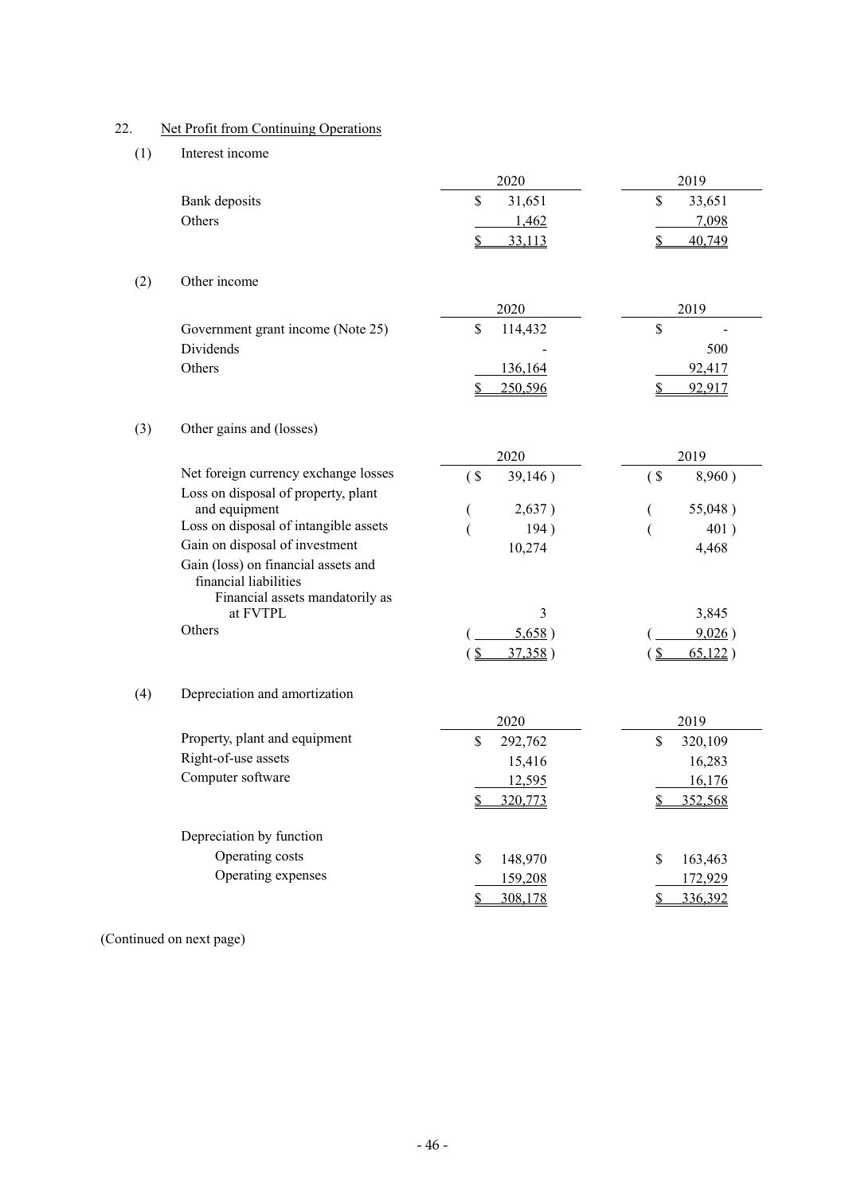## 22. Net Profit from Continuing Operations

### (1) Interest income

| | 2020 | 2019 |
|---|---|---|
| Bank deposits | $ 31,651 | $ 33,651 |
| Others | 1,462 | 7,098 |
| | $ 33,113 | $ 40,749 |

### (2) Other income

| | 2020 | 2019 |
|---|---|---|
| Government grant income (Note 25) | $ 114,432 | $ - |
| Dividends | - | 500 |
| Others | 136,164 | 92,417 |
| | $ 250,596 | $ 92,917 |

### (3) Other gains and (losses)

| | 2020 | 2019 |
|---|---|---|
| Net foreign currency exchange losses | ( $ 39,146 ) | ( $ 8,960 ) |
| Loss on disposal of property, plant and equipment | ( 2,637 ) | ( 55,048 ) |
| Loss on disposal of intangible assets | ( 194 ) | ( 401 ) |
| Gain on disposal of investment | 10,274 | 4,468 |
| Gain (loss) on financial assets and financial liabilities | | |
| Financial assets mandatorily as at FVTPL | 3 | 3,845 |
| Others | ( 5,658 ) | ( 9,026 ) |
| | ( $ 37,358 ) | ( $ 65,122 ) |

### (4) Depreciation and amortization

| | 2020 | 2019 |
|---|---|---|
| Property, plant and equipment | $ 292,762 | $ 320,109 |
| Right-of-use assets | 15,416 | 16,283 |
| Computer software | 12,595 | 16,176 |
| | $ 320,773 | $ 352,568 |
| Depreciation by function | | |
| Operating costs | $ 148,970 | $ 163,463 |
| Operating expenses | 159,208 | 172,929 |
| | $ 308,178 | $ 336,392 |

(Continued on next page)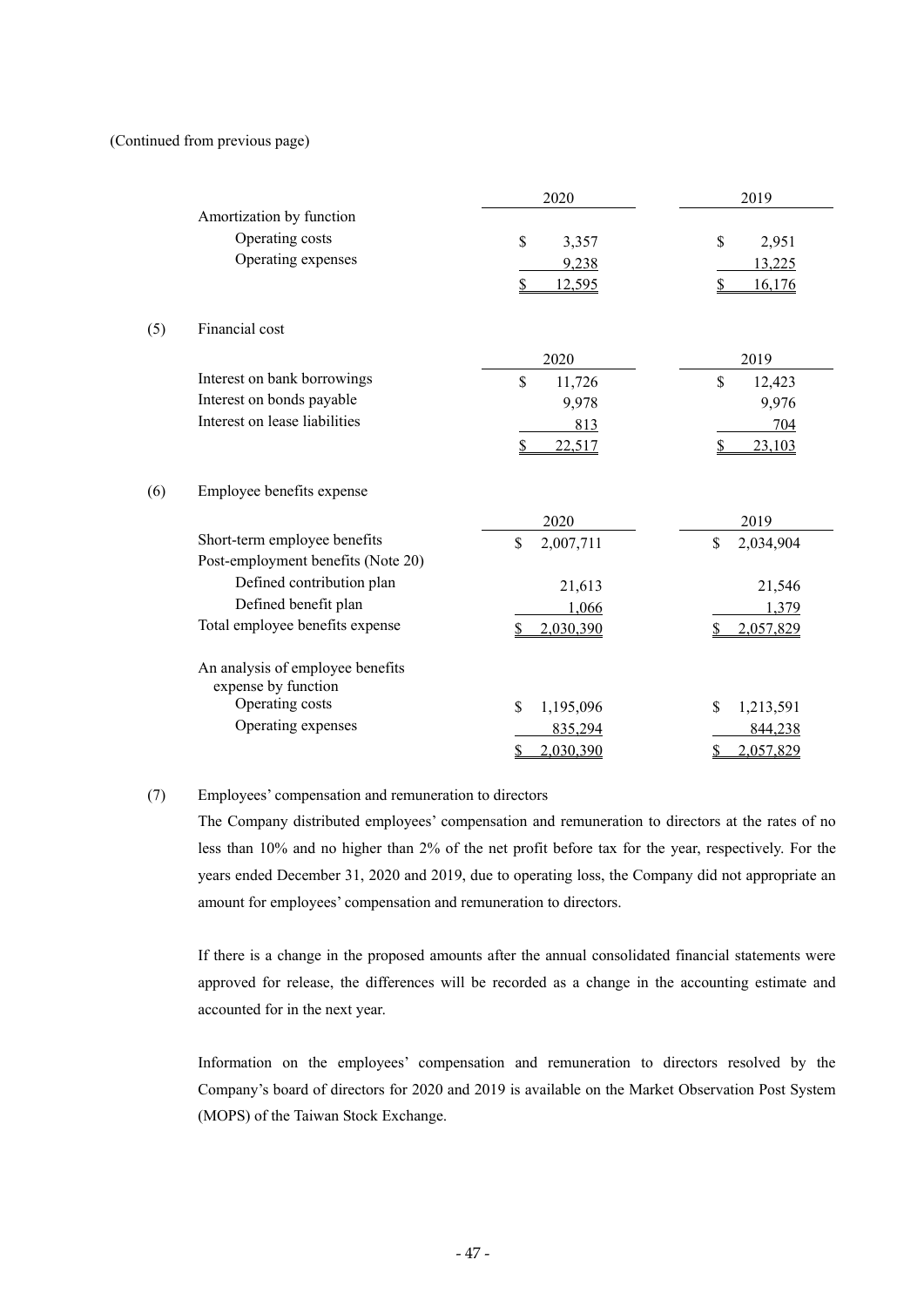(Continued from previous page)

| | 2020 | 2019 |
|---|---|---|
| Amortization by function | | |
| Operating costs | $ 3,357 | $ 2,951 |
| Operating expenses | 9,238 | 13,225 |
| | $ 12,595 | $ 16,176 |

(5) Financial cost

| | 2020 | 2019 |
|---|---|---|
| Interest on bank borrowings | $ 11,726 | $ 12,423 |
| Interest on bonds payable | 9,978 | 9,976 |
| Interest on lease liabilities | 813 | 704 |
| | $ 22,517 | $ 23,103 |

(6) Employee benefits expense

| | 2020 | 2019 |
|---|---|---|
| Short-term employee benefits | $ 2,007,711 | $ 2,034,904 |
| Post-employment benefits (Note 20) | | |
| Defined contribution plan | 21,613 | 21,546 |
| Defined benefit plan | 1,066 | 1,379 |
| Total employee benefits expense | $ 2,030,390 | $ 2,057,829 |
| | | |
| An analysis of employee benefits expense by function | | |
| Operating costs | $ 1,195,096 | $ 1,213,591 |
| Operating expenses | 835,294 | 844,238 |
| | $ 2,030,390 | $ 2,057,829 |

(7) Employees' compensation and remuneration to directors

The Company distributed employees' compensation and remuneration to directors at the rates of no less than 10% and no higher than 2% of the net profit before tax for the year, respectively. For the years ended December 31, 2020 and 2019, due to operating loss, the Company did not appropriate an amount for employees' compensation and remuneration to directors.

If there is a change in the proposed amounts after the annual consolidated financial statements were approved for release, the differences will be recorded as a change in the accounting estimate and accounted for in the next year.

Information on the employees' compensation and remuneration to directors resolved by the Company's board of directors for 2020 and 2019 is available on the Market Observation Post System (MOPS) of the Taiwan Stock Exchange.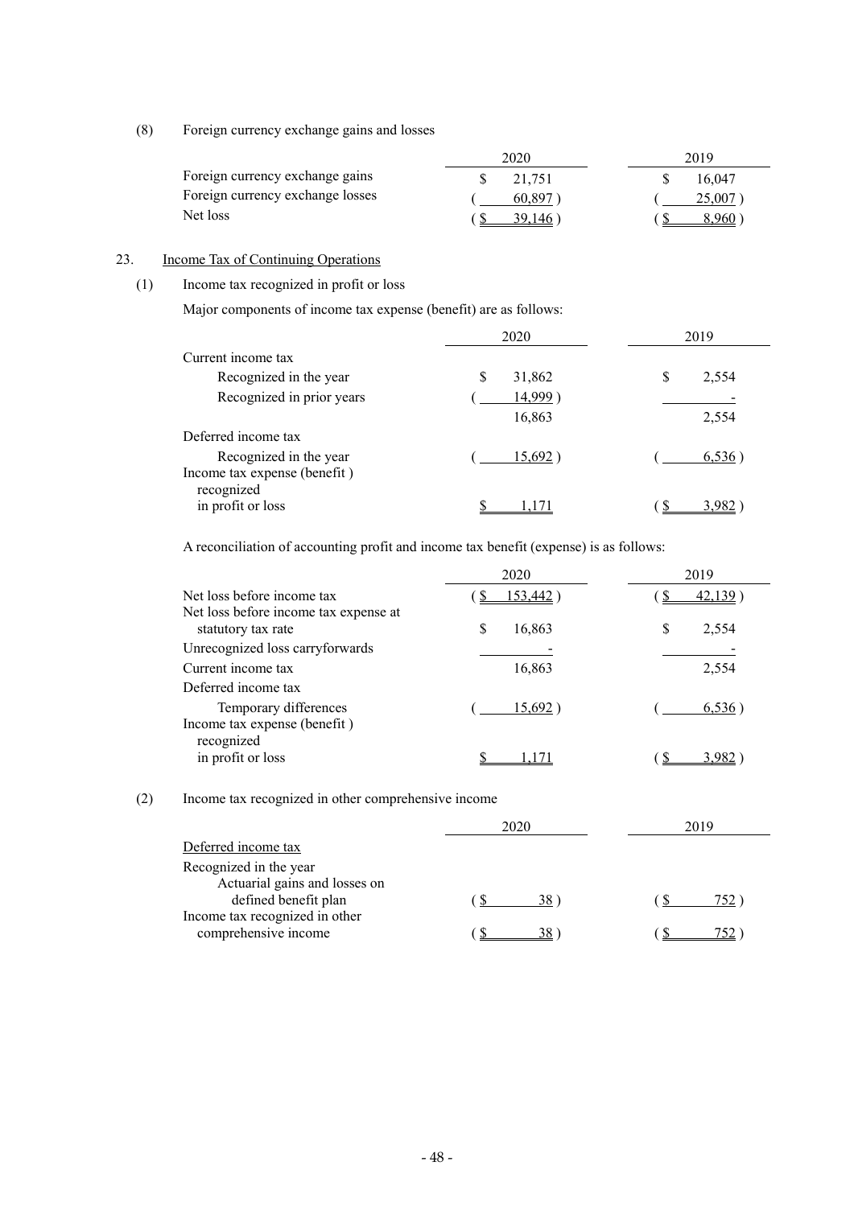(8) Foreign currency exchange gains and losses

| | 2020 | 2019 |
|---|---|---|
| Foreign currency exchange gains | $ 21,751 | $ 16,047 |
| Foreign currency exchange losses | ( 60,897 ) | ( 25,007 ) |
| Net loss | ( $ 39,146 ) | ( $ 8,960 ) |

23. Income Tax of Continuing Operations

(1) Income tax recognized in profit or loss

Major components of income tax expense (benefit) are as follows:

| | 2020 | 2019 |
|---|---|---|
| Current income tax | | |
| Recognized in the year | $ 31,862 | $ 2,554 |
| Recognized in prior years | ( 14,999 ) | - |
| | 16,863 | 2,554 |
| Deferred income tax | | |
| Recognized in the year | ( 15,692 ) | ( 6,536 ) |
| Income tax expense (benefit ) recognized in profit or loss | $ 1,171 | ( $ 3,982 ) |

A reconciliation of accounting profit and income tax benefit (expense) is as follows:

| | 2020 | 2019 |
|---|---|---|
| Net loss before income tax | ( $ 153,442 ) | ( $ 42,139 ) |
| Net loss before income tax expense at statutory tax rate | $ 16,863 | $ 2,554 |
| Unrecognized loss carryforwards | - | - |
| Current income tax | 16,863 | 2,554 |
| Deferred income tax | | |
| Temporary differences | ( 15,692 ) | ( 6,536 ) |
| Income tax expense (benefit ) recognized in profit or loss | $ 1,171 | ( $ 3,982 ) |

(2) Income tax recognized in other comprehensive income

| | 2020 | 2019 |
|---|---|---|
| Deferred income tax | | |
| Recognized in the year | | |
| Actuarial gains and losses on defined benefit plan | ( $ 38 ) | ( $ 752 ) |
| Income tax recognized in other comprehensive income | ( $ 38 ) | ( $ 752 ) |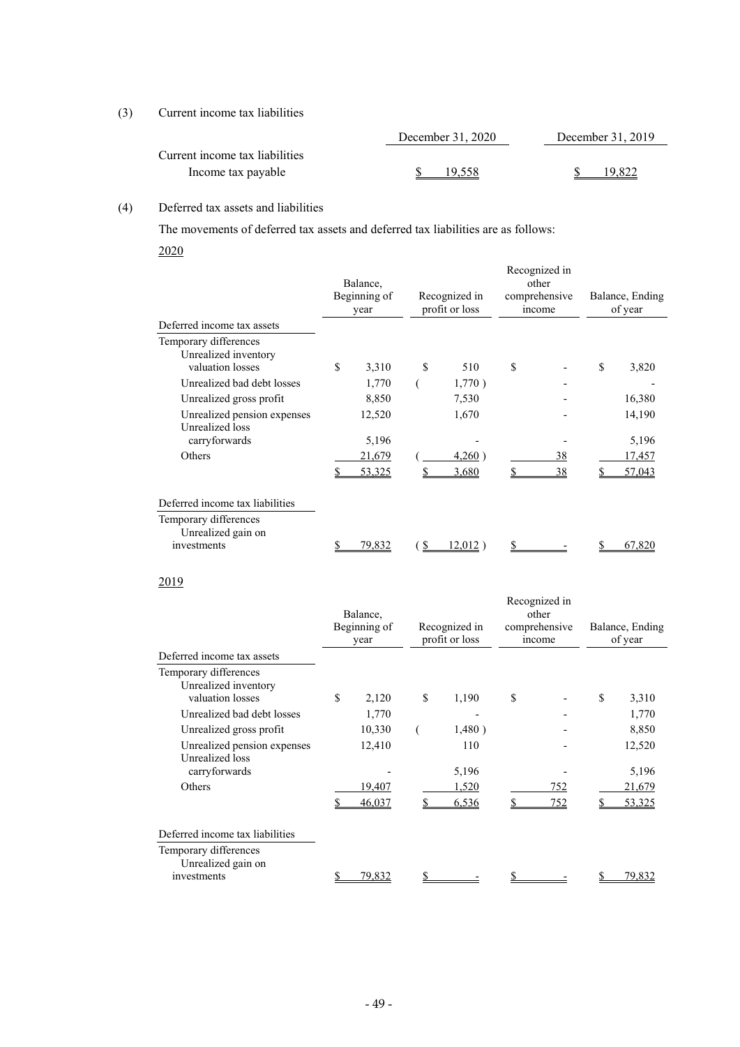(3) Current income tax liabilities

| | December 31, 2020 | December 31, 2019 |
|---|---|---|
| Current income tax liabilities | | |
| Income tax payable | $ 19,558 | $ 19,822 |

(4) Deferred tax assets and liabilities

The movements of deferred tax assets and deferred tax liabilities are as follows:

2020

| | Balance, Beginning of year | Recognized in profit or loss | Recognized in other comprehensive income | Balance, Ending of year |
|---|---|---|---|---|
| Deferred income tax assets | | | | |
| Temporary differences | | | | |
| Unrealized inventory valuation losses | $ 3,310 | $ 510 | $ - | $ 3,820 |
| Unrealized bad debt losses | 1,770 | ( 1,770 ) | - | - |
| Unrealized gross profit | 8,850 | 7,530 | - | 16,380 |
| Unrealized pension expenses | 12,520 | 1,670 | - | 14,190 |
| Unrealized loss carryforwards | 5,196 | - | - | 5,196 |
| Others | 21,679 | ( 4,260 ) | 38 | 17,457 |
| | $ 53,325 | $ 3,680 | $ 38 | $ 57,043 |
| Deferred income tax liabilities | | | | |
| Temporary differences | | | | |
| Unrealized gain on investments | $ 79,832 | ( $ 12,012 ) | $ - | $ 67,820 |

2019

| | Balance, Beginning of year | Recognized in profit or loss | Recognized in other comprehensive income | Balance, Ending of year |
|---|---|---|---|---|
| Deferred income tax assets | | | | |
| Temporary differences | | | | |
| Unrealized inventory valuation losses | $ 2,120 | $ 1,190 | $ - | $ 3,310 |
| Unrealized bad debt losses | 1,770 | - | - | 1,770 |
| Unrealized gross profit | 10,330 | ( 1,480 ) | - | 8,850 |
| Unrealized pension expenses | 12,410 | 110 | - | 12,520 |
| Unrealized loss carryforwards | - | 5,196 | - | 5,196 |
| Others | 19,407 | 1,520 | 752 | 21,679 |
| | $ 46,037 | $ 6,536 | $ 752 | $ 53,325 |
| Deferred income tax liabilities | | | | |
| Temporary differences | | | | |
| Unrealized gain on investments | $ 79,832 | $ - | $ - | $ 79,832 |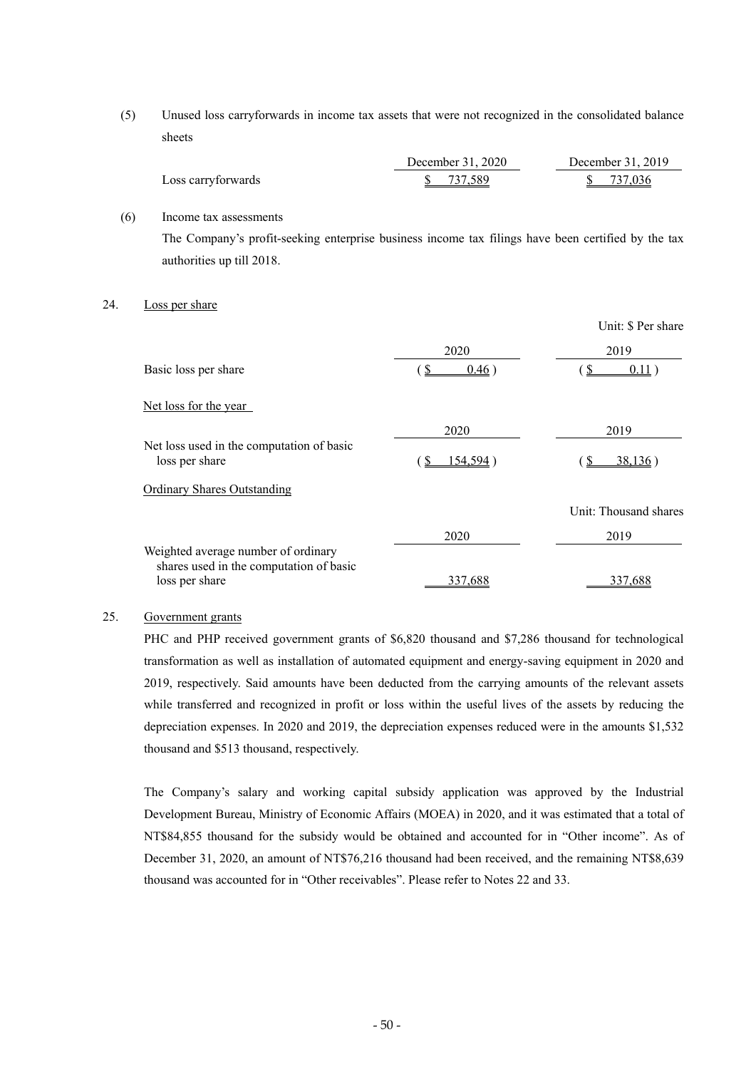(5) Unused loss carryforwards in income tax assets that were not recognized in the consolidated balance sheets

| | December 31, 2020 | December 31, 2019 |
|---|---|---|
| Loss carryforwards | $ 737,589 | $ 737,036 |

(6) Income tax assessments

The Company's profit-seeking enterprise business income tax filings have been certified by the tax authorities up till 2018.

24. Loss per share

Unit: $ Per share

| | 2020 | 2019 |
|---|---|---|
| Basic loss per share | ( $ 0.46 ) | ( $ 0.11 ) |

Net loss for the year

| | 2020 | 2019 |
|---|---|---|
| Net loss used in the computation of basic loss per share | ( $ 154,594 ) | ( $ 38,136 ) |

Ordinary Shares Outstanding

Unit: Thousand shares

| | 2020 | 2019 |
|---|---|---|
| Weighted average number of ordinary shares used in the computation of basic loss per share | 337,688 | 337,688 |

25. Government grants

PHC and PHP received government grants of $6,820 thousand and $7,286 thousand for technological transformation as well as installation of automated equipment and energy-saving equipment in 2020 and 2019, respectively. Said amounts have been deducted from the carrying amounts of the relevant assets while transferred and recognized in profit or loss within the useful lives of the assets by reducing the depreciation expenses. In 2020 and 2019, the depreciation expenses reduced were in the amounts $1,532 thousand and $513 thousand, respectively.

The Company's salary and working capital subsidy application was approved by the Industrial Development Bureau, Ministry of Economic Affairs (MOEA) in 2020, and it was estimated that a total of NT$84,855 thousand for the subsidy would be obtained and accounted for in "Other income". As of December 31, 2020, an amount of NT$76,216 thousand had been received, and the remaining NT$8,639 thousand was accounted for in "Other receivables". Please refer to Notes 22 and 33.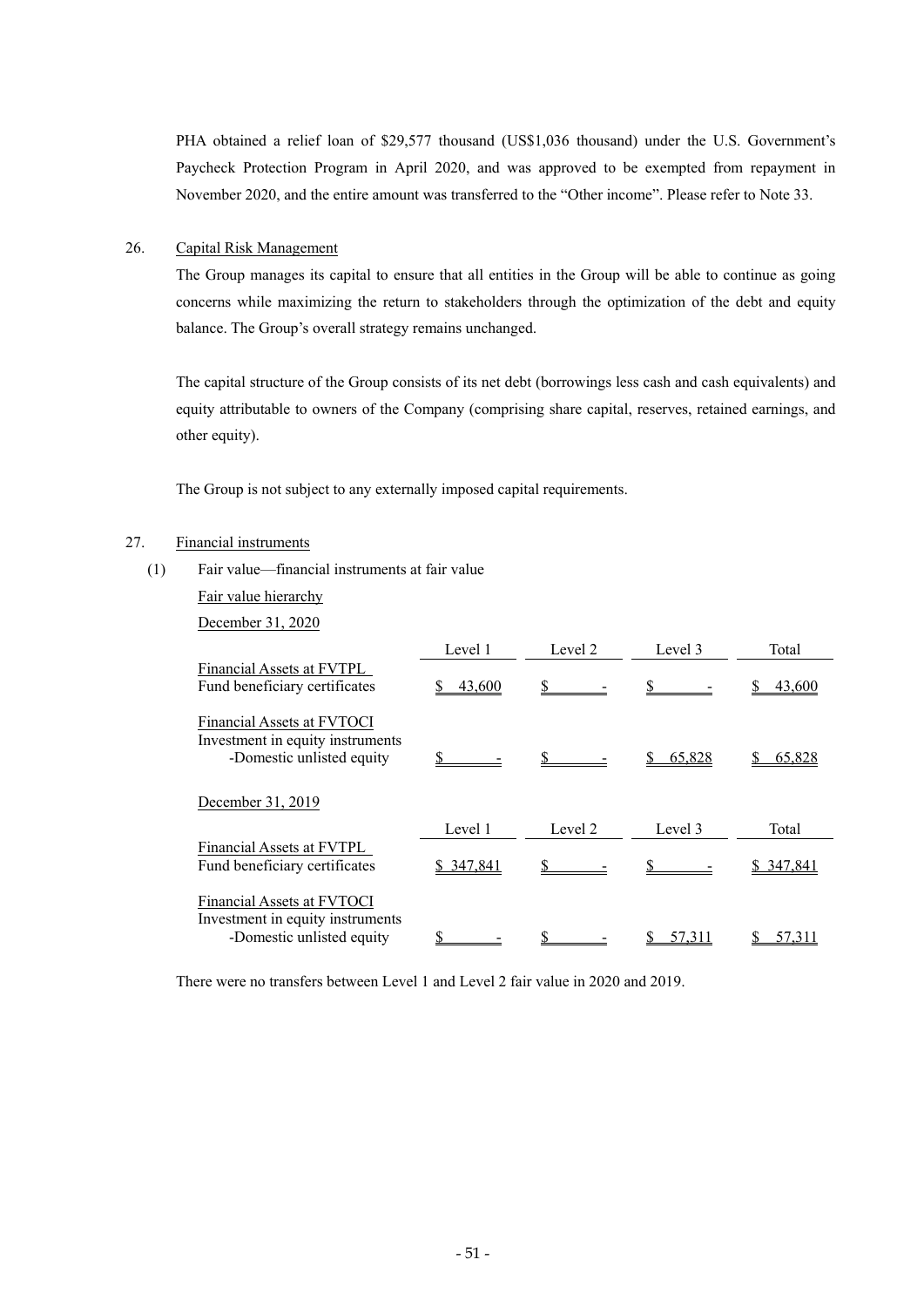PHA obtained a relief loan of $29,577 thousand (US$1,036 thousand) under the U.S. Government's Paycheck Protection Program in April 2020, and was approved to be exempted from repayment in November 2020, and the entire amount was transferred to the "Other income". Please refer to Note 33.

26. Capital Risk Management

The Group manages its capital to ensure that all entities in the Group will be able to continue as going concerns while maximizing the return to stakeholders through the optimization of the debt and equity balance. The Group's overall strategy remains unchanged.

The capital structure of the Group consists of its net debt (borrowings less cash and cash equivalents) and equity attributable to owners of the Company (comprising share capital, reserves, retained earnings, and other equity).

The Group is not subject to any externally imposed capital requirements.

27. Financial instruments

(1) Fair value—financial instruments at fair value

Fair value hierarchy

December 31, 2020

| | Level 1 | Level 2 | Level 3 | Total |
|---|---|---|---|---|
| Financial Assets at FVTPL | | | | |
| Fund beneficiary certificates | $ 43,600 | $ - | $ - | $ 43,600 |
| Financial Assets at FVTOCI | | | | |
| Investment in equity instruments | | | | |
| -Domestic unlisted equity | $ - | $ - | $ 65,828 | $ 65,828 |

December 31, 2019

| | Level 1 | Level 2 | Level 3 | Total |
|---|---|---|---|---|
| Financial Assets at FVTPL | | | | |
| Fund beneficiary certificates | $ 347,841 | $ - | $ - | $ 347,841 |
| Financial Assets at FVTOCI | | | | |
| Investment in equity instruments | | | | |
| -Domestic unlisted equity | $ - | $ - | $ 57,311 | $ 57,311 |

There were no transfers between Level 1 and Level 2 fair value in 2020 and 2019.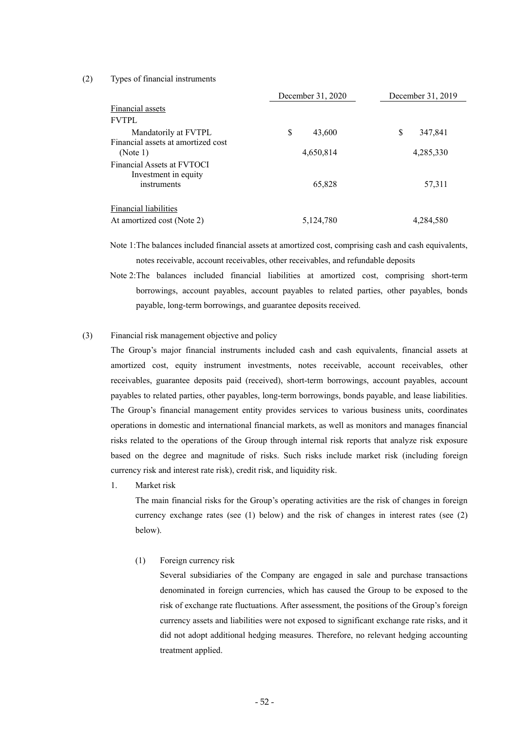(2) Types of financial instruments

| | December 31, 2020 | December 31, 2019 |
|---|---|---|
| Financial assets | | |
| FVTPL | | |
| Mandatorily at FVTPL | $ 43,600 | $ 347,841 |
| Financial assets at amortized cost (Note 1) | 4,650,814 | 4,285,330 |
| Financial Assets at FVTOCI | | |
| Investment in equity instruments | 65,828 | 57,311 |
| | | |
| Financial liabilities | | |
| At amortized cost (Note 2) | 5,124,780 | 4,284,580 |

Note 1: The balances included financial assets at amortized cost, comprising cash and cash equivalents, notes receivable, account receivables, other receivables, and refundable deposits

Note 2: The balances included financial liabilities at amortized cost, comprising short-term borrowings, account payables, account payables to related parties, other payables, bonds payable, long-term borrowings, and guarantee deposits received.

(3) Financial risk management objective and policy

The Group's major financial instruments included cash and cash equivalents, financial assets at amortized cost, equity instrument investments, notes receivable, account receivables, other receivables, guarantee deposits paid (received), short-term borrowings, account payables, account payables to related parties, other payables, long-term borrowings, bonds payable, and lease liabilities. The Group's financial management entity provides services to various business units, coordinates operations in domestic and international financial markets, as well as monitors and manages financial risks related to the operations of the Group through internal risk reports that analyze risk exposure based on the degree and magnitude of risks. Such risks include market risk (including foreign currency risk and interest rate risk), credit risk, and liquidity risk.

1. Market risk

The main financial risks for the Group's operating activities are the risk of changes in foreign currency exchange rates (see (1) below) and the risk of changes in interest rates (see (2) below).

(1) Foreign currency risk

Several subsidiaries of the Company are engaged in sale and purchase transactions denominated in foreign currencies, which has caused the Group to be exposed to the risk of exchange rate fluctuations. After assessment, the positions of the Group's foreign currency assets and liabilities were not exposed to significant exchange rate risks, and it did not adopt additional hedging measures. Therefore, no relevant hedging accounting treatment applied.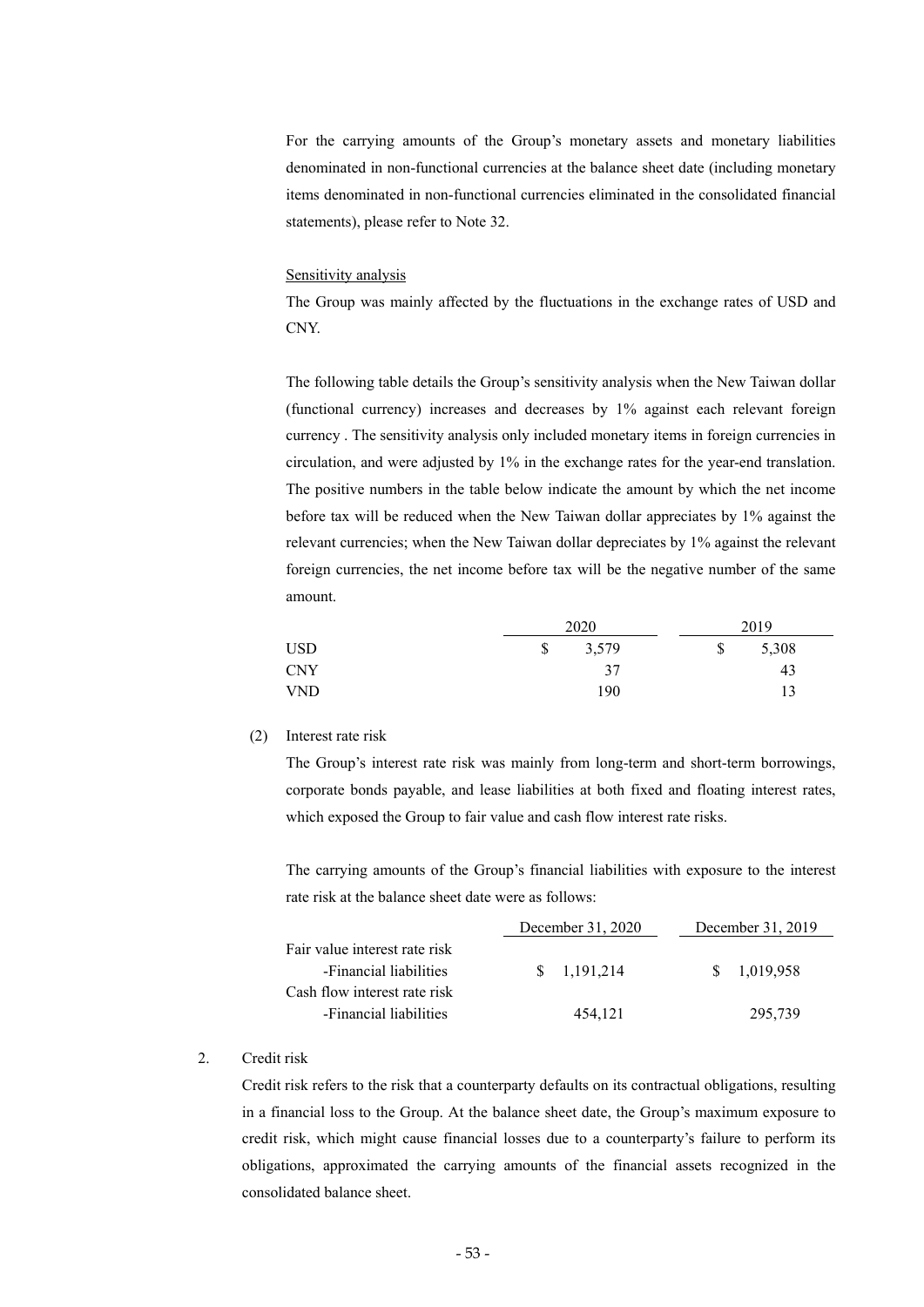For the carrying amounts of the Group's monetary assets and monetary liabilities denominated in non-functional currencies at the balance sheet date (including monetary items denominated in non-functional currencies eliminated in the consolidated financial statements), please refer to Note 32.

Sensitivity analysis

The Group was mainly affected by the fluctuations in the exchange rates of USD and CNY.

The following table details the Group's sensitivity analysis when the New Taiwan dollar (functional currency) increases and decreases by 1% against each relevant foreign currency . The sensitivity analysis only included monetary items in foreign currencies in circulation, and were adjusted by 1% in the exchange rates for the year-end translation. The positive numbers in the table below indicate the amount by which the net income before tax will be reduced when the New Taiwan dollar appreciates by 1% against the relevant currencies; when the New Taiwan dollar depreciates by 1% against the relevant foreign currencies, the net income before tax will be the negative number of the same amount.

| | 2020 | 2019 |
|---|---|---|
| USD | $ 3,579 | $ 5,308 |
| CNY | 37 | 43 |
| VND | 190 | 13 |

(2) Interest rate risk

The Group's interest rate risk was mainly from long-term and short-term borrowings, corporate bonds payable, and lease liabilities at both fixed and floating interest rates, which exposed the Group to fair value and cash flow interest rate risks.

The carrying amounts of the Group's financial liabilities with exposure to the interest rate risk at the balance sheet date were as follows:

| | December 31, 2020 | December 31, 2019 |
|---|---|---|
| Fair value interest rate risk | | |
| -Financial liabilities | $ 1,191,214 | $ 1,019,958 |
| Cash flow interest rate risk | | |
| -Financial liabilities | 454,121 | 295,739 |

2. Credit risk

Credit risk refers to the risk that a counterparty defaults on its contractual obligations, resulting in a financial loss to the Group. At the balance sheet date, the Group's maximum exposure to credit risk, which might cause financial losses due to a counterparty's failure to perform its obligations, approximated the carrying amounts of the financial assets recognized in the consolidated balance sheet.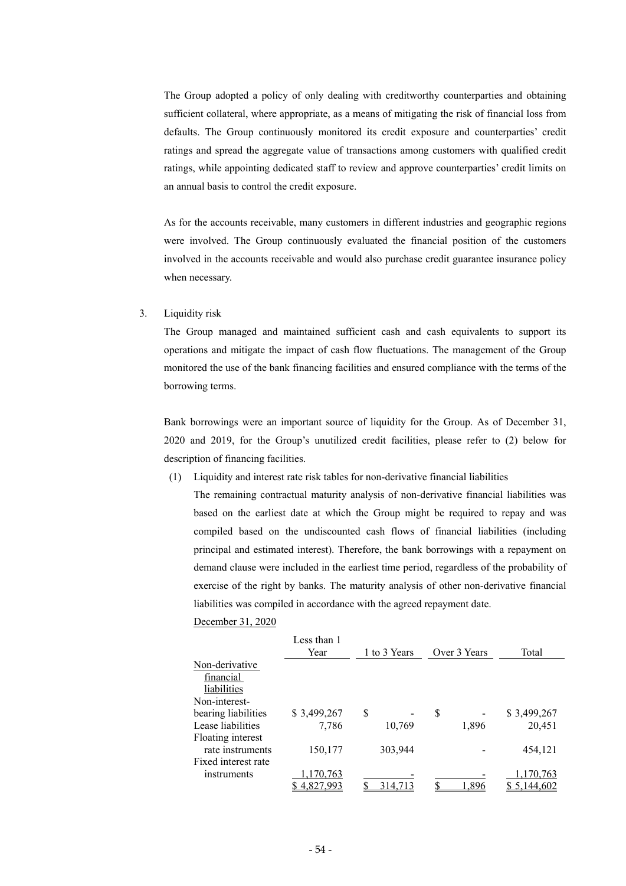The Group adopted a policy of only dealing with creditworthy counterparties and obtaining sufficient collateral, where appropriate, as a means of mitigating the risk of financial loss from defaults. The Group continuously monitored its credit exposure and counterparties' credit ratings and spread the aggregate value of transactions among customers with qualified credit ratings, while appointing dedicated staff to review and approve counterparties' credit limits on an annual basis to control the credit exposure.

As for the accounts receivable, many customers in different industries and geographic regions were involved. The Group continuously evaluated the financial position of the customers involved in the accounts receivable and would also purchase credit guarantee insurance policy when necessary.

3. Liquidity risk

The Group managed and maintained sufficient cash and cash equivalents to support its operations and mitigate the impact of cash flow fluctuations. The management of the Group monitored the use of the bank financing facilities and ensured compliance with the terms of the borrowing terms.

Bank borrowings were an important source of liquidity for the Group. As of December 31, 2020 and 2019, for the Group's unutilized credit facilities, please refer to (2) below for description of financing facilities.

(1) Liquidity and interest rate risk tables for non-derivative financial liabilities

The remaining contractual maturity analysis of non-derivative financial liabilities was based on the earliest date at which the Group might be required to repay and was compiled based on the undiscounted cash flows of financial liabilities (including principal and estimated interest). Therefore, the bank borrowings with a repayment on demand clause were included in the earliest time period, regardless of the probability of exercise of the right by banks. The maturity analysis of other non-derivative financial liabilities was compiled in accordance with the agreed repayment date.

December 31, 2020

| | Less than 1 Year | 1 to 3 Years | Over 3 Years | Total |
|---|---|---|---|---|
| Non-derivative financial liabilities | | | | |
| Non-interest-bearing liabilities | $ 3,499,267 | $ - | $ - | $ 3,499,267 |
| Lease liabilities | 7,786 | 10,769 | 1,896 | 20,451 |
| Floating interest rate instruments | 150,177 | 303,944 | - | 454,121 |
| Fixed interest rate instruments | 1,170,763 | - | - | 1,170,763 |
| | $ 4,827,993 | $ 314,713 | $ 1,896 | $ 5,144,602 |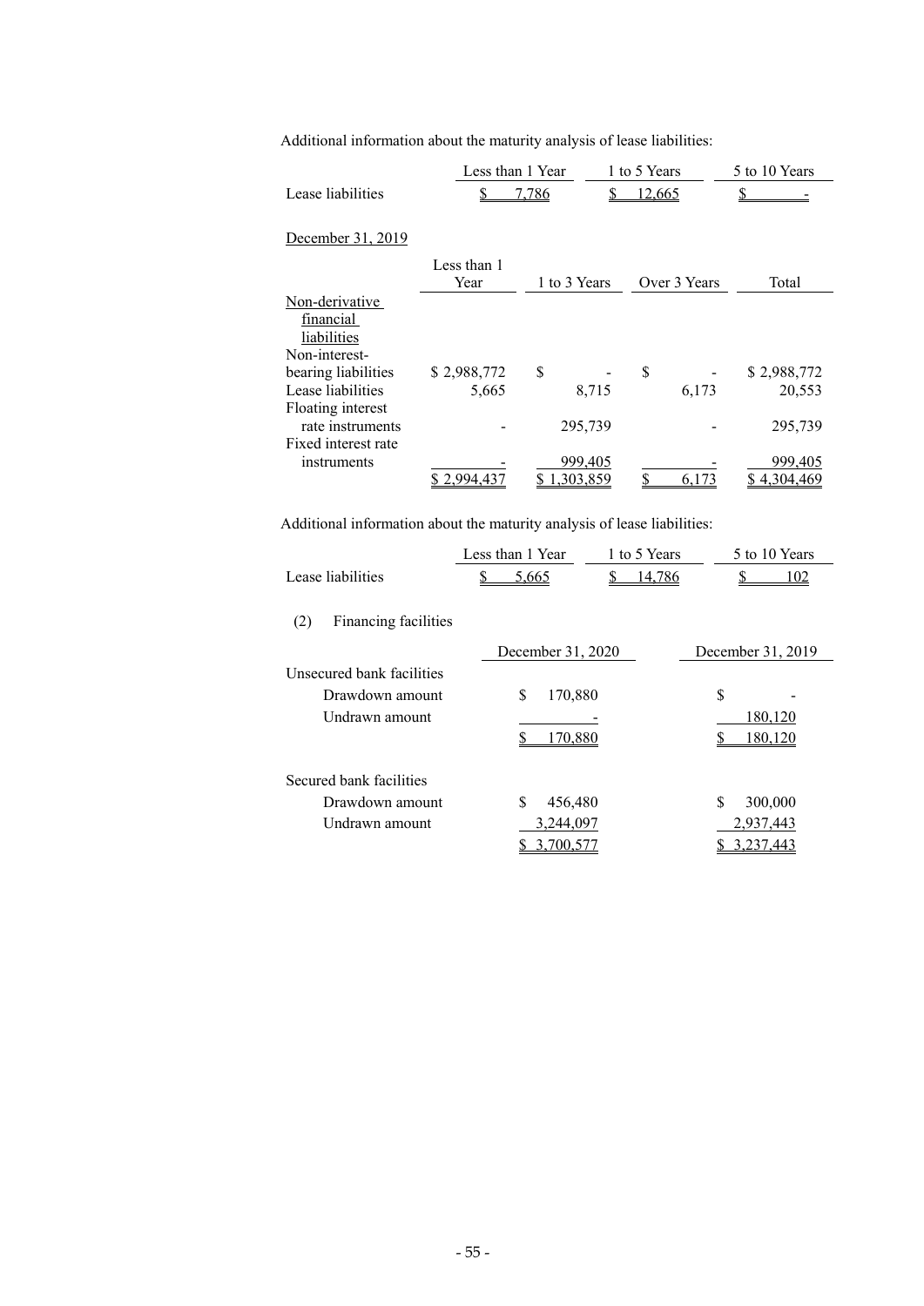Additional information about the maturity analysis of lease liabilities:

| | Less than 1 Year | 1 to 5 Years | 5 to 10 Years |
|---|---|---|---|
| Lease liabilities | $ 7,786 | $ 12,665 | $ - |

December 31, 2019

| | Less than 1 Year | 1 to 3 Years | Over 3 Years | Total |
|---|---|---|---|---|
| Non-derivative financial liabilities | | | | |
| Non-interest-bearing liabilities | $ 2,988,772 | $ - | $ - | $ 2,988,772 |
| Lease liabilities | 5,665 | 8,715 | 6,173 | 20,553 |
| Floating interest rate instruments | - | 295,739 | - | 295,739 |
| Fixed interest rate instruments | - | 999,405 | - | 999,405 |
| | $ 2,994,437 | $ 1,303,859 | $ 6,173 | $ 4,304,469 |

Additional information about the maturity analysis of lease liabilities:

| | Less than 1 Year | 1 to 5 Years | 5 to 10 Years |
|---|---|---|---|
| Lease liabilities | $ 5,665 | $ 14,786 | $ 102 |

(2) Financing facilities

| | December 31, 2020 | December 31, 2019 |
|---|---|---|
| Unsecured bank facilities | | |
| Drawdown amount | $ 170,880 | $ - |
| Undrawn amount | - | 180,120 |
| | $ 170,880 | $ 180,120 |
| | | |
| Secured bank facilities | | |
| Drawdown amount | $ 456,480 | $ 300,000 |
| Undrawn amount | 3,244,097 | 2,937,443 |
| | $ 3,700,577 | $ 3,237,443 |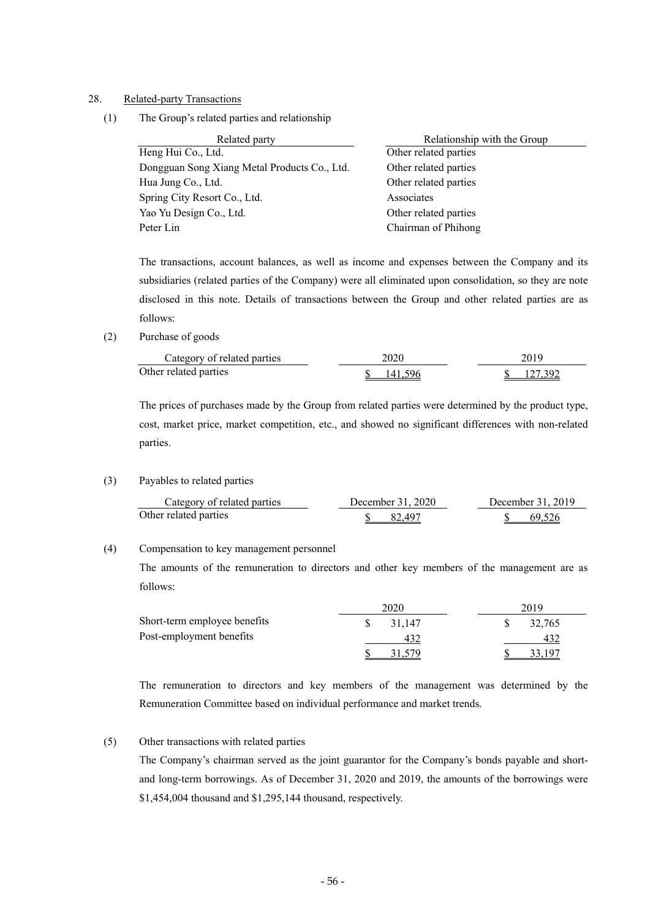## 28. Related-party Transactions

(1) The Group's related parties and relationship

| Related party | Relationship with the Group |
|---|---|
| Heng Hui Co., Ltd. | Other related parties |
| Dongguan Song Xiang Metal Products Co., Ltd. | Other related parties |
| Hua Jung Co., Ltd. | Other related parties |
| Spring City Resort Co., Ltd. | Associates |
| Yao Yu Design Co., Ltd. | Other related parties |
| Peter Lin | Chairman of Phihong |

The transactions, account balances, as well as income and expenses between the Company and its subsidiaries (related parties of the Company) were all eliminated upon consolidation, so they are note disclosed in this note. Details of transactions between the Group and other related parties are as follows:

(2) Purchase of goods

| Category of related parties | 2020 | 2019 |
|---|---|---|
| Other related parties | $ 141,596 | $ 127,392 |

The prices of purchases made by the Group from related parties were determined by the product type, cost, market price, market competition, etc., and showed no significant differences with non-related parties.

(3) Payables to related parties

| Category of related parties | December 31, 2020 | December 31, 2019 |
|---|---|---|
| Other related parties | $ 82,497 | $ 69,526 |

(4) Compensation to key management personnel

The amounts of the remuneration to directors and other key members of the management are as follows:

| | 2020 | 2019 |
|---|---|---|
| Short-term employee benefits | $ 31,147 | $ 32,765 |
| Post-employment benefits | 432 | 432 |
| | $ 31,579 | $ 33,197 |

The remuneration to directors and key members of the management was determined by the Remuneration Committee based on individual performance and market trends.

(5) Other transactions with related parties

The Company's chairman served as the joint guarantor for the Company's bonds payable and short- and long-term borrowings. As of December 31, 2020 and 2019, the amounts of the borrowings were $1,454,004 thousand and $1,295,144 thousand, respectively.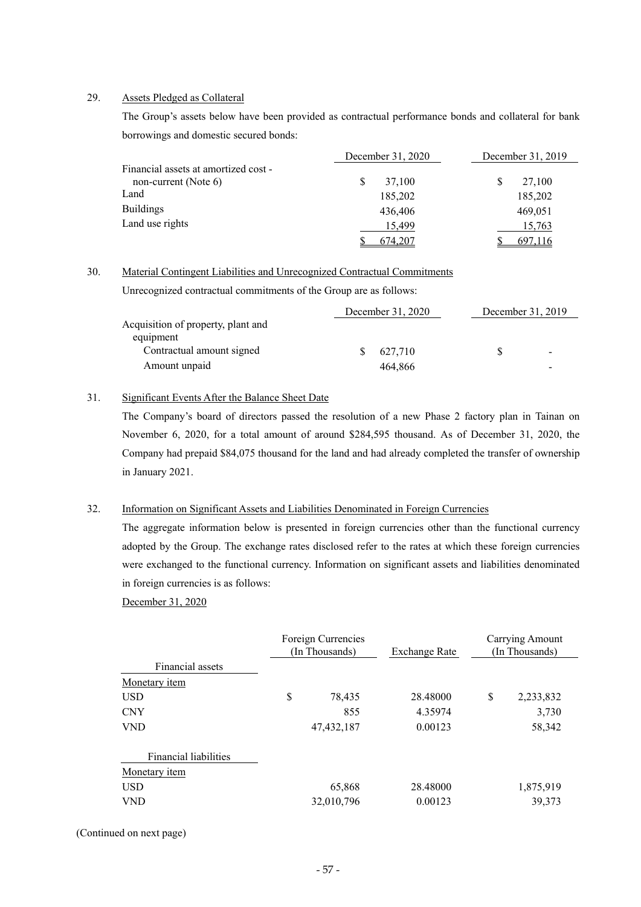29. Assets Pledged as Collateral

The Group's assets below have been provided as contractual performance bonds and collateral for bank borrowings and domestic secured bonds:

| | December 31, 2020 | December 31, 2019 |
|---|---|---|
| Financial assets at amortized cost - non-current (Note 6) | $ 37,100 | $ 27,100 |
| Land | 185,202 | 185,202 |
| Buildings | 436,406 | 469,051 |
| Land use rights | 15,499 | 15,763 |
| | $ 674,207 | $ 697,116 |

30. Material Contingent Liabilities and Unrecognized Contractual Commitments

Unrecognized contractual commitments of the Group are as follows:

| | December 31, 2020 | December 31, 2019 |
|---|---|---|
| Acquisition of property, plant and equipment | | |
| Contractual amount signed | $ 627,710 | $ - |
| Amount unpaid | 464,866 | - |

31. Significant Events After the Balance Sheet Date

The Company's board of directors passed the resolution of a new Phase 2 factory plan in Tainan on November 6, 2020, for a total amount of around $284,595 thousand. As of December 31, 2020, the Company had prepaid $84,075 thousand for the land and had already completed the transfer of ownership in January 2021.

32. Information on Significant Assets and Liabilities Denominated in Foreign Currencies

The aggregate information below is presented in foreign currencies other than the functional currency adopted by the Group. The exchange rates disclosed refer to the rates at which these foreign currencies were exchanged to the functional currency. Information on significant assets and liabilities denominated in foreign currencies is as follows:

December 31, 2020

| | Foreign Currencies (In Thousands) | Exchange Rate | Carrying Amount (In Thousands) |
|---|---|---|---|
| Financial assets | | | |
| Monetary item | | | |
| USD | $ 78,435 | 28.48000 | $ 2,233,832 |
| CNY | 855 | 4.35974 | 3,730 |
| VND | 47,432,187 | 0.00123 | 58,342 |
| | | | |
| Financial liabilities | | | |
| Monetary item | | | |
| USD | 65,868 | 28.48000 | 1,875,919 |
| VND | 32,010,796 | 0.00123 | 39,373 |

(Continued on next page)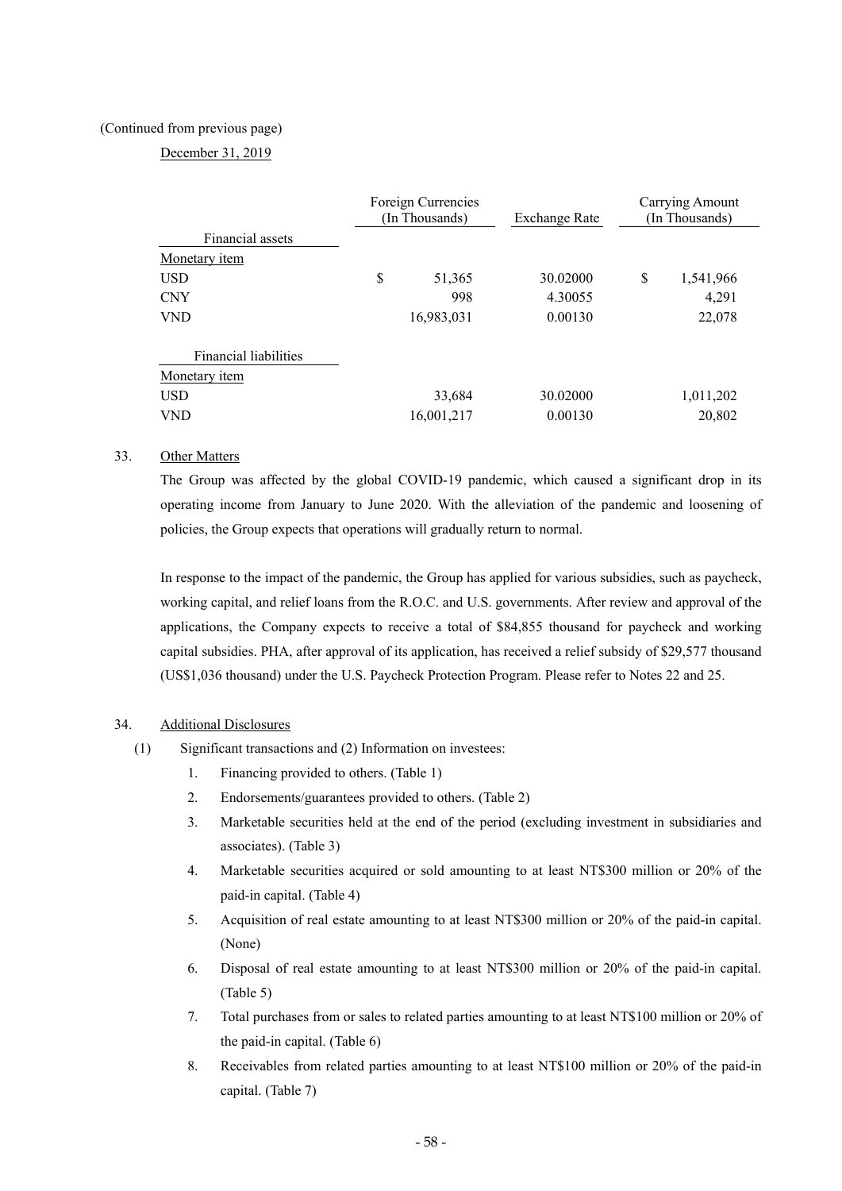(Continued from previous page)

December 31, 2019

| | Foreign Currencies (In Thousands) | Exchange Rate | Carrying Amount (In Thousands) |
|---|---|---|---|
| Financial assets | | | |
| Monetary item | | | |
| USD | $ 51,365 | 30.02000 | $ 1,541,966 |
| CNY | 998 | 4.30055 | 4,291 |
| VND | 16,983,031 | 0.00130 | 22,078 |
| | | | |
| Financial liabilities | | | |
| Monetary item | | | |
| USD | 33,684 | 30.02000 | 1,011,202 |
| VND | 16,001,217 | 0.00130 | 20,802 |

33. Other Matters

The Group was affected by the global COVID-19 pandemic, which caused a significant drop in its operating income from January to June 2020. With the alleviation of the pandemic and loosening of policies, the Group expects that operations will gradually return to normal.

In response to the impact of the pandemic, the Group has applied for various subsidies, such as paycheck, working capital, and relief loans from the R.O.C. and U.S. governments. After review and approval of the applications, the Company expects to receive a total of $84,855 thousand for paycheck and working capital subsidies. PHA, after approval of its application, has received a relief subsidy of $29,577 thousand (US$1,036 thousand) under the U.S. Paycheck Protection Program. Please refer to Notes 22 and 25.

34. Additional Disclosures

(1) Significant transactions and (2) Information on investees:

1. Financing provided to others. (Table 1)
2. Endorsements/guarantees provided to others. (Table 2)
3. Marketable securities held at the end of the period (excluding investment in subsidiaries and associates). (Table 3)
4. Marketable securities acquired or sold amounting to at least NT$300 million or 20% of the paid-in capital. (Table 4)
5. Acquisition of real estate amounting to at least NT$300 million or 20% of the paid-in capital. (None)
6. Disposal of real estate amounting to at least NT$300 million or 20% of the paid-in capital. (Table 5)
7. Total purchases from or sales to related parties amounting to at least NT$100 million or 20% of the paid-in capital. (Table 6)
8. Receivables from related parties amounting to at least NT$100 million or 20% of the paid-in capital. (Table 7)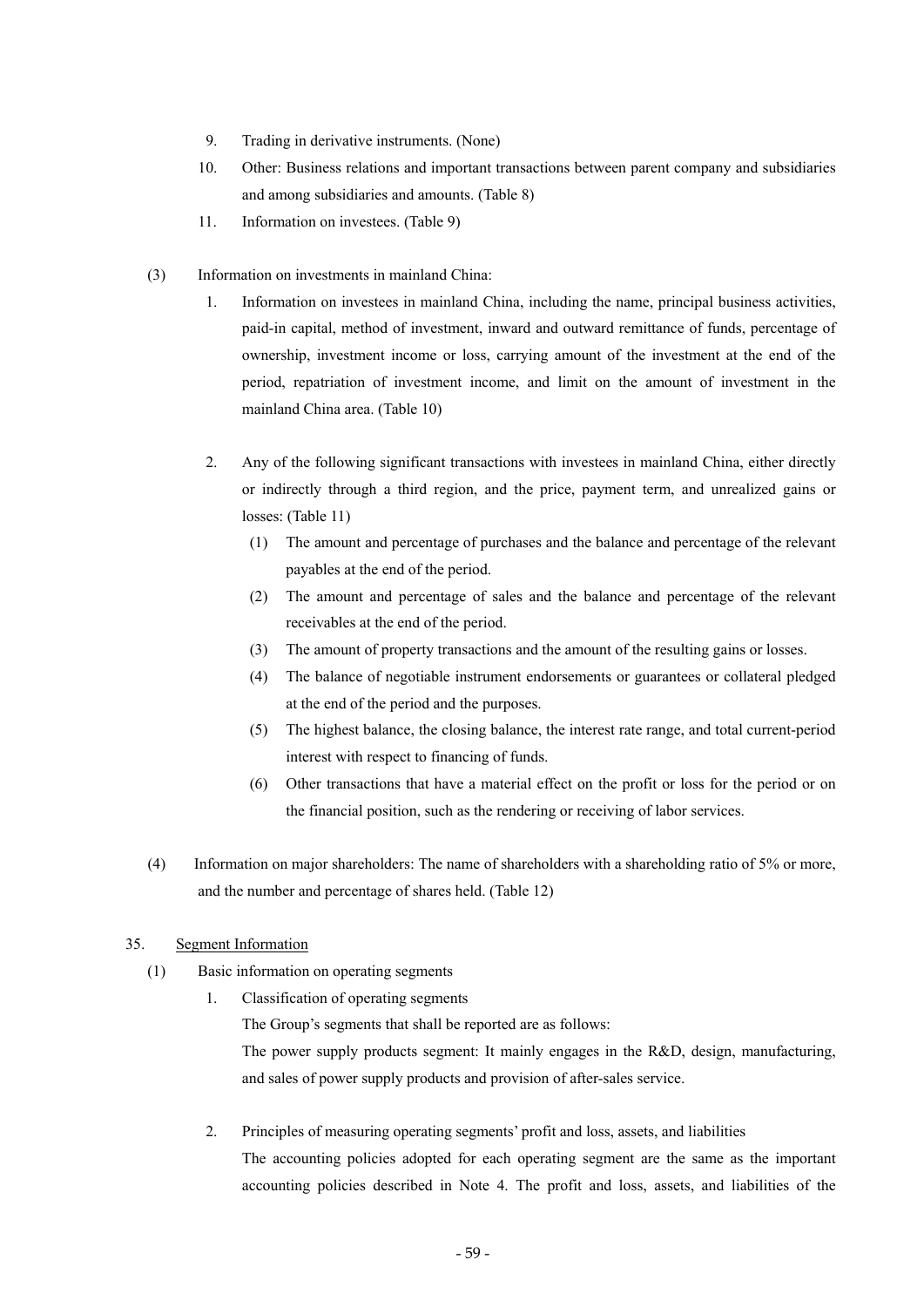9. Trading in derivative instruments. (None)
10. Other: Business relations and important transactions between parent company and subsidiaries and among subsidiaries and amounts. (Table 8)
11. Information on investees. (Table 9)

(3) Information on investments in mainland China:

1. Information on investees in mainland China, including the name, principal business activities, paid-in capital, method of investment, inward and outward remittance of funds, percentage of ownership, investment income or loss, carrying amount of the investment at the end of the period, repatriation of investment income, and limit on the amount of investment in the mainland China area. (Table 10)

2. Any of the following significant transactions with investees in mainland China, either directly or indirectly through a third region, and the price, payment term, and unrealized gains or losses: (Table 11)
   (1) The amount and percentage of purchases and the balance and percentage of the relevant payables at the end of the period.
   (2) The amount and percentage of sales and the balance and percentage of the relevant receivables at the end of the period.
   (3) The amount of property transactions and the amount of the resulting gains or losses.
   (4) The balance of negotiable instrument endorsements or guarantees or collateral pledged at the end of the period and the purposes.
   (5) The highest balance, the closing balance, the interest rate range, and total current-period interest with respect to financing of funds.
   (6) Other transactions that have a material effect on the profit or loss for the period or on the financial position, such as the rendering or receiving of labor services.

(4) Information on major shareholders: The name of shareholders with a shareholding ratio of 5% or more, and the number and percentage of shares held. (Table 12)

35. Segment Information

(1) Basic information on operating segments

1. Classification of operating segments

   The Group's segments that shall be reported are as follows:

   The power supply products segment: It mainly engages in the R&D, design, manufacturing, and sales of power supply products and provision of after-sales service.

2. Principles of measuring operating segments' profit and loss, assets, and liabilities

   The accounting policies adopted for each operating segment are the same as the important accounting policies described in Note 4. The profit and loss, assets, and liabilities of the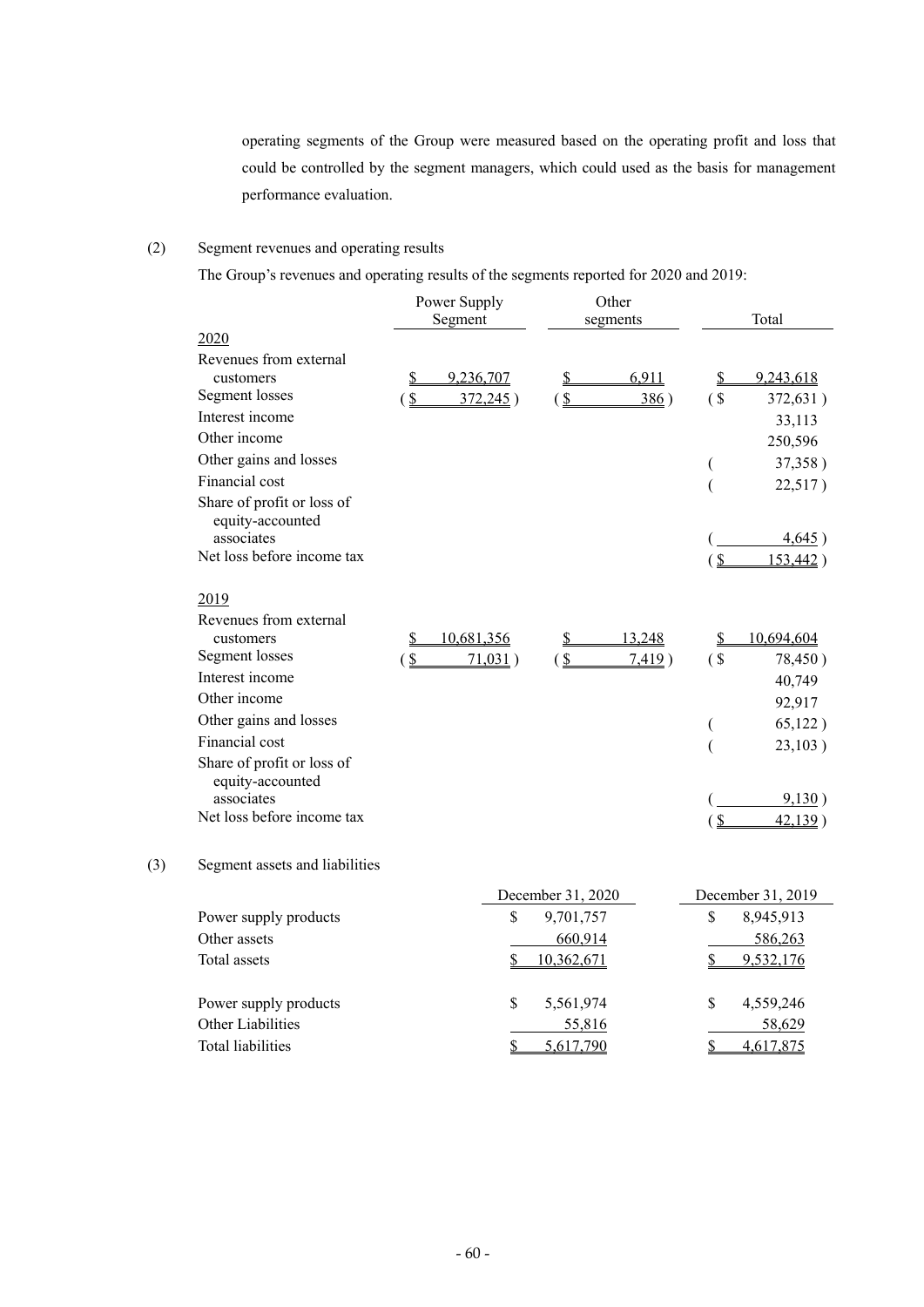operating segments of the Group were measured based on the operating profit and loss that could be controlled by the segment managers, which could used as the basis for management performance evaluation.

(2) Segment revenues and operating results

The Group's revenues and operating results of the segments reported for 2020 and 2019:

| | Power Supply Segment | Other segments | Total |
|---|---|---|---|
| 2020 | | | |
| Revenues from external customers | $ 9,236,707 | $ 6,911 | $ 9,243,618 |
| Segment losses | ( $ 372,245 ) | ( $ 386 ) | ( $ 372,631 ) |
| Interest income | | | 33,113 |
| Other income | | | 250,596 |
| Other gains and losses | | | ( 37,358 ) |
| Financial cost | | | ( 22,517 ) |
| Share of profit or loss of equity-accounted associates | | | ( 4,645 ) |
| Net loss before income tax | | | ( $ 153,442 ) |
| 2019 | | | |
| Revenues from external customers | $ 10,681,356 | $ 13,248 | $ 10,694,604 |
| Segment losses | ( $ 71,031 ) | ( $ 7,419 ) | ( $ 78,450 ) |
| Interest income | | | 40,749 |
| Other income | | | 92,917 |
| Other gains and losses | | | ( 65,122 ) |
| Financial cost | | | ( 23,103 ) |
| Share of profit or loss of equity-accounted associates | | | ( 9,130 ) |
| Net loss before income tax | | | ( $ 42,139 ) |

(3) Segment assets and liabilities

| | December 31, 2020 | December 31, 2019 |
|---|---|---|
| Power supply products | $ 9,701,757 | $ 8,945,913 |
| Other assets | 660,914 | 586,263 |
| Total assets | $ 10,362,671 | $ 9,532,176 |
| | | |
| Power supply products | $ 5,561,974 | $ 4,559,246 |
| Other Liabilities | 55,816 | 58,629 |
| Total liabilities | $ 5,617,790 | $ 4,617,875 |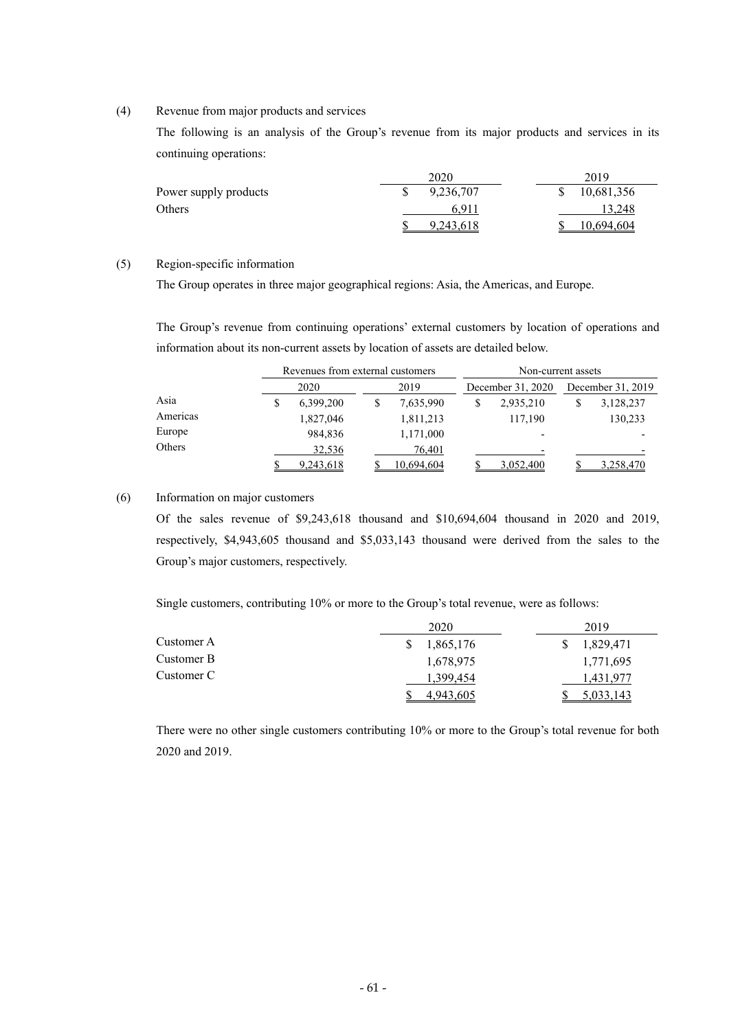(4) Revenue from major products and services

The following is an analysis of the Group's revenue from its major products and services in its continuing operations:

| | 2020 | 2019 |
|---|---|---|
| Power supply products | $ 9,236,707 | $ 10,681,356 |
| Others | 6,911 | 13,248 |
| | $ 9,243,618 | $ 10,694,604 |

(5) Region-specific information

The Group operates in three major geographical regions: Asia, the Americas, and Europe.

The Group's revenue from continuing operations' external customers by location of operations and information about its non-current assets by location of assets are detailed below.

| | Revenues from external customers | | Non-current assets | |
|---|---|---|---|---|
| | 2020 | 2019 | December 31, 2020 | December 31, 2019 |
| Asia | $ 6,399,200 | $ 7,635,990 | $ 2,935,210 | $ 3,128,237 |
| Americas | 1,827,046 | 1,811,213 | 117,190 | 130,233 |
| Europe | 984,836 | 1,171,000 | - | - |
| Others | 32,536 | 76,401 | - | - |
| | $ 9,243,618 | $ 10,694,604 | $ 3,052,400 | $ 3,258,470 |

(6) Information on major customers

Of the sales revenue of $9,243,618 thousand and $10,694,604 thousand in 2020 and 2019, respectively, $4,943,605 thousand and $5,033,143 thousand were derived from the sales to the Group's major customers, respectively.

Single customers, contributing 10% or more to the Group's total revenue, were as follows:

| | 2020 | 2019 |
|---|---|---|
| Customer A | $ 1,865,176 | $ 1,829,471 |
| Customer B | 1,678,975 | 1,771,695 |
| Customer C | 1,399,454 | 1,431,977 |
| | $ 4,943,605 | $ 5,033,143 |

There were no other single customers contributing 10% or more to the Group's total revenue for both 2020 and 2019.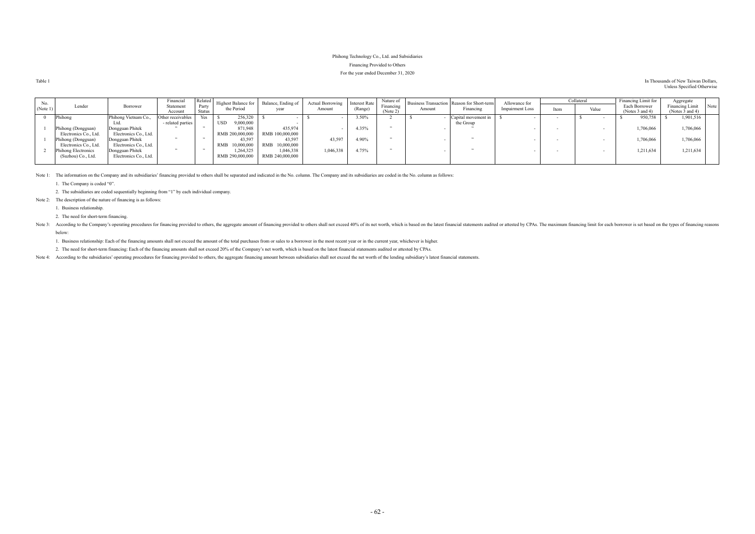Phihong Technology Co., Ltd. and Subsidiaries

Financing Provided to Others

For the year ended December 31, 2020

Table 1

In Thousands of New Taiwan Dollars, Unless Specified Otherwise

| No. (Note 1) | Lender | Borrower | Financial Statement Account | Related Party Status | Highest Balance for the Period | Balance, Ending of year | Actual Borrowing Amount | Interest Rate (Range) | Nature of Financing (Note 2) | Business Transaction Amount | Reason for Short-term Financing | Allowance for Impairment Loss | Collateral | | Financing Limit for Each Borrower (Notes 3 and 4) | Aggregate Financing Limit (Notes 3 and 4) | Note |
|---|---|---|---|---|---|---|---|---|---|---|---|---|---|---|---|---|---|
| | | | | | | | | | | | | | Item | Value | | | |
| 0 | Phihong | Phihong Vietnam Co., Ltd. | Other receivables - related parties | Yes | $ 256,320 USD 9,000,000 | $ - | $ - | 3.50% | 2 | $ - | Capital movement in the Group | $ - | - | $ - | $ 950,758 | $ 1,901,516 | |
| 1 | Phihong (Dongguan) Electronics Co., Ltd. | Dongguan Phitek Electronics Co., Ltd. | " | " | 871,948 RMB 200,000,000 | 435,974 RMB 100,000,000 | - | 4.35% | " | - | " | - | - | - | 1,706,066 | 1,706,066 | |
| 1 | Phihong (Dongguan) Electronics Co., Ltd. | Dongguan Phitek Electronics Co., Ltd. | " | " | 43,597 RMB 10,000,000 | 43,597 RMB 10,000,000 | 43,597 | 4.90% | " | - | " | - | - | - | 1,706,066 | 1,706,066 | |
| 2 | Phihong Electronics (Suzhou) Co., Ltd. | Dongguan Phitek Electronics Co., Ltd. | " | " | 1,264,325 RMB 290,000,000 | 1,046,338 RMB 240,000,000 | 1,046,338 | 4.75% | " | - | " | - | - | - | 1,211,634 | 1,211,634 | |

Note 1: The information on the Company and its subsidiaries' financing provided to others shall be separated and indicated in the No. column. The Company and its subsidiaries are coded in the No. column as follows:

1. The Company is coded "0".
2. The subsidiaries are coded sequentially beginning from "1" by each individual company.

Note 2: The description of the nature of financing is as follows:

1. Business relationship.
2. The need for short-term financing.

Note 3: According to the Company's operating procedures for financing provided to others, the aggregate amount of financing provided to others shall not exceed 40% of its net worth, which is based on the latest financial statements audited or attested by CPAs. The maximum financing limit for each borrower is set based on the types of financing reasons below:

1. Business relationship: Each of the financing amounts shall not exceed the amount of the total purchases from or sales to a borrower in the most recent year or in the current year, whichever is higher.
2. The need for short-term financing: Each of the financing amounts shall not exceed 20% of the Company's net worth, which is based on the latest financial statements audited or attested by CPAs.

Note 4: According to the subsidiaries' operating procedures for financing provided to others, the aggregate financing amount between subsidiaries shall not exceed the net worth of the lending subsidiary's latest financial statements.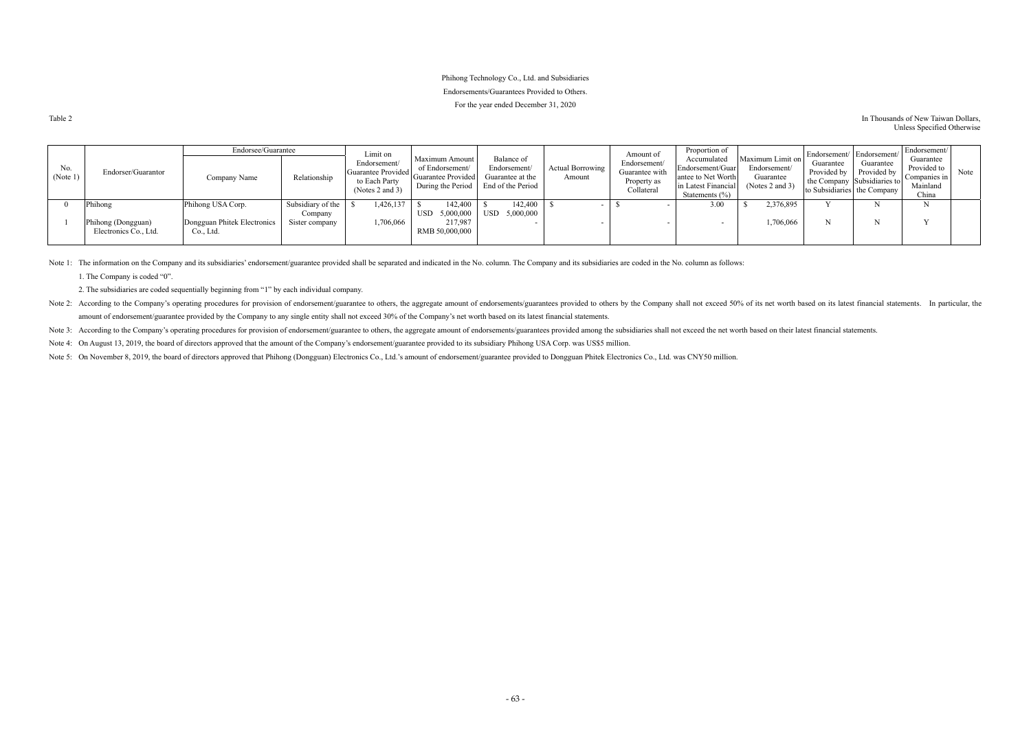Phihong Technology Co., Ltd. and Subsidiaries

Endorsements/Guarantees Provided to Others.

For the year ended December 31, 2020

Table 2

In Thousands of New Taiwan Dollars, Unless Specified Otherwise

| No. (Note 1) | Endorser/Guarantor | Endorsee/Guarantee | | Limit on Endorsement/ Guarantee Provided to Each Party (Notes 2 and 3) | Maximum Amount of Endorsement/ Guarantee Provided During the Period | Balance of Endorsement/ Guarantee at the End of the Period | Actual Borrowing Amount | Amount of Endorsement/ Guarantee with Property as Collateral | Proportion of Accumulated Endorsement/Guarantee to Net Worth in Latest Financial Statements (%) | Maximum Limit on Endorsement/ Guarantee (Notes 2 and 3) | Endorsement/ Guarantee Provided by the Company to Subsidiaries | Endorsement/ Guarantee Provided by Subsidiaries to the Company | Endorsement/ Guarantee Provided to Companies in Mainland China | Note |
|---|---|---|---|---|---|---|---|---|---|---|---|---|---|---|
| | | Company Name | Relationship | | | | | | | | | | | |
| 0 | Phihong | Phihong USA Corp. | Subsidiary of the Company | $ 1,426,137 | $ 142,400<br>USD 5,000,000 | $ 142,400<br>USD 5,000,000 | $ - | $ - | 3.00 | $ 2,376,895 | Y | N | N | |
| 1 | Phihong (Dongguan) Electronics Co., Ltd. | Dongguan Phitek Electronics Co., Ltd. | Sister company | 1,706,066 | 217,987<br>RMB 50,000,000 | - | - | - | - | 1,706,066 | N | N | Y | |

Note 1: The information on the Company and its subsidiaries' endorsement/guarantee provided shall be separated and indicated in the No. column. The Company and its subsidiaries are coded in the No. column as follows:

1. The Company is coded "0".

2. The subsidiaries are coded sequentially beginning from "1" by each individual company.

Note 2: According to the Company's operating procedures for provision of endorsement/guarantee to others, the aggregate amount of endorsements/guarantees provided to others by the Company shall not exceed 50% of its net worth based on its latest financial statements. In particular, the amount of endorsement/guarantee provided by the Company to any single entity shall not exceed 30% of the Company's net worth based on its latest financial statements.

Note 3: According to the Company's operating procedures for provision of endorsement/guarantee to others, the aggregate amount of endorsements/guarantees provided among the subsidiaries shall not exceed the net worth based on their latest financial statements.

Note 4: On August 13, 2019, the board of directors approved that the amount of the Company's endorsement/guarantee provided to its subsidiary Phihong USA Corp. was US$5 million.

Note 5: On November 8, 2019, the board of directors approved that Phihong (Dongguan) Electronics Co., Ltd.'s amount of endorsement/guarantee provided to Dongguan Phitek Electronics Co., Ltd. was CNY50 million.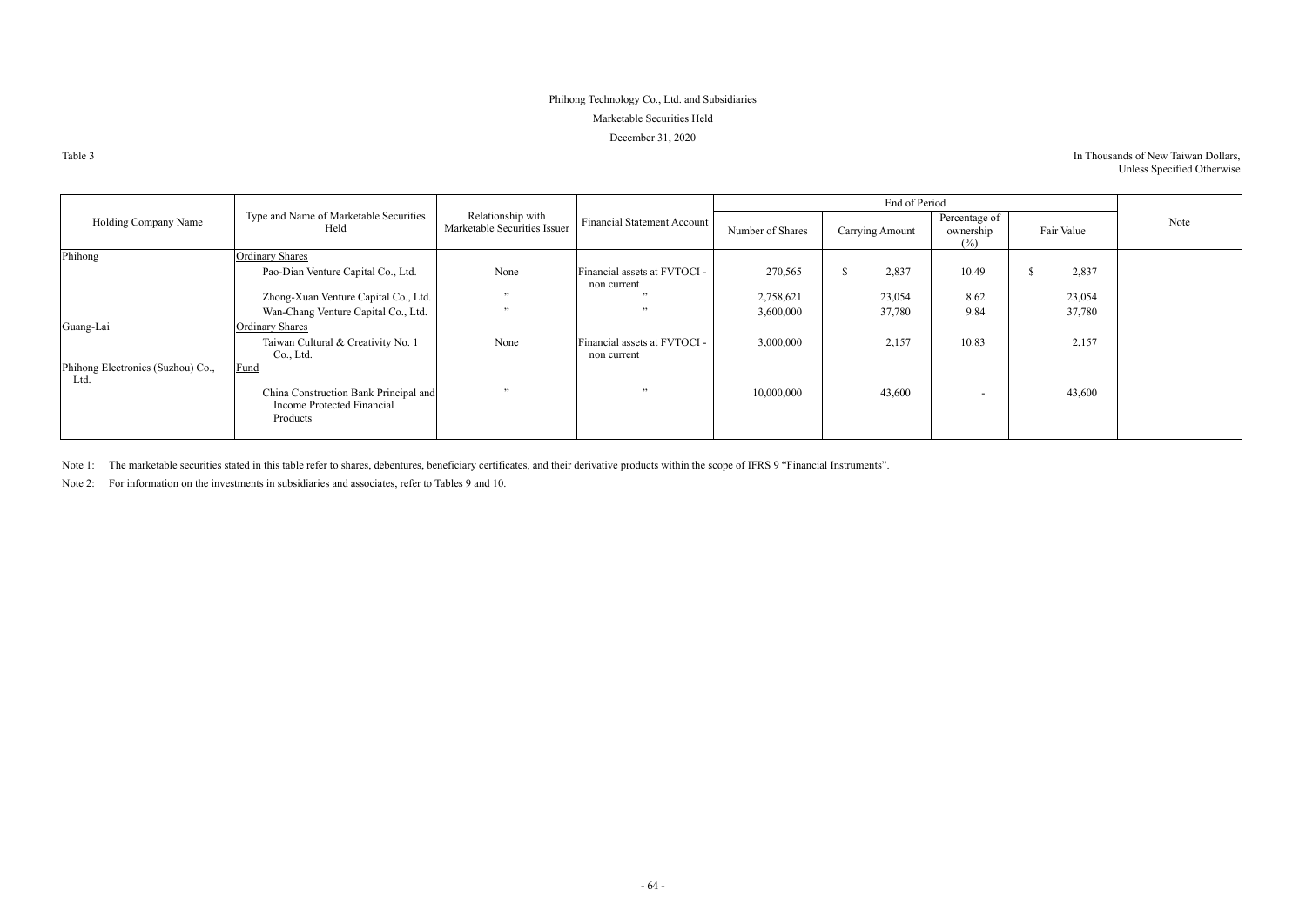Phihong Technology Co., Ltd. and Subsidiaries

Marketable Securities Held

December 31, 2020

Table 3

In Thousands of New Taiwan Dollars, Unless Specified Otherwise

| Holding Company Name | Type and Name of Marketable Securities Held | Relationship with Marketable Securities Issuer | Financial Statement Account | End of Period | | | | Note |
|---|---|---|---|---|---|---|---|---|
| | | | | Number of Shares | Carrying Amount | Percentage of ownership (%) | Fair Value | |
| Phihong | Ordinary Shares | | | | | | | |
| | Pao-Dian Venture Capital Co., Ltd. | None | Financial assets at FVTOCI - non current | 270,565 | $ 2,837 | 10.49 | $ 2,837 | |
| | Zhong-Xuan Venture Capital Co., Ltd. | " | " | 2,758,621 | 23,054 | 8.62 | 23,054 | |
| | Wan-Chang Venture Capital Co., Ltd. | " | " | 3,600,000 | 37,780 | 9.84 | 37,780 | |
| Guang-Lai | Ordinary Shares | | | | | | | |
| | Taiwan Cultural & Creativity No. 1 Co., Ltd. | None | Financial assets at FVTOCI - non current | 3,000,000 | 2,157 | 10.83 | 2,157 | |
| Phihong Electronics (Suzhou) Co., Ltd. | Fund | | | | | | | |
| | China Construction Bank Principal and Income Protected Financial Products | " | " | 10,000,000 | 43,600 | - | 43,600 | |

Note 1: The marketable securities stated in this table refer to shares, debentures, beneficiary certificates, and their derivative products within the scope of IFRS 9 "Financial Instruments".

Note 2: For information on the investments in subsidiaries and associates, refer to Tables 9 and 10.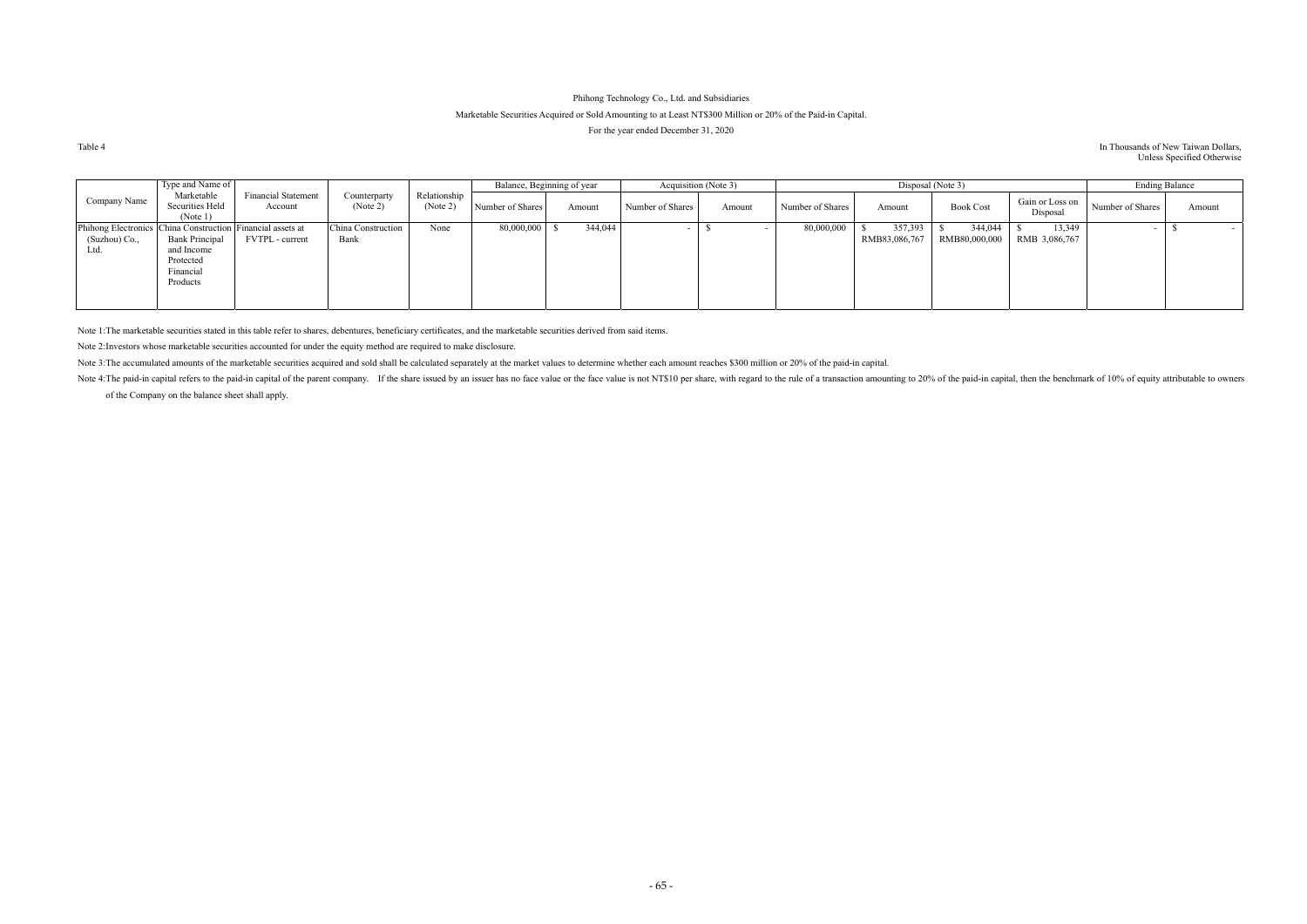Phihong Technology Co., Ltd. and Subsidiaries

Marketable Securities Acquired or Sold Amounting to at Least NT$300 Million or 20% of the Paid-in Capital.

For the year ended December 31, 2020

Table 4

In Thousands of New Taiwan Dollars, Unless Specified Otherwise

| Company Name | Type and Name of Marketable Securities Held (Note 1) | Financial Statement Account | Counterparty (Note 2) | Relationship (Note 2) | Balance, Beginning of year | | Acquisition (Note 3) | | Disposal (Note 3) | | | | Ending Balance | |
|---|---|---|---|---|---|---|---|---|---|---|---|---|---|---|
| | | | | | Number of Shares | Amount | Number of Shares | Amount | Number of Shares | Amount | Book Cost | Gain or Loss on Disposal | Number of Shares | Amount |
| Phihong Electronics (Suzhou) Co., Ltd. | China Construction Bank Principal and Income Protected Financial Products | Financial assets at FVTPL - current | China Construction Bank | None | 80,000,000 | $ 344,044 | - | $ - | 80,000,000 | $ 357,393 RMB83,086,767 | $ 344,044 RMB80,000,000 | $ 13,349 RMB 3,086,767 | - | $ - |

Note 1:The marketable securities stated in this table refer to shares, debentures, beneficiary certificates, and the marketable securities derived from said items.

Note 2:Investors whose marketable securities accounted for under the equity method are required to make disclosure.

Note 3:The accumulated amounts of the marketable securities acquired and sold shall be calculated separately at the market values to determine whether each amount reaches $300 million or 20% of the paid-in capital.

Note 4:The paid-in capital refers to the paid-in capital of the parent company. If the share issued by an issuer has no face value or the face value is not NT$10 per share, with regard to the rule of a transaction amounting to 20% of the paid-in capital, then the benchmark of 10% of equity attributable to owners of the Company on the balance sheet shall apply.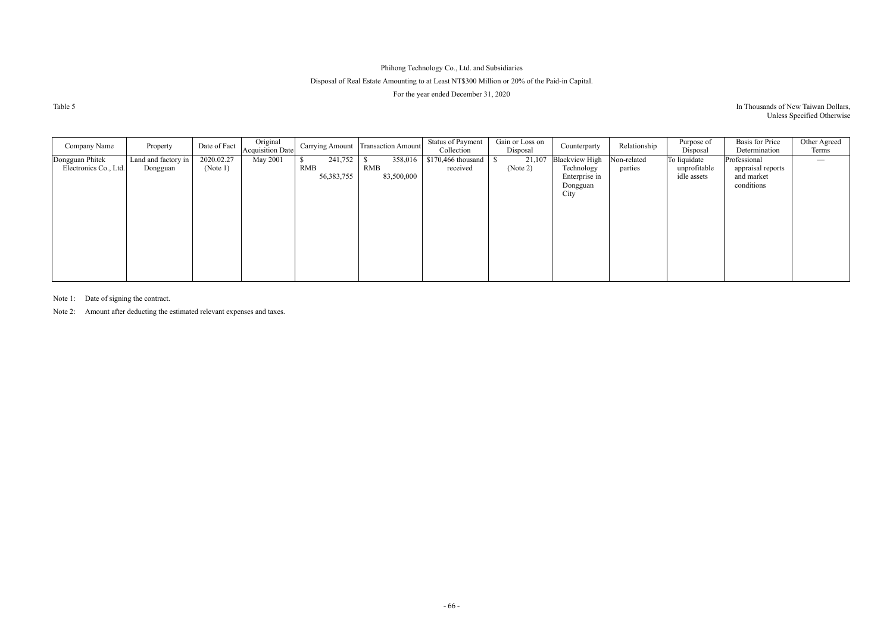Phihong Technology Co., Ltd. and Subsidiaries

Disposal of Real Estate Amounting to at Least NT$300 Million or 20% of the Paid-in Capital.

For the year ended December 31, 2020

Table 5

In Thousands of New Taiwan Dollars, Unless Specified Otherwise

| Company Name | Property | Date of Fact | Original Acquisition Date | Carrying Amount | Transaction Amount | Status of Payment Collection | Gain or Loss on Disposal | Counterparty | Relationship | Purpose of Disposal | Basis for Price Determination | Other Agreed Terms |
|---|---|---|---|---|---|---|---|---|---|---|---|---|
| Dongguan Phitek Electronics Co., Ltd. | Land and factory in Dongguan | 2020.02.27 (Note 1) | May 2001 | $ 241,752 RMB 56,383,755 | $ 358,016 RMB 83,500,000 | $170,466 thousand received | $ 21,107 (Note 2) | Blackview High Technology Enterprise in Dongguan City | Non-related parties | To liquidate unprofitable idle assets | Professional appraisal reports and market conditions | — |

Note 1: Date of signing the contract.

Note 2: Amount after deducting the estimated relevant expenses and taxes.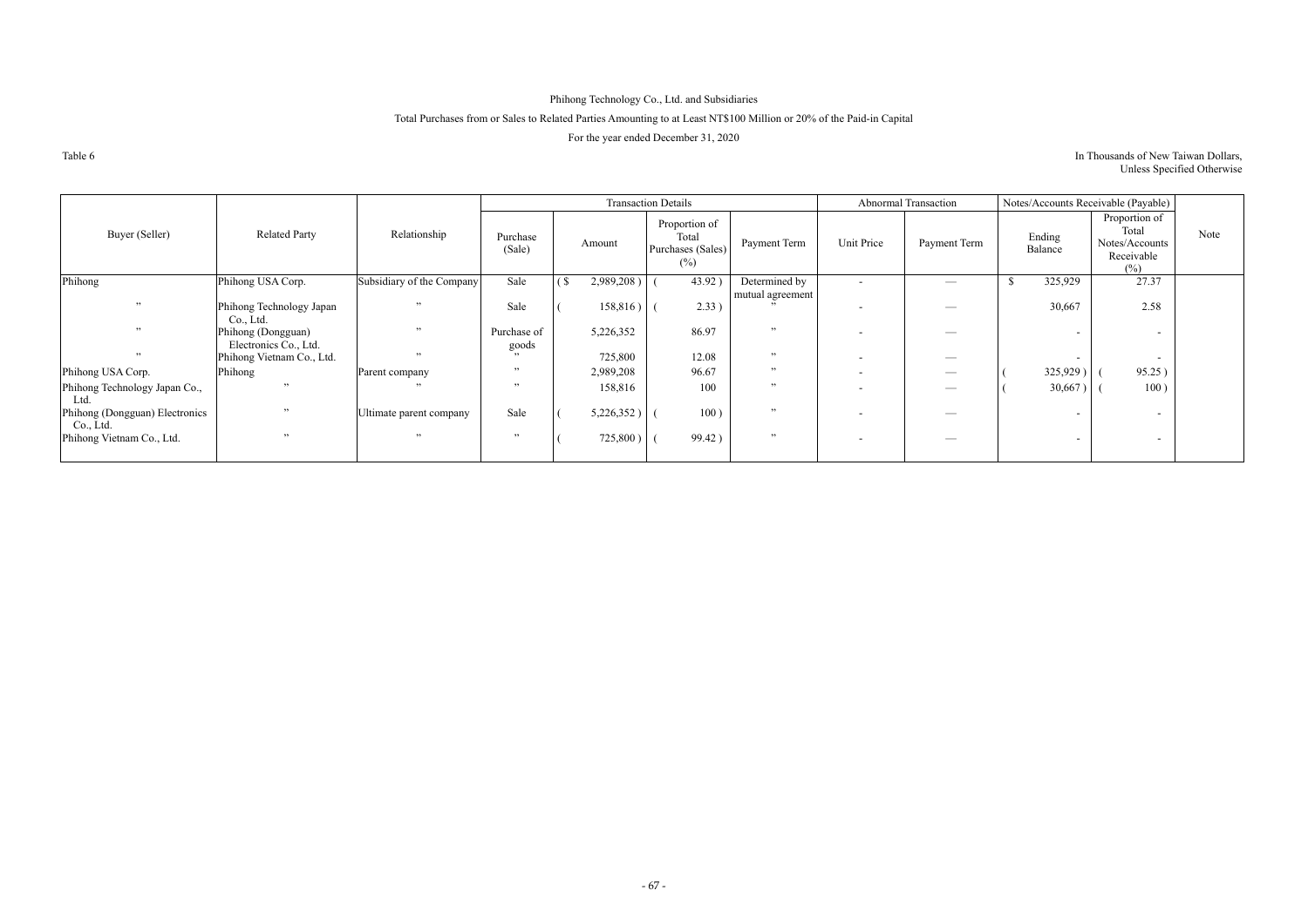Phihong Technology Co., Ltd. and Subsidiaries

Total Purchases from or Sales to Related Parties Amounting to at Least NT$100 Million or 20% of the Paid-in Capital

For the year ended December 31, 2020

Table 6

In Thousands of New Taiwan Dollars, Unless Specified Otherwise

| Buyer (Seller) | Related Party | Relationship | Transaction Details | | | | Abnormal Transaction | | Notes/Accounts Receivable (Payable) | | Note |
|---|---|---|---|---|---|---|---|---|---|---|---|
| | | | Purchase (Sale) | Amount | Proportion of Total Purchases (Sales) (%) | Payment Term | Unit Price | Payment Term | Ending Balance | Proportion of Total Notes/Accounts Receivable (%) | |
| Phihong | Phihong USA Corp. | Subsidiary of the Company | Sale | ( $ 2,989,208 ) | ( 43.92 ) | Determined by mutual agreement | - | — | $ 325,929 | 27.37 | |
| 〃 | Phihong Technology Japan Co., Ltd. | 〃 | Sale | ( 158,816 ) | ( 2.33 ) | 〃 | - | — | 30,667 | 2.58 | |
| 〃 | Phihong (Dongguan) Electronics Co., Ltd. | 〃 | Purchase of goods | 5,226,352 | 86.97 | 〃 | - | — | - | - | |
| 〃 | Phihong Vietnam Co., Ltd. | 〃 | 〃 | 725,800 | 12.08 | 〃 | - | — | - | - | |
| Phihong USA Corp. | Phihong | Parent company | 〃 | 2,989,208 | 96.67 | 〃 | - | — | ( 325,929 ) | ( 95.25 ) | |
| Phihong Technology Japan Co., Ltd. | 〃 | 〃 | 〃 | 158,816 | 100 | 〃 | - | — | ( 30,667 ) | ( 100 ) | |
| Phihong (Dongguan) Electronics Co., Ltd. | 〃 | Ultimate parent company | Sale | ( 5,226,352 ) | ( 100 ) | 〃 | - | — | - | - | |
| Phihong Vietnam Co., Ltd. | 〃 | 〃 | 〃 | ( 725,800 ) | ( 99.42 ) | 〃 | - | — | - | - | |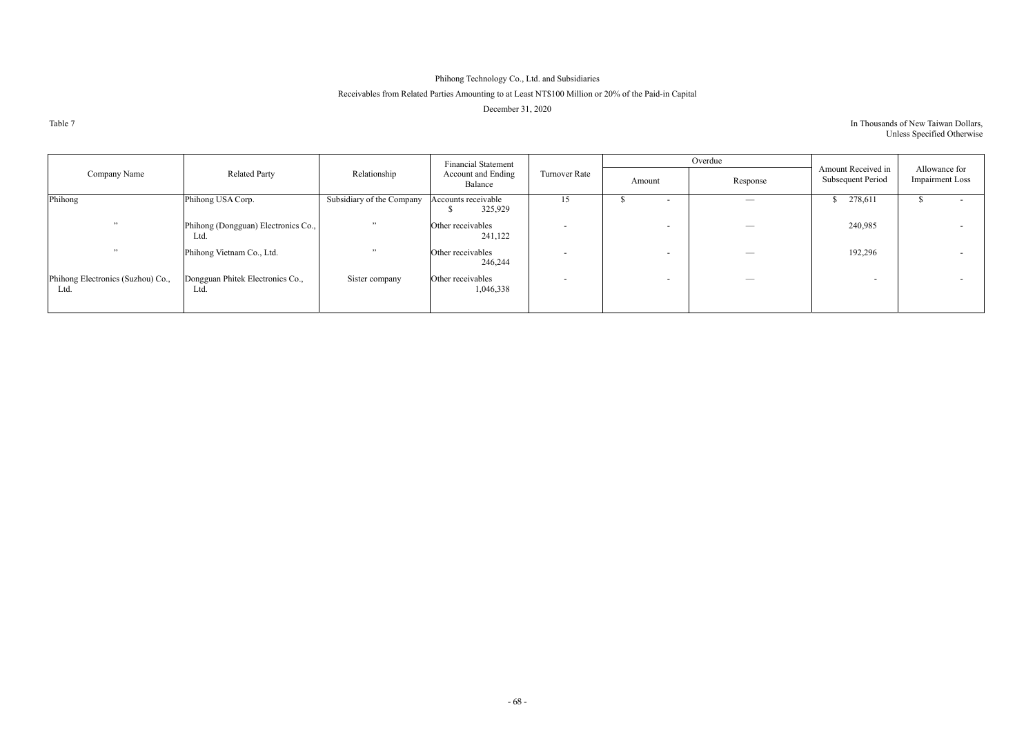Phihong Technology Co., Ltd. and Subsidiaries

Receivables from Related Parties Amounting to at Least NT$100 Million or 20% of the Paid-in Capital

December 31, 2020

Table 7

In Thousands of New Taiwan Dollars, Unless Specified Otherwise

| Company Name | Related Party | Relationship | Financial Statement Account and Ending Balance | Turnover Rate | Overdue | | Amount Received in Subsequent Period | Allowance for Impairment Loss |
|---|---|---|---|---|---|---|---|---|
| | | | | | Amount | Response | | |
| Phihong | Phihong USA Corp. | Subsidiary of the Company | Accounts receivable $ 325,929 | 15 | $ - | — | $ 278,611 | $ - |
| " | Phihong (Dongguan) Electronics Co., Ltd. | " | Other receivables 241,122 | - | - | — | 240,985 | - |
| " | Phihong Vietnam Co., Ltd. | " | Other receivables 246,244 | - | - | — | 192,296 | - |
| Phihong Electronics (Suzhou) Co., Ltd. | Dongguan Phitek Electronics Co., Ltd. | Sister company | Other receivables 1,046,338 | - | - | — | - | - |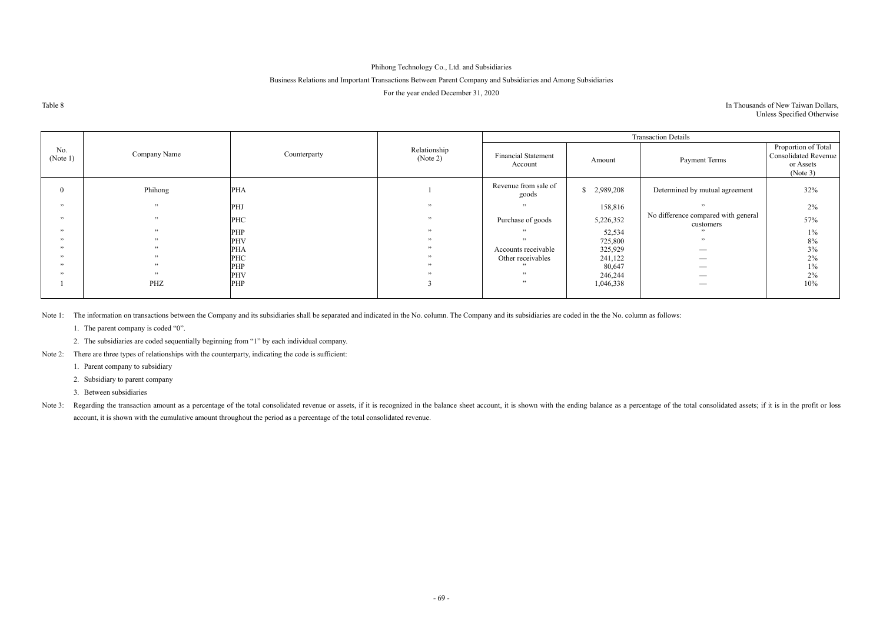Phihong Technology Co., Ltd. and Subsidiaries

Business Relations and Important Transactions Between Parent Company and Subsidiaries and Among Subsidiaries

For the year ended December 31, 2020

Table 8

In Thousands of New Taiwan Dollars, Unless Specified Otherwise

| No. (Note 1) | Company Name | Counterparty | Relationship (Note 2) | Transaction Details | | | |
|---|---|---|---|---|---|---|---|
| | | | | Financial Statement Account | Amount | Payment Terms | Proportion of Total Consolidated Revenue or Assets (Note 3) |
| 0 | Phihong | PHA | 1 | Revenue from sale of goods | $ 2,989,208 | Determined by mutual agreement | 32% |
| 〃 | 〃 | PHJ | 〃 | 〃 | 158,816 | 〃 | 2% |
| 〃 | 〃 | PHC | 〃 | Purchase of goods | 5,226,352 | No difference compared with general customers | 57% |
| 〃 | 〃 | PHP | 〃 | 〃 | 52,534 | 〃 | 1% |
| 〃 | 〃 | PHV | 〃 | 〃 | 725,800 | 〃 | 8% |
| 〃 | 〃 | PHA | 〃 | Accounts receivable | 325,929 | — | 3% |
| 〃 | 〃 | PHC | 〃 | Other receivables | 241,122 | — | 2% |
| 〃 | 〃 | PHP | 〃 | 〃 | 80,647 | — | 1% |
| 〃 | 〃 | PHV | 〃 | 〃 | 246,244 | — | 2% |
| 1 | PHZ | PHP | 3 | 〃 | 1,046,338 | — | 10% |

Note 1: The information on transactions between the Company and its subsidiaries shall be separated and indicated in the No. column. The Company and its subsidiaries are coded in the the No. column as follows:

1. The parent company is coded "0".
2. The subsidiaries are coded sequentially beginning from "1" by each individual company.

Note 2: There are three types of relationships with the counterparty, indicating the code is sufficient:

1. Parent company to subsidiary
2. Subsidiary to parent company
3. Between subsidiaries

Note 3: Regarding the transaction amount as a percentage of the total consolidated revenue or assets, if it is recognized in the balance sheet account, it is shown with the ending balance as a percentage of the total consolidated assets; if it is in the profit or loss account, it is shown with the cumulative amount throughout the period as a percentage of the total consolidated revenue.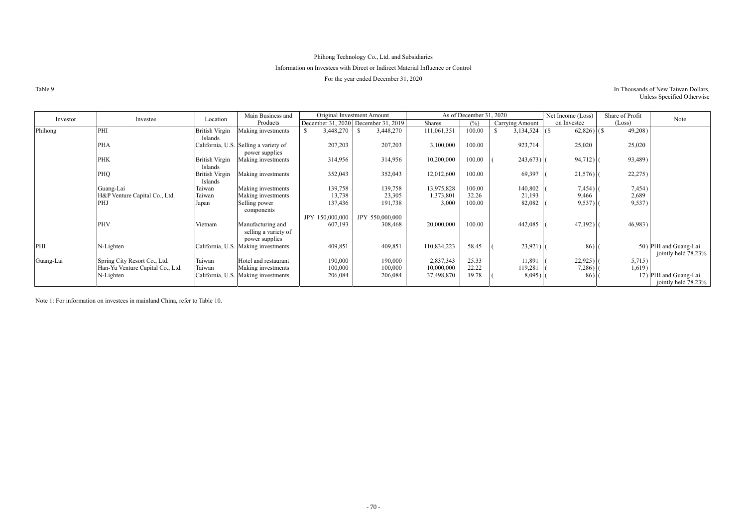Phihong Technology Co., Ltd. and Subsidiaries

Information on Investees with Direct or Indirect Material Influence or Control

For the year ended December 31, 2020

Table 9

In Thousands of New Taiwan Dollars, Unless Specified Otherwise

| Investor | Investee | Location | Main Business and Products | Original Investment Amount | | As of December 31, 2020 | | | Net Income (Loss) on Investee | Share of Profit (Loss) | Note |
|---|---|---|---|---|---|---|---|---|---|---|---|
| | | | | December 31, 2020 | December 31, 2019 | Shares | (%) | Carrying Amount | | | |
| Phihong | PHI | British Virgin Islands | Making investments | $ 3,448,270 | $ 3,448,270 | 111,061,351 | 100.00 | $ 3,134,524 | ($ 62,826) | ($ 49,208) | |
| | PHA | California, U.S. | Selling a variety of power supplies | 207,203 | 207,203 | 3,100,000 | 100.00 | 923,714 | 25,020 | 25,020 | |
| | PHK | British Virgin Islands | Making investments | 314,956 | 314,956 | 10,200,000 | 100.00 | ( 243,673) | ( 94,712) | ( 93,489) | |
| | PHQ | British Virgin Islands | Making investments | 352,043 | 352,043 | 12,012,600 | 100.00 | 69,397 | ( 21,576) | ( 22,275) | |
| | Guang-Lai | Taiwan | Making investments | 139,758 | 139,758 | 13,975,828 | 100.00 | 140,802 | ( 7,454) | ( 7,454) | |
| | H&P Venture Capital Co., Ltd. | Taiwan | Making investments | 13,738 | 23,305 | 1,373,801 | 32.26 | 21,193 | 9,466 | 2,689 | |
| | PHJ | Japan | Selling power components | 137,436 | 191,738 | 3,000 | 100.00 | 82,082 | ( 9,537) | ( 9,537) | |
| | | | | JPY 150,000,000 | JPY 550,000,000 | | | | | | |
| | PHV | Vietnam | Manufacturing and selling a variety of power supplies | 607,193 | 308,468 | 20,000,000 | 100.00 | 442,085 | ( 47,192) | ( 46,983) | |
| PHI | N-Lighten | California, U.S. | Making investments | 409,851 | 409,851 | 110,834,223 | 58.45 | ( 23,921) | ( 86) | ( 50) | PHI and Guang-Lai jointly held 78.23% |
| Guang-Lai | Spring City Resort Co., Ltd. | Taiwan | Hotel and restaurant | 190,000 | 190,000 | 2,837,343 | 25.33 | 11,891 | ( 22,925) | ( 5,715) | |
| | Han-Yu Venture Capital Co., Ltd. | Taiwan | Making investments | 100,000 | 100,000 | 10,000,000 | 22.22 | 119,281 | ( 7,286) | ( 1,619) | |
| | N-Lighten | California, U.S. | Making investments | 206,084 | 206,084 | 37,498,870 | 19.78 | ( 8,095) | ( 86) | ( 17) | PHI and Guang-Lai jointly held 78.23% |

Note 1: For information on investees in mainland China, refer to Table 10.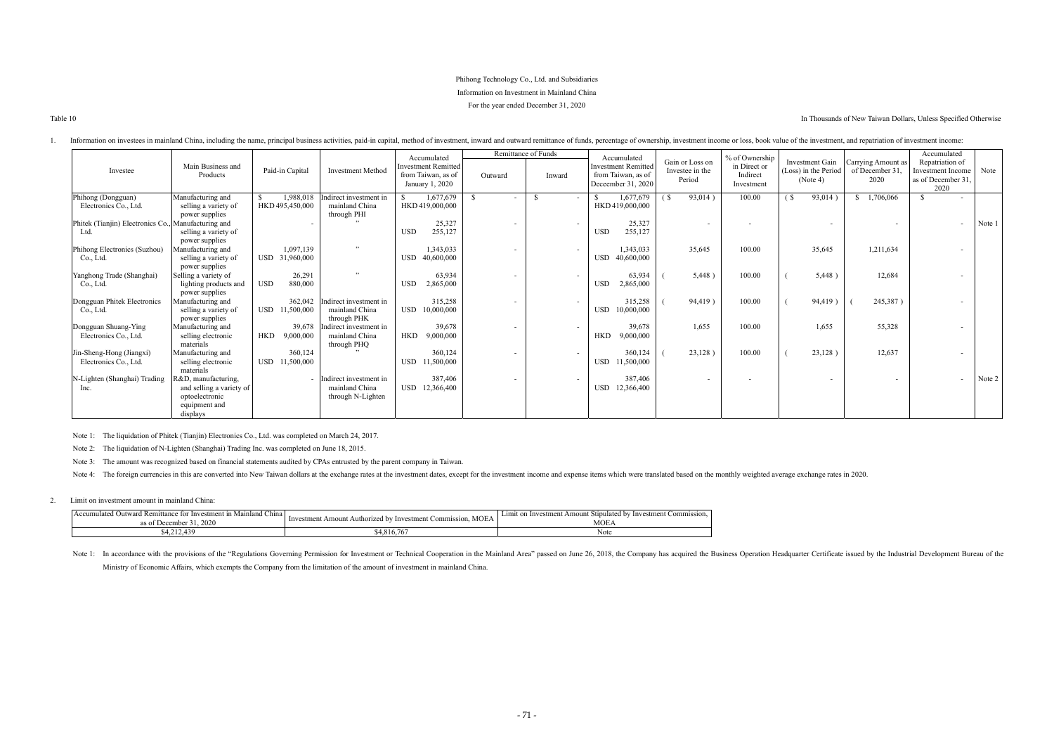Phihong Technology Co., Ltd. and Subsidiaries

Information on Investment in Mainland China

For the year ended December 31, 2020

Table 10

In Thousands of New Taiwan Dollars, Unless Specified Otherwise

1. Information on investees in mainland China, including the name, principal business activities, paid-in capital, method of investment, inward and outward remittance of funds, percentage of ownership, investment income or loss, book value of the investment, and repatriation of investment income:

| Investee | Main Business and Products | Paid-in Capital | Investment Method | Accumulated Investment Remitted from Taiwan, as of January 1, 2020 | Remittance of Funds | | Accumulated Investment Remitted from Taiwan, as of Deceember 31, 2020 | Gain or Loss on Investee in the Period | % of Ownership in Direct or Indirect Investment | Investment Gain (Loss) in the Period (Note 4) | Carrying Amount as of December 31, 2020 | Accumulated Repatriation of Investment Income as of December 31, 2020 | Note |
|---|---|---|---|---|---|---|---|---|---|---|---|---|---|
| | | | | | Outward | Inward | | | | | | | |
| Phihong (Dongguan) Electronics Co., Ltd. | Manufacturing and selling a variety of power supplies | $ 1,988,018 HKD 495,450,000 | Indirect investment in mainland China through PHI | $ 1,677,679 HKD 419,000,000 | $ - | $ - | $ 1,677,679 HKD 419,000,000 | ( $ 93,014 ) | 100.00 | ( $ 93,014 ) | $ 1,706,066 | $ - | |
| Phitek (Tianjin) Electronics Co., Ltd. | Manufacturing and selling a variety of power supplies | - | " | 25,327 USD 255,127 | - | - | 25,327 USD 255,127 | - | - | - | - | - | Note 1 |
| Phihong Electronics (Suzhou) Co., Ltd. | Manufacturing and selling a variety of power supplies | 1,097,139 USD 31,960,000 | " | 1,343,033 USD 40,600,000 | - | - | 1,343,033 USD 40,600,000 | 35,645 | 100.00 | 35,645 | 1,211,634 | - | |
| Yanghong Trade (Shanghai) Co., Ltd. | Selling a variety of lighting products and power supplies | 26,291 USD 880,000 | " | 63,934 USD 2,865,000 | - | - | 63,934 USD 2,865,000 | ( 5,448 ) | 100.00 | ( 5,448 ) | 12,684 | - | |
| Dongguan Phitek Electronics Co., Ltd. | Manufacturing and selling a variety of power supplies | 362,042 USD 11,500,000 | Indirect investment in mainland China through PHK | 315,258 USD 10,000,000 | - | - | 315,258 USD 10,000,000 | ( 94,419 ) | 100.00 | ( 94,419 ) | ( 245,387 ) | - | |
| Dongguan Shuang-Ying Electronics Co., Ltd. | Manufacturing and selling electronic materials | 39,678 HKD 9,000,000 | Indirect investment in mainland China through PHQ | 39,678 HKD 9,000,000 | - | - | 39,678 HKD 9,000,000 | 1,655 | 100.00 | 1,655 | 55,328 | - | |
| Jin-Sheng-Hong (Jiangxi) Electronics Co., Ltd. | Manufacturing and selling electronic materials | 360,124 USD 11,500,000 | " | 360,124 USD 11,500,000 | - | - | 360,124 USD 11,500,000 | ( 23,128 ) | 100.00 | ( 23,128 ) | 12,637 | - | |
| N-Lighten (Shanghai) Trading Inc. | R&D, manufacturing, and selling a variety of optoelectronic equipment and displays | - | Indirect investment in mainland China through N-Lighten | 387,406 USD 12,366,400 | - | - | 387,406 USD 12,366,400 | - | - | - | - | - | Note 2 |

Note 1: The liquidation of Phitek (Tianjin) Electronics Co., Ltd. was completed on March 24, 2017.

Note 2: The liquidation of N-Lighten (Shanghai) Trading Inc. was completed on June 18, 2015.

Note 3: The amount was recognized based on financial statements audited by CPAs entrusted by the parent company in Taiwan.

Note 4: The foreign currencies in this are converted into New Taiwan dollars at the exchange rates at the investment dates, except for the investment income and expense items which were translated based on the monthly weighted average exchange rates in 2020.

2. Limit on investment amount in mainland China:

| Accumulated Outward Remittance for Investment in Mainland China as of December 31, 2020 | Investment Amount Authorized by Investment Commission, MOEA | Limit on Investment Amount Stipulated by Investment Commission, MOEA |
|---|---|---|
| $4,212,439 | $4,816,767 | Note |

Note 1: In accordance with the provisions of the "Regulations Governing Permission for Investment or Technical Cooperation in the Mainland Area" passed on June 26, 2018, the Company has acquired the Business Operation Headquarter Certificate issued by the Industrial Development Bureau of the Ministry of Economic Affairs, which exempts the Company from the limitation of the amount of investment in mainland China.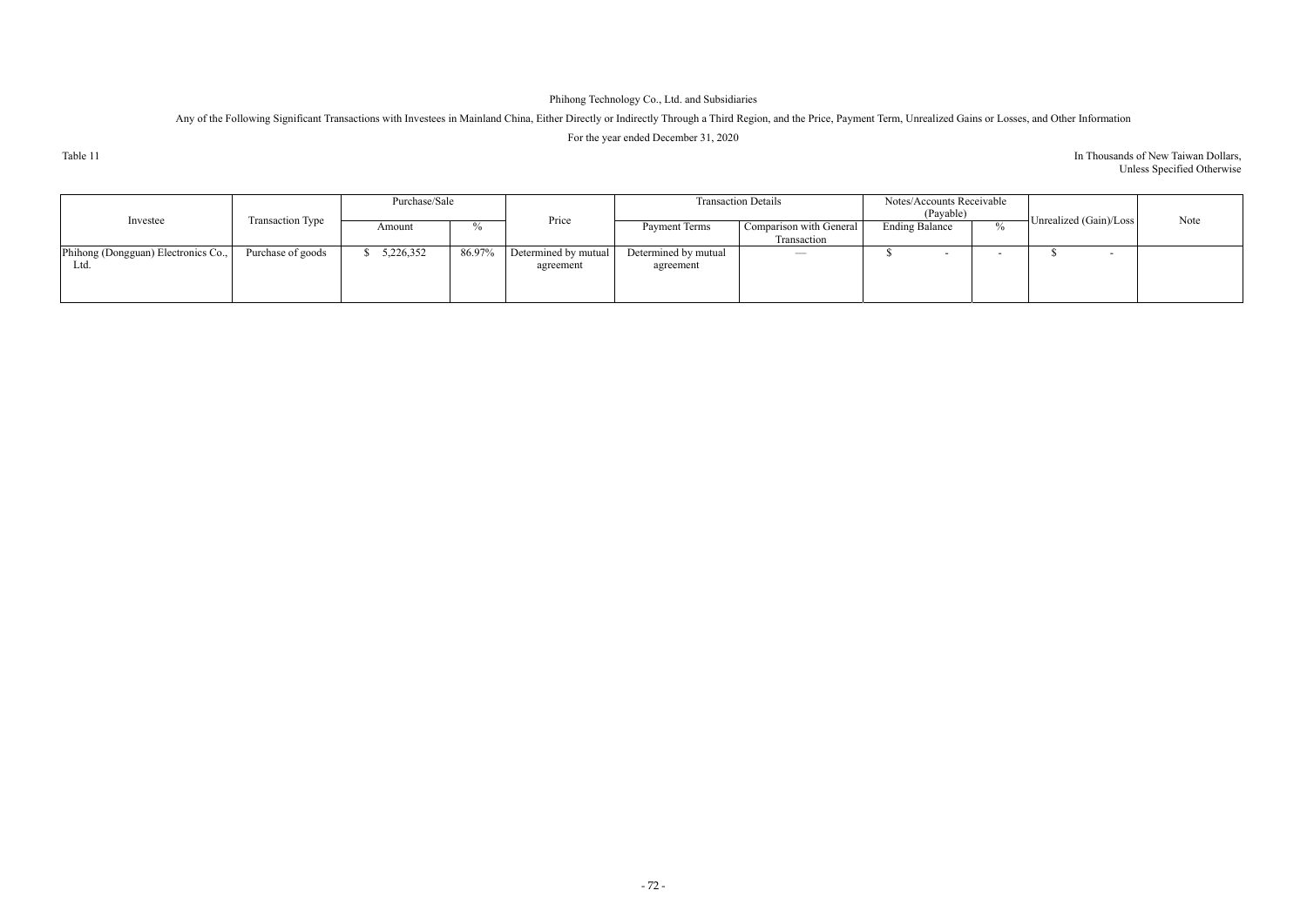Phihong Technology Co., Ltd. and Subsidiaries

Any of the Following Significant Transactions with Investees in Mainland China, Either Directly or Indirectly Through a Third Region, and the Price, Payment Term, Unrealized Gains or Losses, and Other Information

For the year ended December 31, 2020

Table 11

In Thousands of New Taiwan Dollars, Unless Specified Otherwise

| Investee | Transaction Type | Purchase/Sale | | Price | Transaction Details | | Notes/Accounts Receivable (Payable) | | Unrealized (Gain)/Loss | Note |
|---|---|---|---|---|---|---|---|---|---|---|
| | | Amount | % | | Payment Terms | Comparison with General Transaction | Ending Balance | % | | |
| Phihong (Dongguan) Electronics Co., Ltd. | Purchase of goods | $ 5,226,352 | 86.97% | Determined by mutual agreement | Determined by mutual agreement | — | $ - | - | $ - | |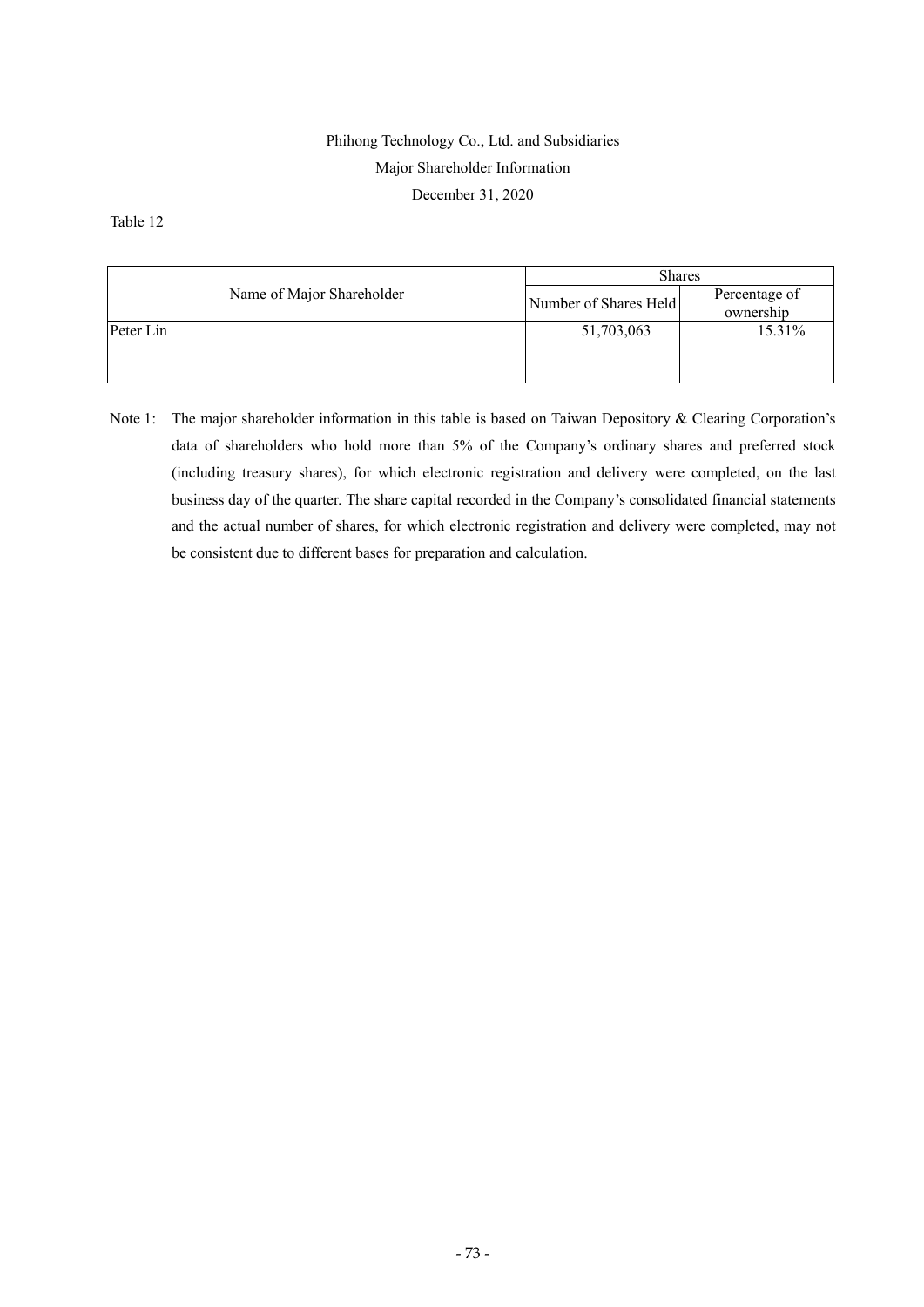Phihong Technology Co., Ltd. and Subsidiaries

Major Shareholder Information

December 31, 2020

Table 12

| Name of Major Shareholder | Shares | |
|---|---|---|
| | Number of Shares Held | Percentage of ownership |
| Peter Lin | 51,703,063 | 15.31% |

Note 1: The major shareholder information in this table is based on Taiwan Depository & Clearing Corporation's data of shareholders who hold more than 5% of the Company's ordinary shares and preferred stock (including treasury shares), for which electronic registration and delivery were completed, on the last business day of the quarter. The share capital recorded in the Company's consolidated financial statements and the actual number of shares, for which electronic registration and delivery were completed, may not be consistent due to different bases for preparation and calculation.